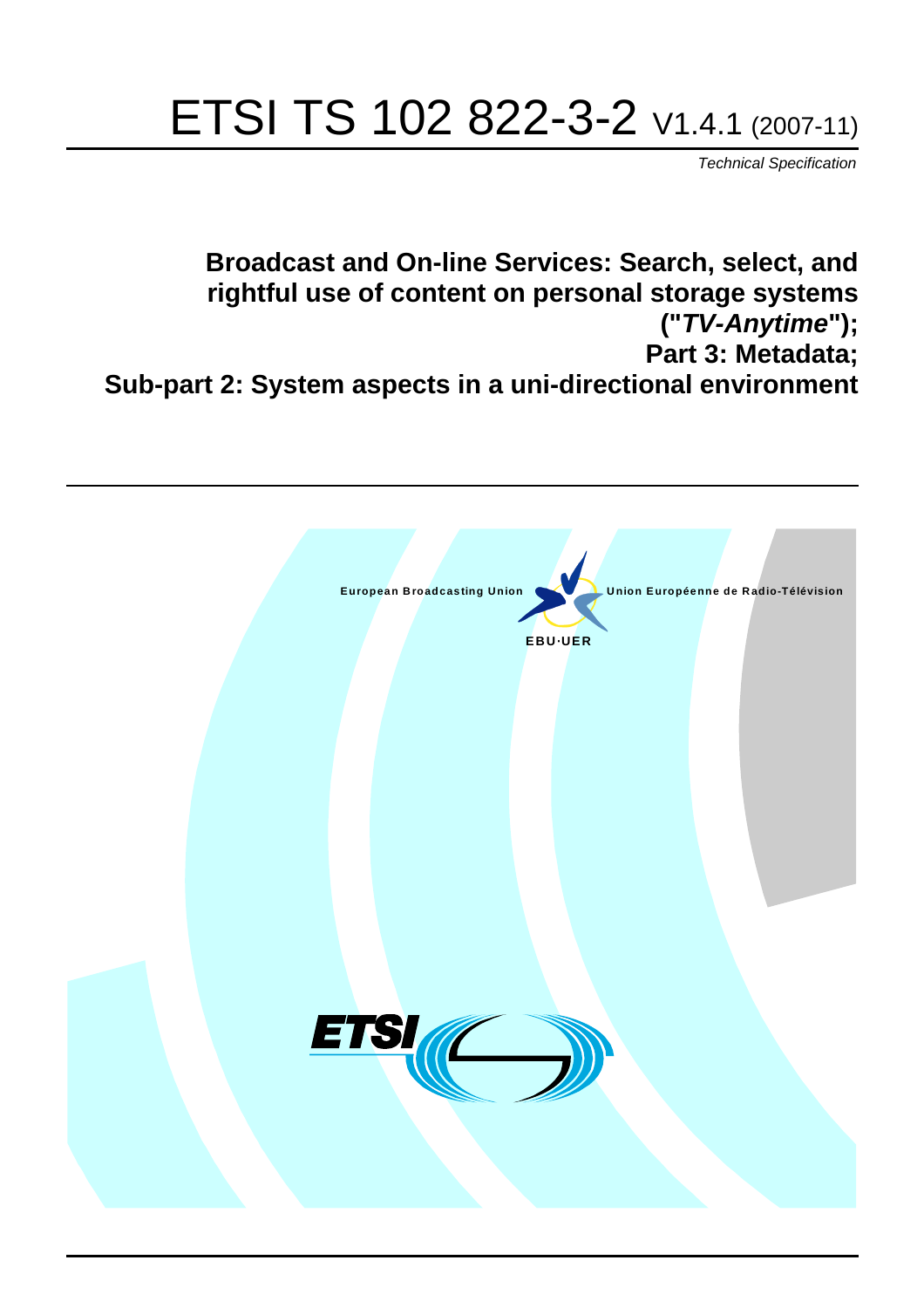# ETSI TS 102 822-3-2 V1.4.1 (2007-11)

*Technical Specification*

**Broadcast and On-line Services: Search, select, and rightful use of content on personal storage systems ("*TV-Anytime*"); Part 3: Metadata; Sub-part 2: System aspects in a uni-directional environment**

European Broadcasting Union

Union Européenne de Radio-Télévision

EBU·UER

ETSI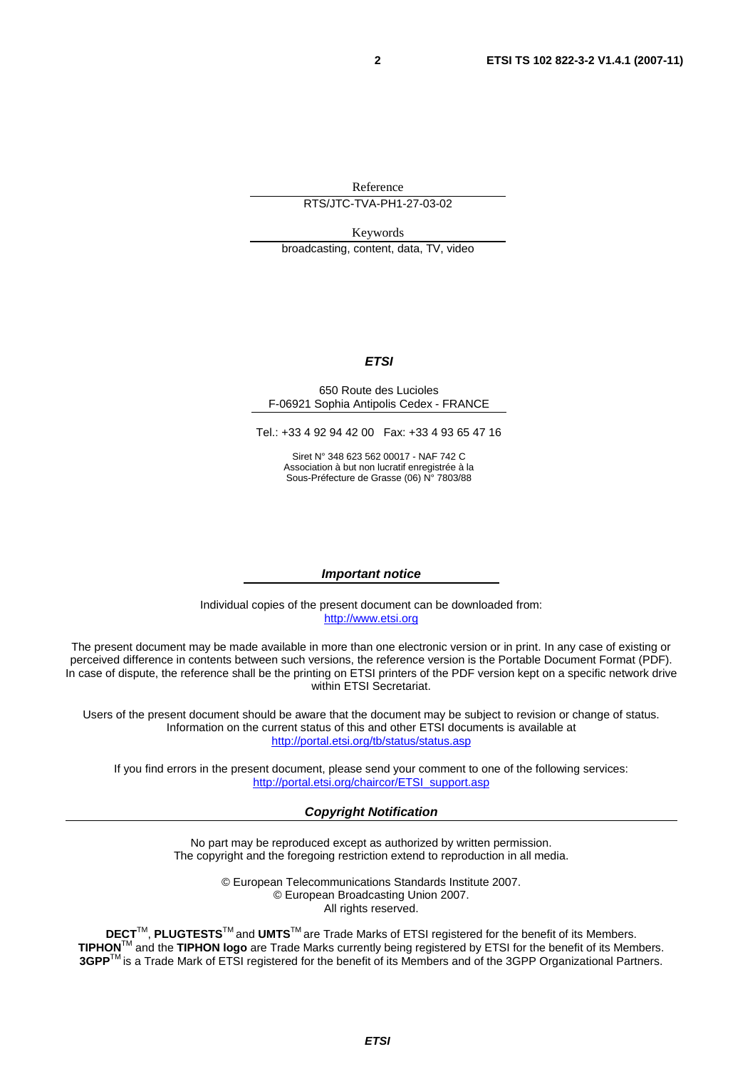Reference

RTS/JTC-TVA-PH1-27-03-02

Keywords

broadcasting, content, data, TV, video

***ETSI***

650 Route des Lucioles
F-06921 Sophia Antipolis Cedex - FRANCE

Tel.: +33 4 92 94 42 00 Fax: +33 4 93 65 47 16

Siret N° 348 623 562 00017 - NAF 742 C
Association à but non lucratif enregistrée à la
Sous-Préfecture de Grasse (06) N° 7803/88

***Important notice***

Individual copies of the present document can be downloaded from:
http://www.etsi.org

The present document may be made available in more than one electronic version or in print. In any case of existing or perceived difference in contents between such versions, the reference version is the Portable Document Format (PDF). In case of dispute, the reference shall be the printing on ETSI printers of the PDF version kept on a specific network drive within ETSI Secretariat.

Users of the present document should be aware that the document may be subject to revision or change of status. Information on the current status of this and other ETSI documents is available at
http://portal.etsi.org/tb/status/status.asp

If you find errors in the present document, please send your comment to one of the following services:
http://portal.etsi.org/chaircor/ETSI_support.asp

***Copyright Notification***

No part may be reproduced except as authorized by written permission.
The copyright and the foregoing restriction extend to reproduction in all media.

© European Telecommunications Standards Institute 2007.
© European Broadcasting Union 2007.
All rights reserved.

**DECT**™, **PLUGTESTS**™ and **UMTS**™ are Trade Marks of ETSI registered for the benefit of its Members.
**TIPHON**™ and the **TIPHON logo** are Trade Marks currently being registered by ETSI for the benefit of its Members.
**3GPP**™ is a Trade Mark of ETSI registered for the benefit of its Members and of the 3GPP Organizational Partners.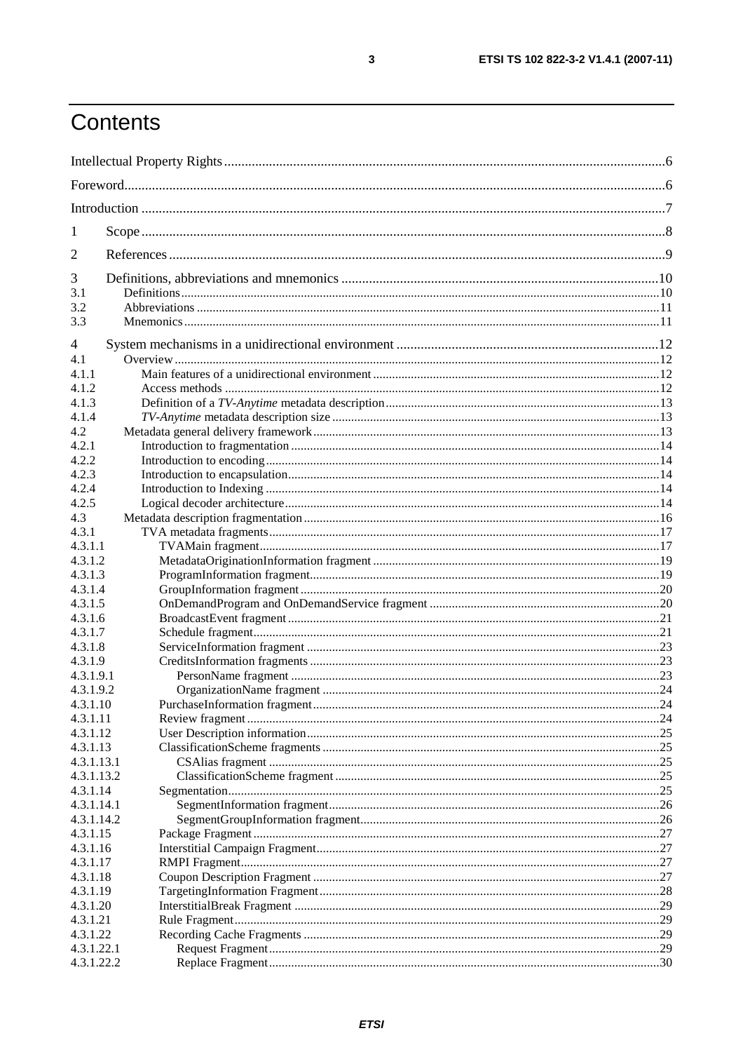# Contents

Intellectual Property Rights ... 6

Foreword ... 6

Introduction ... 7

1 Scope ... 8

2 References ... 9

3 Definitions, abbreviations and mnemonics ... 10
3.1 Definitions ... 10
3.2 Abbreviations ... 11
3.3 Mnemonics ... 11

4 System mechanisms in a unidirectional environment ... 12
4.1 Overview ... 12
4.1.1 Main features of a unidirectional environment ... 12
4.1.2 Access methods ... 12
4.1.3 Definition of a *TV-Anytime* metadata description ... 13
4.1.4 *TV-Anytime* metadata description size ... 13
4.2 Metadata general delivery framework ... 13
4.2.1 Introduction to fragmentation ... 14
4.2.2 Introduction to encoding ... 14
4.2.3 Introduction to encapsulation ... 14
4.2.4 Introduction to Indexing ... 14
4.2.5 Logical decoder architecture ... 14
4.3 Metadata description fragmentation ... 16
4.3.1 TVA metadata fragments ... 17
4.3.1.1 TVAMain fragment ... 17
4.3.1.2 MetadataOriginationInformation fragment ... 19
4.3.1.3 ProgramInformation fragment ... 19
4.3.1.4 GroupInformation fragment ... 20
4.3.1.5 OnDemandProgram and OnDemandService fragment ... 20
4.3.1.6 BroadcastEvent fragment ... 21
4.3.1.7 Schedule fragment ... 21
4.3.1.8 ServiceInformation fragment ... 23
4.3.1.9 CreditsInformation fragments ... 23
4.3.1.9.1 PersonName fragment ... 23
4.3.1.9.2 OrganizationName fragment ... 24
4.3.1.10 PurchaseInformation fragment ... 24
4.3.1.11 Review fragment ... 24
4.3.1.12 User Description information ... 25
4.3.1.13 ClassificationScheme fragments ... 25
4.3.1.13.1 CSAlias fragment ... 25
4.3.1.13.2 ClassificationScheme fragment ... 25
4.3.1.14 Segmentation ... 25
4.3.1.14.1 SegmentInformation fragment ... 26
4.3.1.14.2 SegmentGroupInformation fragment ... 26
4.3.1.15 Package Fragment ... 27
4.3.1.16 Interstitial Campaign Fragment ... 27
4.3.1.17 RMPI Fragment ... 27
4.3.1.18 Coupon Description Fragment ... 27
4.3.1.19 TargetingInformation Fragment ... 28
4.3.1.20 InterstitialBreak Fragment ... 29
4.3.1.21 Rule Fragment ... 29
4.3.1.22 Recording Cache Fragments ... 29
4.3.1.22.1 Request Fragment ... 29
4.3.1.22.2 Replace Fragment ... 30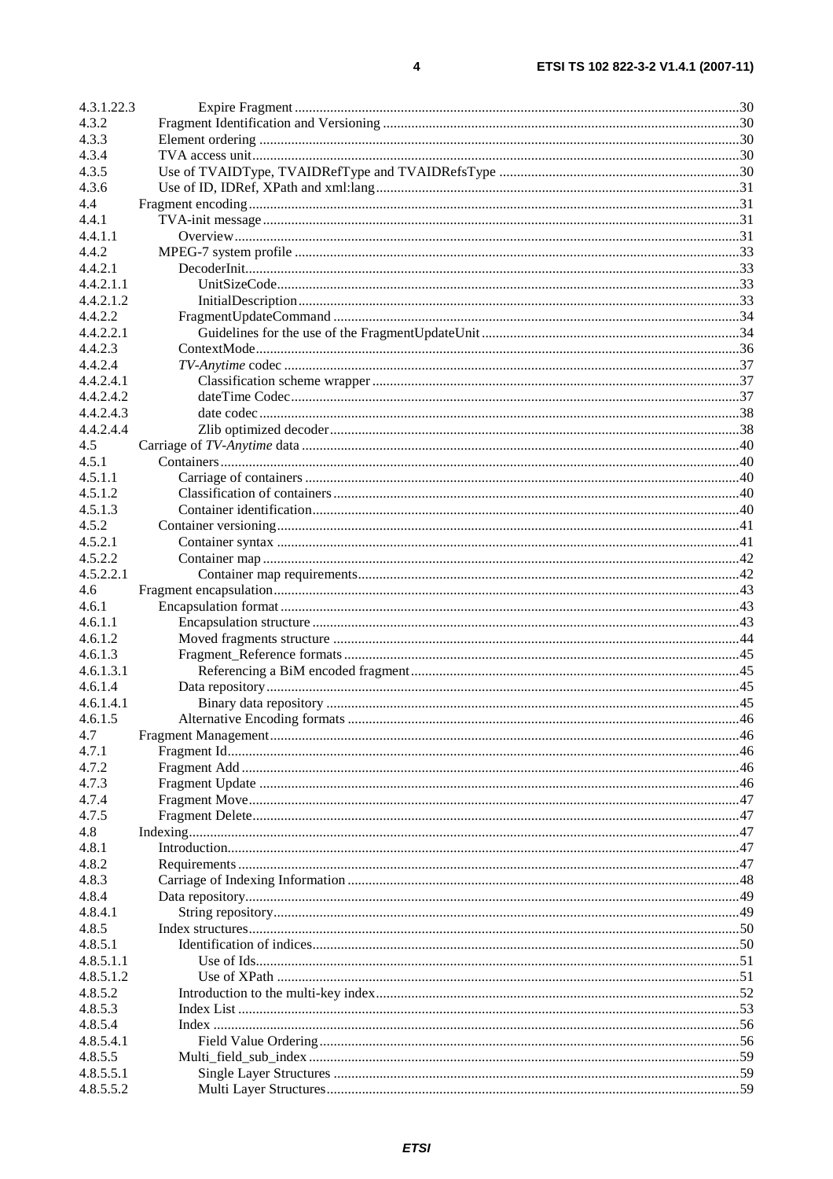4.3.1.22.3 Expire Fragment ............................................................................................................................30
4.3.2 Fragment Identification and Versioning ....................................................................................................30
4.3.3 Element ordering .......................................................................................................................................30
4.3.4 TVA access unit.........................................................................................................................................30
4.3.5 Use of TVAIDType, TVAIDRefType and TVAIDRefsType ....................................................................30
4.3.6 Use of ID, IDRef, XPath and xml:lang......................................................................................................31
4.4 Fragment encoding..........................................................................................................................................31
4.4.1 TVA-init message......................................................................................................................................31
4.4.1.1 Overview.............................................................................................................................................31
4.4.2 MPEG-7 system profile ............................................................................................................................33
4.4.2.1 DecoderInit..........................................................................................................................................33
4.4.2.1.1 UnitSizeCode.................................................................................................................................33
4.4.2.1.2 InitialDescription...........................................................................................................................33
4.4.2.2 FragmentUpdateCommand .................................................................................................................34
4.4.2.2.1 Guidelines for the use of the FragmentUpdateUnit ........................................................................34
4.4.2.3 ContextMode.......................................................................................................................................36
4.4.2.4 *TV-Anytime* codec ...............................................................................................................................37
4.4.2.4.1 Classification scheme wrapper .......................................................................................................37
4.4.2.4.2 dateTime Codec..............................................................................................................................37
4.4.2.4.3 date codec .......................................................................................................................................38
4.4.2.4.4 Zlib optimized decoder..................................................................................................................38
4.5 Carriage of *TV-Anytime* data ...........................................................................................................................40
4.5.1 Containers.................................................................................................................................................40
4.5.1.1 Carriage of containers .........................................................................................................................40
4.5.1.2 Classification of containers .................................................................................................................40
4.5.1.3 Container identification.......................................................................................................................40
4.5.2 Container versioning.................................................................................................................................41
4.5.2.1 Container syntax .................................................................................................................................41
4.5.2.2 Container map .....................................................................................................................................42
4.5.2.2.1 Container map requirements...........................................................................................................42
4.6 Fragment encapsulation..................................................................................................................................43
4.6.1 Encapsulation format ................................................................................................................................43
4.6.1.1 Encapsulation structure .......................................................................................................................43
4.6.1.2 Moved fragments structure .................................................................................................................44
4.6.1.3 Fragment_Reference formats...............................................................................................................45
4.6.1.3.1 Referencing a BiM encoded fragment............................................................................................45
4.6.1.4 Data repository....................................................................................................................................45
4.6.1.4.1 Binary data repository ...................................................................................................................45
4.6.1.5 Alternative Encoding formats .............................................................................................................46
4.7 Fragment Management...................................................................................................................................46
4.7.1 Fragment Id...............................................................................................................................................46
4.7.2 Fragment Add ...........................................................................................................................................46
4.7.3 Fragment Update ......................................................................................................................................46
4.7.4 Fragment Move.........................................................................................................................................47
4.7.5 Fragment Delete........................................................................................................................................47
4.8 Indexing..........................................................................................................................................................47
4.8.1 Introduction...............................................................................................................................................47
4.8.2 Requirements ............................................................................................................................................47
4.8.3 Carriage of Indexing Information .............................................................................................................48
4.8.4 Data repository..........................................................................................................................................49
4.8.4.1 String repository..................................................................................................................................49
4.8.5 Index structures.........................................................................................................................................50
4.8.5.1 Identification of indices.......................................................................................................................50
4.8.5.1.1 Use of Ids.......................................................................................................................................51
4.8.5.1.2 Use of XPath .................................................................................................................................51
4.8.5.2 Introduction to the multi-key index.....................................................................................................52
4.8.5.3 Index List ............................................................................................................................................53
4.8.5.4 Index ...................................................................................................................................................56
4.8.5.4.1 Field Value Ordering......................................................................................................................56
4.8.5.5 Multi_field_sub_index ........................................................................................................................59
4.8.5.5.1 Single Layer Structures .................................................................................................................59
4.8.5.5.2 Multi Layer Structures...................................................................................................................59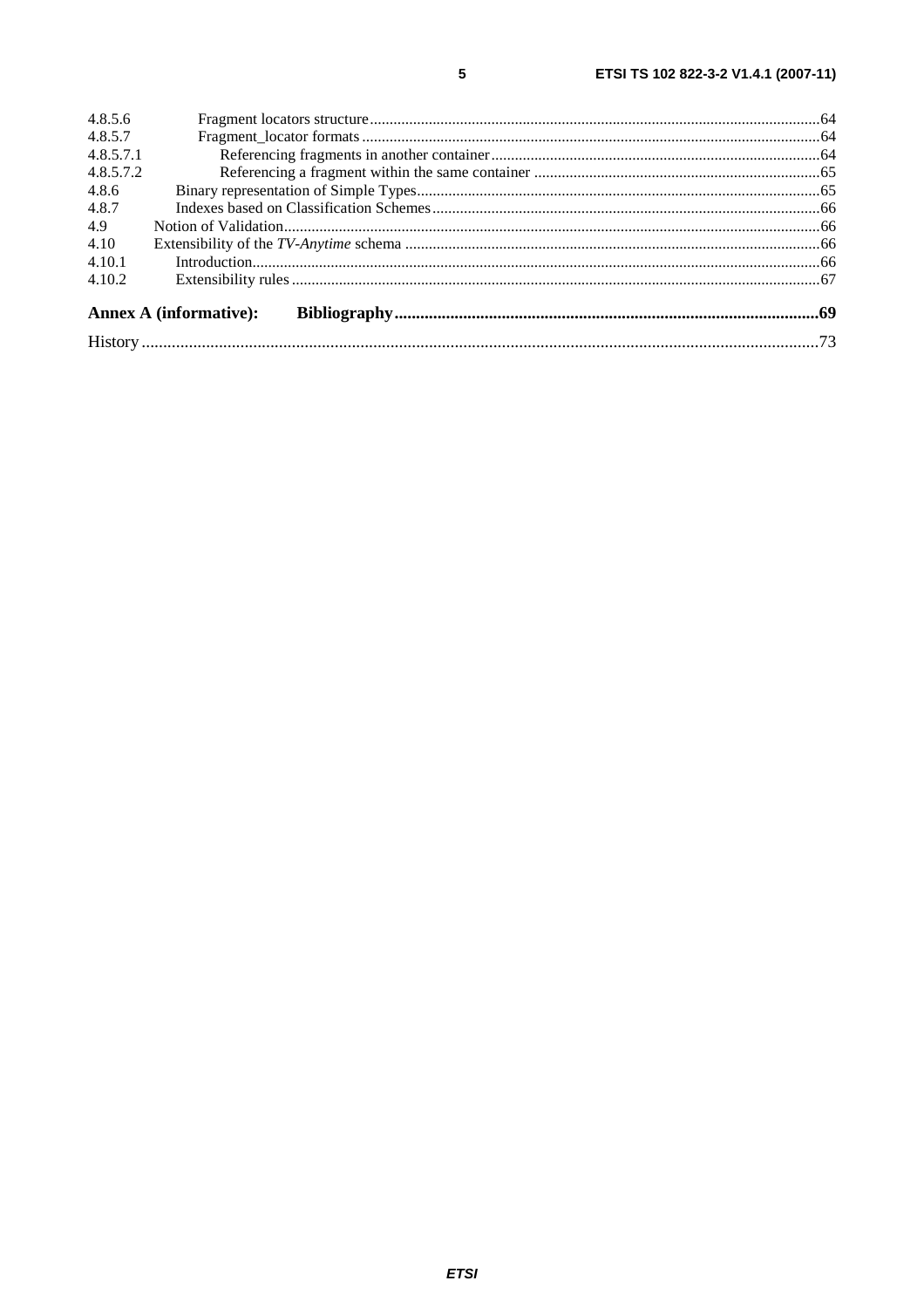4.8.5.6 Fragment locators structure ....64
4.8.5.7 Fragment_locator formats ....64
4.8.5.7.1 Referencing fragments in another container ....64
4.8.5.7.2 Referencing a fragment within the same container ....65
4.8.6 Binary representation of Simple Types....65
4.8.7 Indexes based on Classification Schemes....66
4.9 Notion of Validation....66
4.10 Extensibility of the *TV-Anytime* schema ....66
4.10.1 Introduction....66
4.10.2 Extensibility rules ....67

**Annex A (informative): Bibliography....69**

History ....73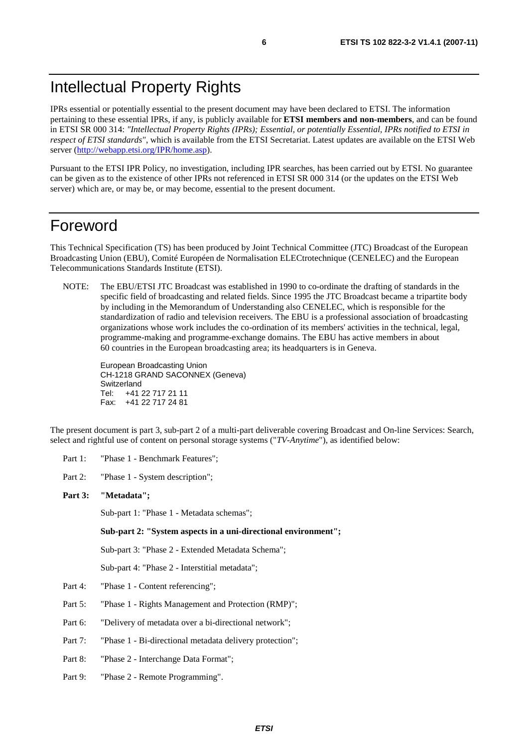# Intellectual Property Rights

IPRs essential or potentially essential to the present document may have been declared to ETSI. The information pertaining to these essential IPRs, if any, is publicly available for **ETSI members and non-members**, and can be found in ETSI SR 000 314: *"Intellectual Property Rights (IPRs); Essential, or potentially Essential, IPRs notified to ETSI in respect of ETSI standards"*, which is available from the ETSI Secretariat. Latest updates are available on the ETSI Web server (http://webapp.etsi.org/IPR/home.asp).

Pursuant to the ETSI IPR Policy, no investigation, including IPR searches, has been carried out by ETSI. No guarantee can be given as to the existence of other IPRs not referenced in ETSI SR 000 314 (or the updates on the ETSI Web server) which are, or may be, or may become, essential to the present document.

# Foreword

This Technical Specification (TS) has been produced by Joint Technical Committee (JTC) Broadcast of the European Broadcasting Union (EBU), Comité Européen de Normalisation ELECtrotechnique (CENELEC) and the European Telecommunications Standards Institute (ETSI).

NOTE: The EBU/ETSI JTC Broadcast was established in 1990 to co-ordinate the drafting of standards in the specific field of broadcasting and related fields. Since 1995 the JTC Broadcast became a tripartite body by including in the Memorandum of Understanding also CENELEC, which is responsible for the standardization of radio and television receivers. The EBU is a professional association of broadcasting organizations whose work includes the co-ordination of its members' activities in the technical, legal, programme-making and programme-exchange domains. The EBU has active members in about 60 countries in the European broadcasting area; its headquarters is in Geneva.

European Broadcasting Union
CH-1218 GRAND SACONNEX (Geneva)
Switzerland
Tel: +41 22 717 21 11
Fax: +41 22 717 24 81

The present document is part 3, sub-part 2 of a multi-part deliverable covering Broadcast and On-line Services: Search, select and rightful use of content on personal storage systems ("*TV-Anytime*"), as identified below:

Part 1: "Phase 1 - Benchmark Features";

Part 2: "Phase 1 - System description";

**Part 3: "Metadata";**

Sub-part 1: "Phase 1 - Metadata schemas";

**Sub-part 2: "System aspects in a uni-directional environment";**

Sub-part 3: "Phase 2 - Extended Metadata Schema";

Sub-part 4: "Phase 2 - Interstitial metadata";

Part 4: "Phase 1 - Content referencing";

Part 5: "Phase 1 - Rights Management and Protection (RMP)";

Part 6: "Delivery of metadata over a bi-directional network";

Part 7: "Phase 1 - Bi-directional metadata delivery protection";

Part 8: "Phase 2 - Interchange Data Format";

Part 9: "Phase 2 - Remote Programming".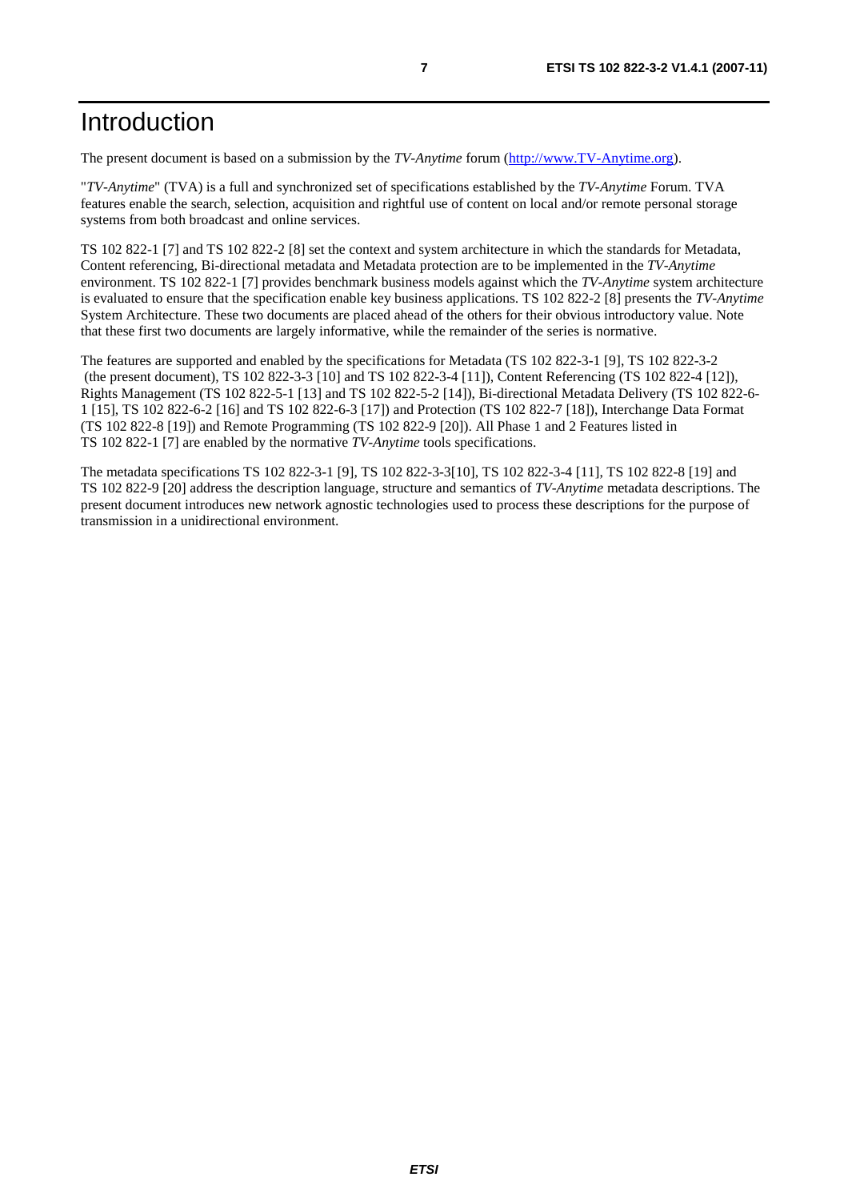# Introduction

The present document is based on a submission by the *TV-Anytime* forum (http://www.TV-Anytime.org).

"*TV-Anytime*" (TVA) is a full and synchronized set of specifications established by the *TV-Anytime* Forum. TVA features enable the search, selection, acquisition and rightful use of content on local and/or remote personal storage systems from both broadcast and online services.

TS 102 822-1 [7] and TS 102 822-2 [8] set the context and system architecture in which the standards for Metadata, Content referencing, Bi-directional metadata and Metadata protection are to be implemented in the *TV-Anytime* environment. TS 102 822-1 [7] provides benchmark business models against which the *TV-Anytime* system architecture is evaluated to ensure that the specification enable key business applications. TS 102 822-2 [8] presents the *TV-Anytime* System Architecture. These two documents are placed ahead of the others for their obvious introductory value. Note that these first two documents are largely informative, while the remainder of the series is normative.

The features are supported and enabled by the specifications for Metadata (TS 102 822-3-1 [9], TS 102 822-3-2 (the present document), TS 102 822-3-3 [10] and TS 102 822-3-4 [11]), Content Referencing (TS 102 822-4 [12]), Rights Management (TS 102 822-5-1 [13] and TS 102 822-5-2 [14]), Bi-directional Metadata Delivery (TS 102 822-6-1 [15], TS 102 822-6-2 [16] and TS 102 822-6-3 [17]) and Protection (TS 102 822-7 [18]), Interchange Data Format (TS 102 822-8 [19]) and Remote Programming (TS 102 822-9 [20]). All Phase 1 and 2 Features listed in TS 102 822-1 [7] are enabled by the normative *TV-Anytime* tools specifications.

The metadata specifications TS 102 822-3-1 [9], TS 102 822-3-3[10], TS 102 822-3-4 [11], TS 102 822-8 [19] and TS 102 822-9 [20] address the description language, structure and semantics of *TV-Anytime* metadata descriptions. The present document introduces new network agnostic technologies used to process these descriptions for the purpose of transmission in a unidirectional environment.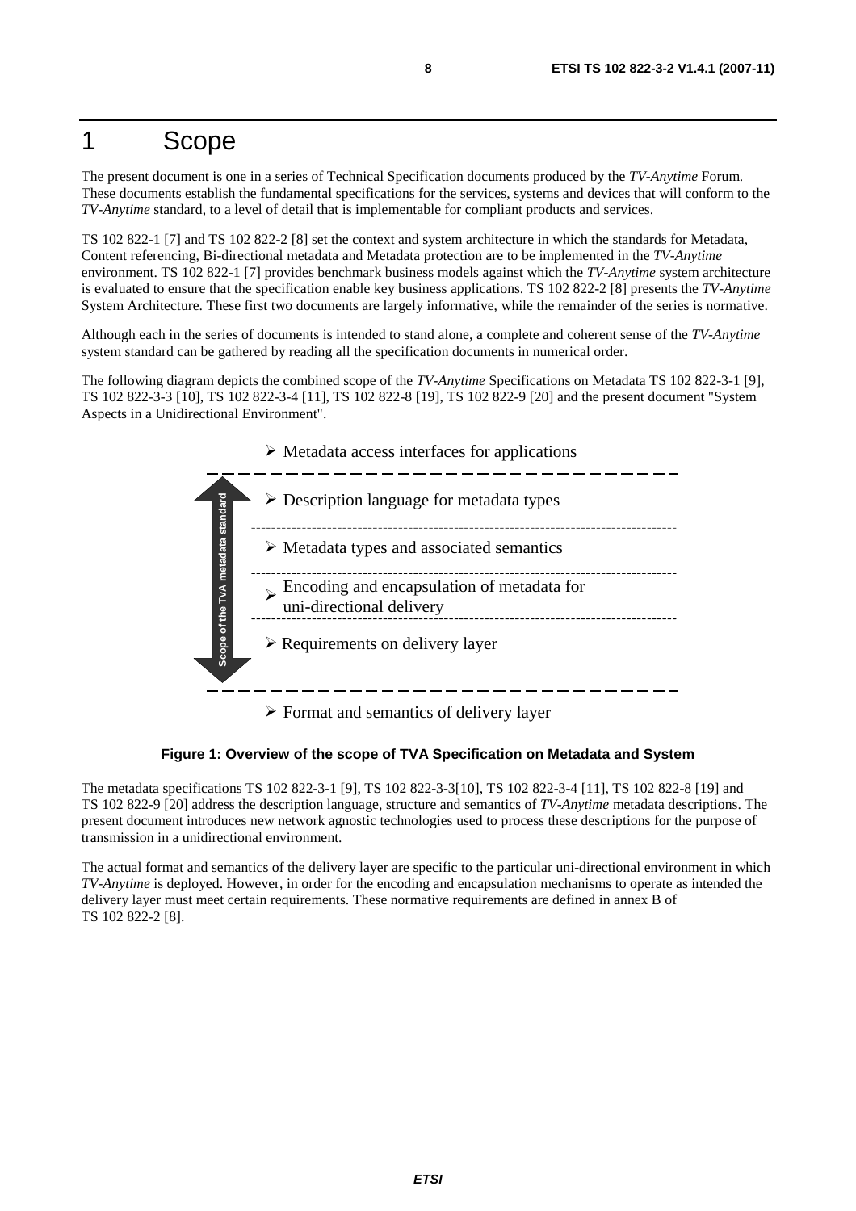# 1 Scope

The present document is one in a series of Technical Specification documents produced by the *TV-Anytime* Forum. These documents establish the fundamental specifications for the services, systems and devices that will conform to the *TV-Anytime* standard, to a level of detail that is implementable for compliant products and services.

TS 102 822-1 [7] and TS 102 822-2 [8] set the context and system architecture in which the standards for Metadata, Content referencing, Bi-directional metadata and Metadata protection are to be implemented in the *TV-Anytime* environment. TS 102 822-1 [7] provides benchmark business models against which the *TV-Anytime* system architecture is evaluated to ensure that the specification enable key business applications. TS 102 822-2 [8] presents the *TV-Anytime* System Architecture. These first two documents are largely informative, while the remainder of the series is normative.

Although each in the series of documents is intended to stand alone, a complete and coherent sense of the *TV-Anytime* system standard can be gathered by reading all the specification documents in numerical order.

The following diagram depicts the combined scope of the *TV-Anytime* Specifications on Metadata TS 102 822-3-1 [9], TS 102 822-3-3 [10], TS 102 822-3-4 [11], TS 102 822-8 [19], TS 102 822-9 [20] and the present document "System Aspects in a Unidirectional Environment".

➢ Metadata access interfaces for applications

Scope of the TvA metadata standard

➢ Description language for metadata types

➢ Metadata types and associated semantics

➢ Encoding and encapsulation of metadata for uni-directional delivery

➢ Requirements on delivery layer

➢ Format and semantics of delivery layer

**Figure 1: Overview of the scope of TVA Specification on Metadata and System**

The metadata specifications TS 102 822-3-1 [9], TS 102 822-3-3[10], TS 102 822-3-4 [11], TS 102 822-8 [19] and TS 102 822-9 [20] address the description language, structure and semantics of *TV-Anytime* metadata descriptions. The present document introduces new network agnostic technologies used to process these descriptions for the purpose of transmission in a unidirectional environment.

The actual format and semantics of the delivery layer are specific to the particular uni-directional environment in which *TV-Anytime* is deployed. However, in order for the encoding and encapsulation mechanisms to operate as intended the delivery layer must meet certain requirements. These normative requirements are defined in annex B of TS 102 822-2 [8].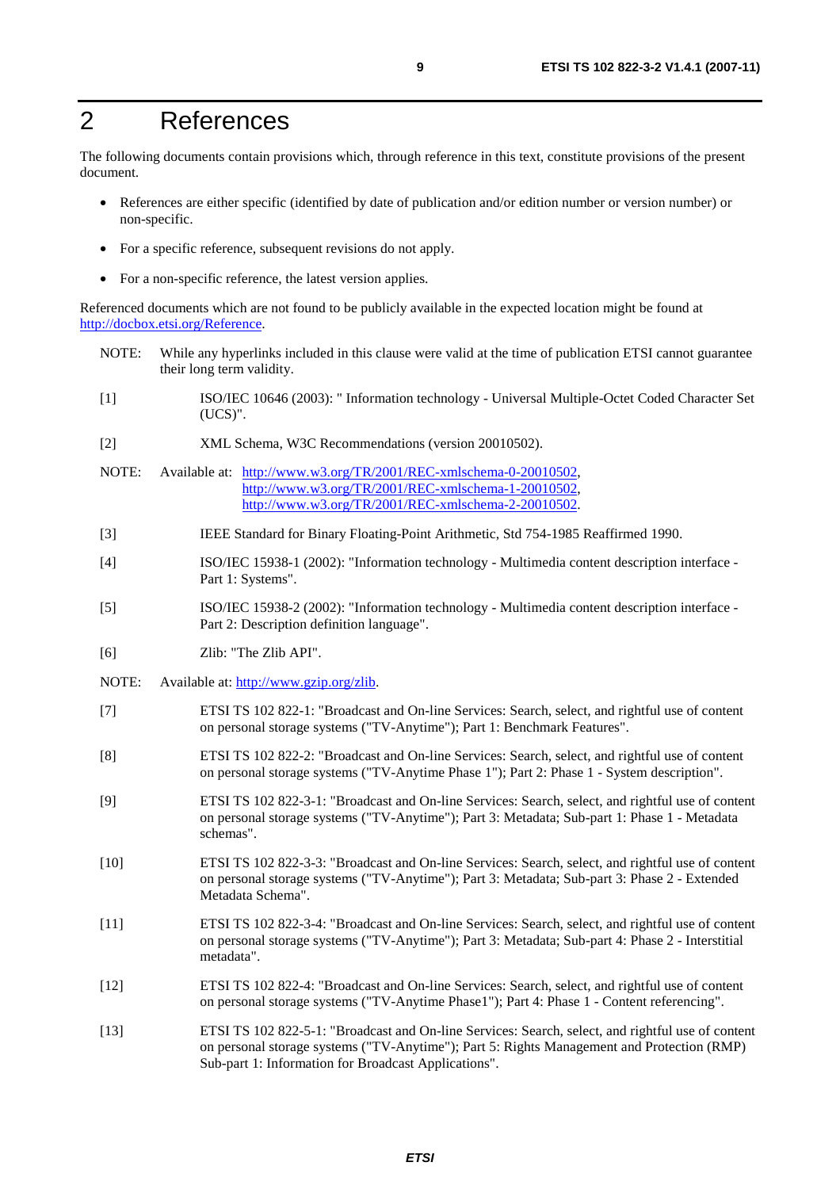# 2 References

The following documents contain provisions which, through reference in this text, constitute provisions of the present document.

- References are either specific (identified by date of publication and/or edition number or version number) or non-specific.
- For a specific reference, subsequent revisions do not apply.
- For a non-specific reference, the latest version applies.

Referenced documents which are not found to be publicly available in the expected location might be found at http://docbox.etsi.org/Reference.

NOTE: While any hyperlinks included in this clause were valid at the time of publication ETSI cannot guarantee their long term validity.

[1] ISO/IEC 10646 (2003): " Information technology - Universal Multiple-Octet Coded Character Set (UCS)".

[2] XML Schema, W3C Recommendations (version 20010502).

NOTE: Available at: http://www.w3.org/TR/2001/REC-xmlschema-0-20010502, http://www.w3.org/TR/2001/REC-xmlschema-1-20010502, http://www.w3.org/TR/2001/REC-xmlschema-2-20010502.

[3] IEEE Standard for Binary Floating-Point Arithmetic, Std 754-1985 Reaffirmed 1990.

[4] ISO/IEC 15938-1 (2002): "Information technology - Multimedia content description interface - Part 1: Systems".

[5] ISO/IEC 15938-2 (2002): "Information technology - Multimedia content description interface - Part 2: Description definition language".

[6] Zlib: "The Zlib API".

NOTE: Available at: http://www.gzip.org/zlib.

[7] ETSI TS 102 822-1: "Broadcast and On-line Services: Search, select, and rightful use of content on personal storage systems ("TV-Anytime"); Part 1: Benchmark Features".

[8] ETSI TS 102 822-2: "Broadcast and On-line Services: Search, select, and rightful use of content on personal storage systems ("TV-Anytime Phase 1"); Part 2: Phase 1 - System description".

[9] ETSI TS 102 822-3-1: "Broadcast and On-line Services: Search, select, and rightful use of content on personal storage systems ("TV-Anytime"); Part 3: Metadata; Sub-part 1: Phase 1 - Metadata schemas".

[10] ETSI TS 102 822-3-3: "Broadcast and On-line Services: Search, select, and rightful use of content on personal storage systems ("TV-Anytime"); Part 3: Metadata; Sub-part 3: Phase 2 - Extended Metadata Schema".

[11] ETSI TS 102 822-3-4: "Broadcast and On-line Services: Search, select, and rightful use of content on personal storage systems ("TV-Anytime"); Part 3: Metadata; Sub-part 4: Phase 2 - Interstitial metadata".

[12] ETSI TS 102 822-4: "Broadcast and On-line Services: Search, select, and rightful use of content on personal storage systems ("TV-Anytime Phase1"); Part 4: Phase 1 - Content referencing".

[13] ETSI TS 102 822-5-1: "Broadcast and On-line Services: Search, select, and rightful use of content on personal storage systems ("TV-Anytime"); Part 5: Rights Management and Protection (RMP) Sub-part 1: Information for Broadcast Applications".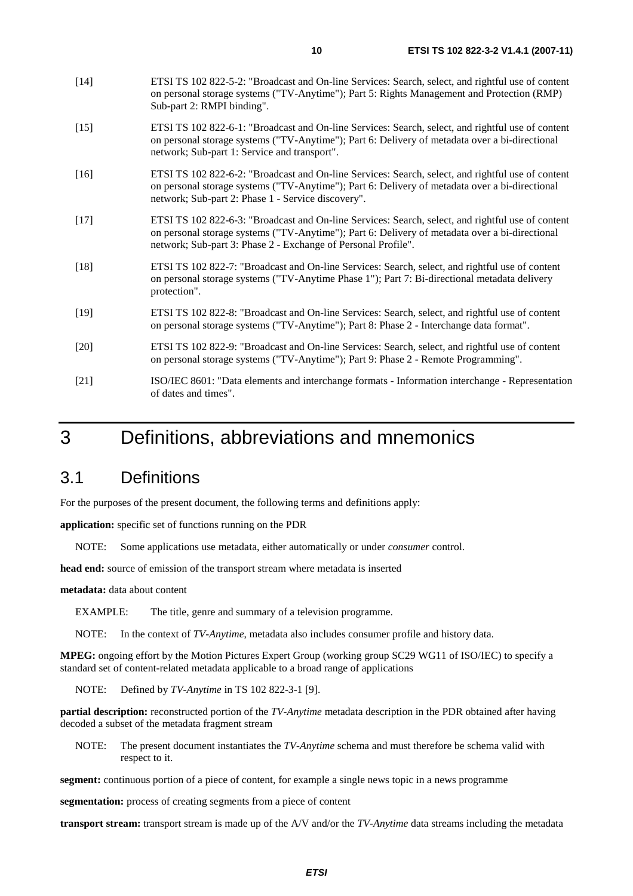[14] ETSI TS 102 822-5-2: "Broadcast and On-line Services: Search, select, and rightful use of content on personal storage systems ("TV-Anytime"); Part 5: Rights Management and Protection (RMP) Sub-part 2: RMPI binding".

[15] ETSI TS 102 822-6-1: "Broadcast and On-line Services: Search, select, and rightful use of content on personal storage systems ("TV-Anytime"); Part 6: Delivery of metadata over a bi-directional network; Sub-part 1: Service and transport".

[16] ETSI TS 102 822-6-2: "Broadcast and On-line Services: Search, select, and rightful use of content on personal storage systems ("TV-Anytime"); Part 6: Delivery of metadata over a bi-directional network; Sub-part 2: Phase 1 - Service discovery".

[17] ETSI TS 102 822-6-3: "Broadcast and On-line Services: Search, select, and rightful use of content on personal storage systems ("TV-Anytime"); Part 6: Delivery of metadata over a bi-directional network; Sub-part 3: Phase 2 - Exchange of Personal Profile".

[18] ETSI TS 102 822-7: "Broadcast and On-line Services: Search, select, and rightful use of content on personal storage systems ("TV-Anytime Phase 1"); Part 7: Bi-directional metadata delivery protection".

[19] ETSI TS 102 822-8: "Broadcast and On-line Services: Search, select, and rightful use of content on personal storage systems ("TV-Anytime"); Part 8: Phase 2 - Interchange data format".

[20] ETSI TS 102 822-9: "Broadcast and On-line Services: Search, select, and rightful use of content on personal storage systems ("TV-Anytime"); Part 9: Phase 2 - Remote Programming".

[21] ISO/IEC 8601: "Data elements and interchange formats - Information interchange - Representation of dates and times".

# 3 Definitions, abbreviations and mnemonics

## 3.1 Definitions

For the purposes of the present document, the following terms and definitions apply:

**application:** specific set of functions running on the PDR

NOTE: Some applications use metadata, either automatically or under *consumer* control.

**head end:** source of emission of the transport stream where metadata is inserted

**metadata:** data about content

EXAMPLE: The title, genre and summary of a television programme.

NOTE: In the context of *TV-Anytime*, metadata also includes consumer profile and history data.

**MPEG:** ongoing effort by the Motion Pictures Expert Group (working group SC29 WG11 of ISO/IEC) to specify a standard set of content-related metadata applicable to a broad range of applications

NOTE: Defined by *TV-Anytime* in TS 102 822-3-1 [9].

**partial description:** reconstructed portion of the *TV-Anytime* metadata description in the PDR obtained after having decoded a subset of the metadata fragment stream

NOTE: The present document instantiates the *TV-Anytime* schema and must therefore be schema valid with respect to it.

**segment:** continuous portion of a piece of content, for example a single news topic in a news programme

**segmentation:** process of creating segments from a piece of content

**transport stream:** transport stream is made up of the A/V and/or the *TV-Anytime* data streams including the metadata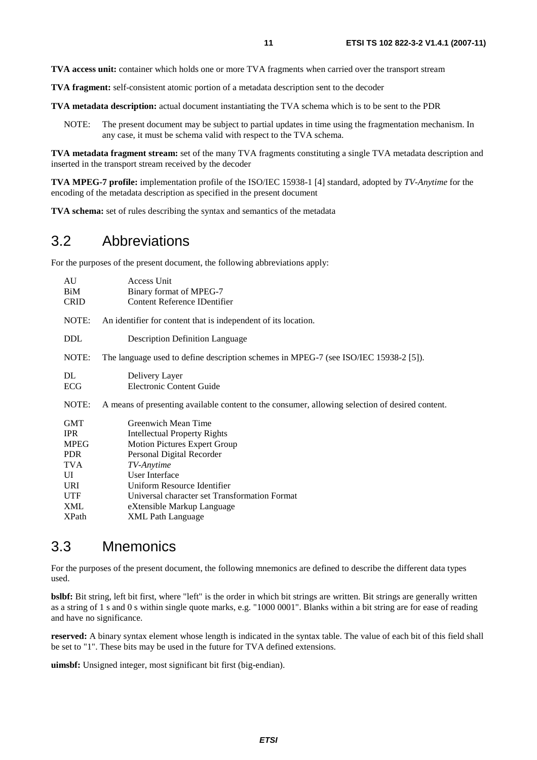**TVA access unit:** container which holds one or more TVA fragments when carried over the transport stream

**TVA fragment:** self-consistent atomic portion of a metadata description sent to the decoder

**TVA metadata description:** actual document instantiating the TVA schema which is to be sent to the PDR

NOTE: The present document may be subject to partial updates in time using the fragmentation mechanism. In any case, it must be schema valid with respect to the TVA schema.

**TVA metadata fragment stream:** set of the many TVA fragments constituting a single TVA metadata description and inserted in the transport stream received by the decoder

**TVA MPEG-7 profile:** implementation profile of the ISO/IEC 15938-1 [4] standard, adopted by *TV-Anytime* for the encoding of the metadata description as specified in the present document

**TVA schema:** set of rules describing the syntax and semantics of the metadata

## 3.2 Abbreviations

For the purposes of the present document, the following abbreviations apply:

AU Access Unit
BiM Binary format of MPEG-7
CRID Content Reference IDentifier

NOTE: An identifier for content that is independent of its location.

DDL Description Definition Language

NOTE: The language used to define description schemes in MPEG-7 (see ISO/IEC 15938-2 [5]).

DL Delivery Layer
ECG Electronic Content Guide

NOTE: A means of presenting available content to the consumer, allowing selection of desired content.

GMT Greenwich Mean Time
IPR Intellectual Property Rights
MPEG Motion Pictures Expert Group
PDR Personal Digital Recorder
TVA *TV-Anytime*
UI User Interface
URI Uniform Resource Identifier
UTF Universal character set Transformation Format
XML eXtensible Markup Language
XPath XML Path Language

## 3.3 Mnemonics

For the purposes of the present document, the following mnemonics are defined to describe the different data types used.

**bslbf:** Bit string, left bit first, where "left" is the order in which bit strings are written. Bit strings are generally written as a string of 1 s and 0 s within single quote marks, e.g. "1000 0001". Blanks within a bit string are for ease of reading and have no significance.

**reserved:** A binary syntax element whose length is indicated in the syntax table. The value of each bit of this field shall be set to "1". These bits may be used in the future for TVA defined extensions.

**uimsbf:** Unsigned integer, most significant bit first (big-endian).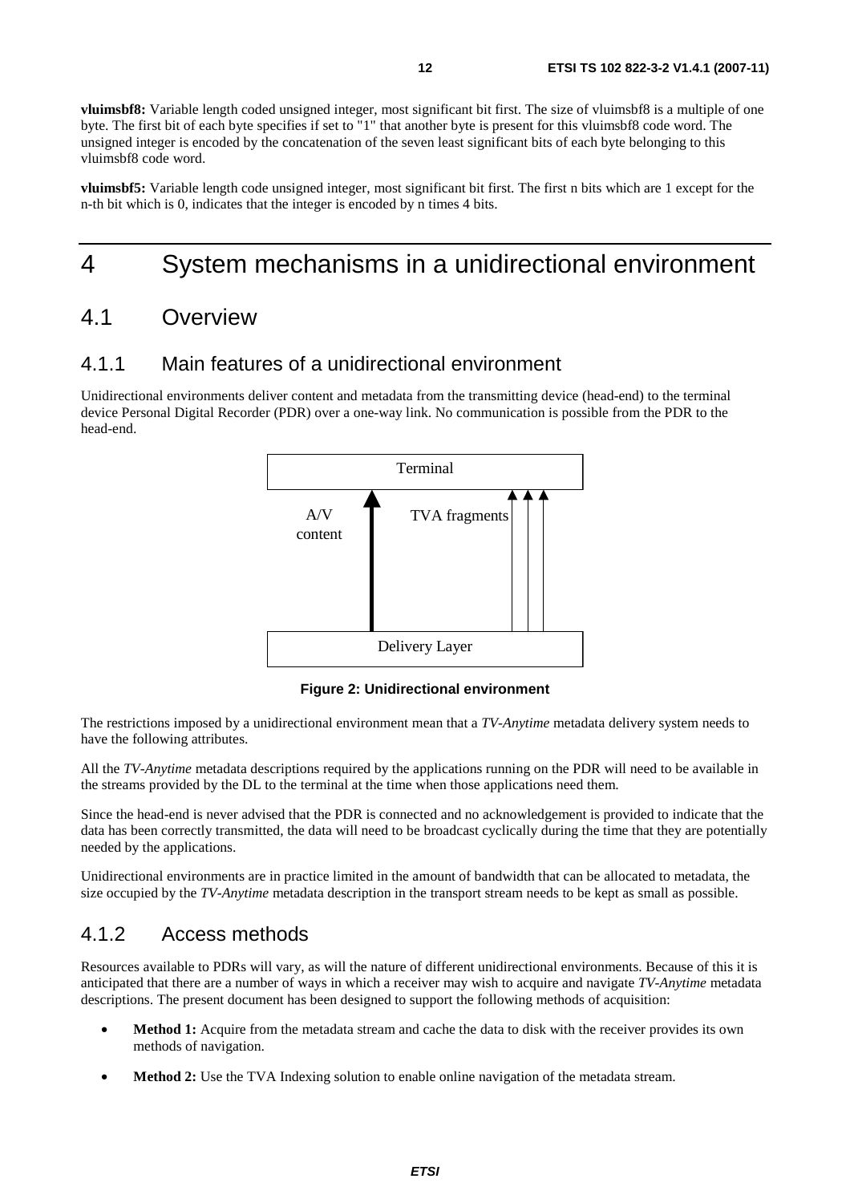**vluimsbf8:** Variable length coded unsigned integer, most significant bit first. The size of vluimsbf8 is a multiple of one byte. The first bit of each byte specifies if set to "1" that another byte is present for this vluimsbf8 code word. The unsigned integer is encoded by the concatenation of the seven least significant bits of each byte belonging to this vluimsbf8 code word.

**vluimsbf5:** Variable length code unsigned integer, most significant bit first. The first n bits which are 1 except for the n-th bit which is 0, indicates that the integer is encoded by n times 4 bits.

# 4 System mechanisms in a unidirectional environment

## 4.1 Overview

### 4.1.1 Main features of a unidirectional environment

Unidirectional environments deliver content and metadata from the transmitting device (head-end) to the terminal device Personal Digital Recorder (PDR) over a one-way link. No communication is possible from the PDR to the head-end.

Terminal

A/V content

TVA fragments

Delivery Layer

**Figure 2: Unidirectional environment**

The restrictions imposed by a unidirectional environment mean that a *TV-Anytime* metadata delivery system needs to have the following attributes.

All the *TV-Anytime* metadata descriptions required by the applications running on the PDR will need to be available in the streams provided by the DL to the terminal at the time when those applications need them.

Since the head-end is never advised that the PDR is connected and no acknowledgement is provided to indicate that the data has been correctly transmitted, the data will need to be broadcast cyclically during the time that they are potentially needed by the applications.

Unidirectional environments are in practice limited in the amount of bandwidth that can be allocated to metadata, the size occupied by the *TV-Anytime* metadata description in the transport stream needs to be kept as small as possible.

### 4.1.2 Access methods

Resources available to PDRs will vary, as will the nature of different unidirectional environments. Because of this it is anticipated that there are a number of ways in which a receiver may wish to acquire and navigate *TV-Anytime* metadata descriptions. The present document has been designed to support the following methods of acquisition:

- **Method 1:** Acquire from the metadata stream and cache the data to disk with the receiver provides its own methods of navigation.
- **Method 2:** Use the TVA Indexing solution to enable online navigation of the metadata stream.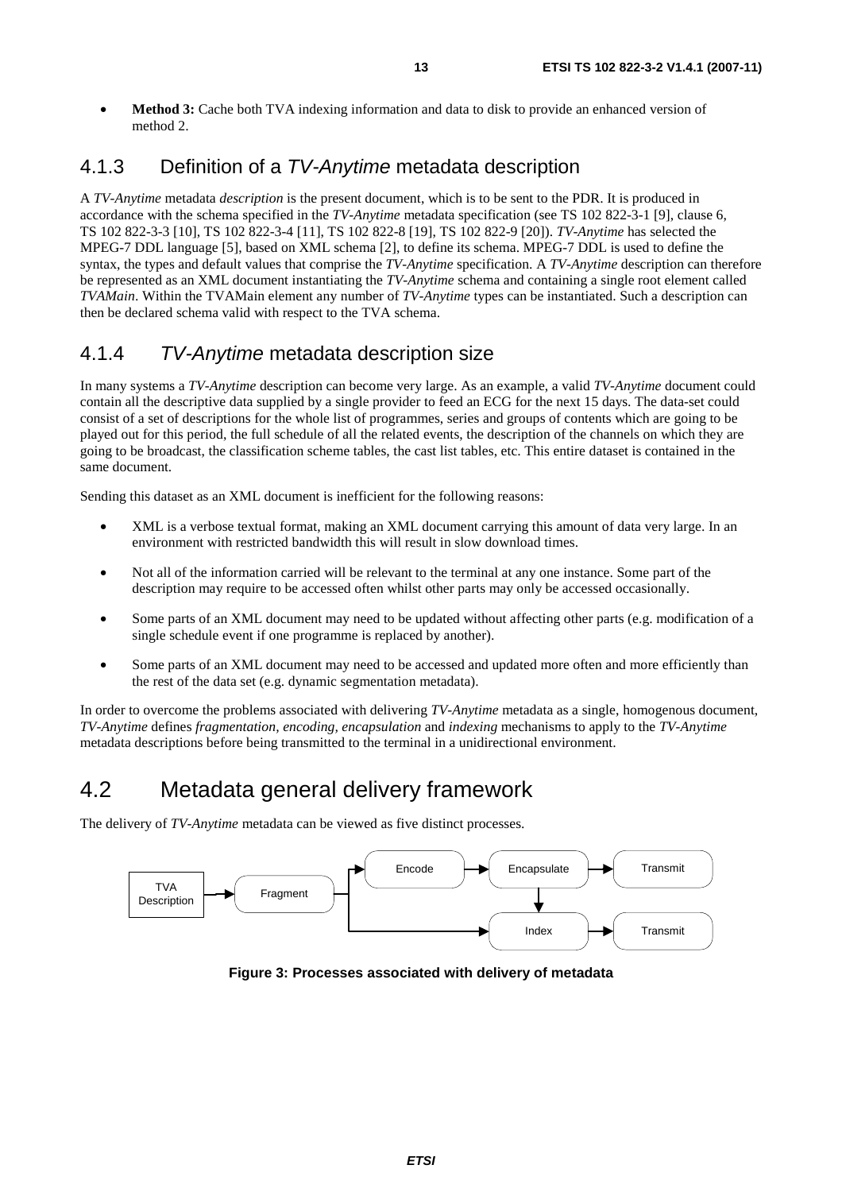- **Method 3:** Cache both TVA indexing information and data to disk to provide an enhanced version of method 2.

### 4.1.3 Definition of a *TV-Anytime* metadata description

A *TV-Anytime* metadata *description* is the present document, which is to be sent to the PDR. It is produced in accordance with the schema specified in the *TV-Anytime* metadata specification (see TS 102 822-3-1 [9], clause 6, TS 102 822-3-3 [10], TS 102 822-3-4 [11], TS 102 822-8 [19], TS 102 822-9 [20]). *TV-Anytime* has selected the MPEG-7 DDL language [5], based on XML schema [2], to define its schema. MPEG-7 DDL is used to define the syntax, the types and default values that comprise the *TV-Anytime* specification. A *TV-Anytime* description can therefore be represented as an XML document instantiating the *TV-Anytime* schema and containing a single root element called *TVAMain*. Within the TVAMain element any number of *TV-Anytime* types can be instantiated. Such a description can then be declared schema valid with respect to the TVA schema.

### 4.1.4 *TV-Anytime* metadata description size

In many systems a *TV-Anytime* description can become very large. As an example, a valid *TV-Anytime* document could contain all the descriptive data supplied by a single provider to feed an ECG for the next 15 days. The data-set could consist of a set of descriptions for the whole list of programmes, series and groups of contents which are going to be played out for this period, the full schedule of all the related events, the description of the channels on which they are going to be broadcast, the classification scheme tables, the cast list tables, etc. This entire dataset is contained in the same document.

Sending this dataset as an XML document is inefficient for the following reasons:

- XML is a verbose textual format, making an XML document carrying this amount of data very large. In an environment with restricted bandwidth this will result in slow download times.
- Not all of the information carried will be relevant to the terminal at any one instance. Some part of the description may require to be accessed often whilst other parts may only be accessed occasionally.
- Some parts of an XML document may need to be updated without affecting other parts (e.g. modification of a single schedule event if one programme is replaced by another).
- Some parts of an XML document may need to be accessed and updated more often and more efficiently than the rest of the data set (e.g. dynamic segmentation metadata).

In order to overcome the problems associated with delivering *TV-Anytime* metadata as a single, homogenous document, *TV-Anytime* defines *fragmentation*, *encoding*, *encapsulation* and *indexing* mechanisms to apply to the *TV-Anytime* metadata descriptions before being transmitted to the terminal in a unidirectional environment.

## 4.2 Metadata general delivery framework

The delivery of *TV-Anytime* metadata can be viewed as five distinct processes.

TVA Description
Fragment
Encode
Encapsulate
Transmit
Index
Transmit

**Figure 3: Processes associated with delivery of metadata**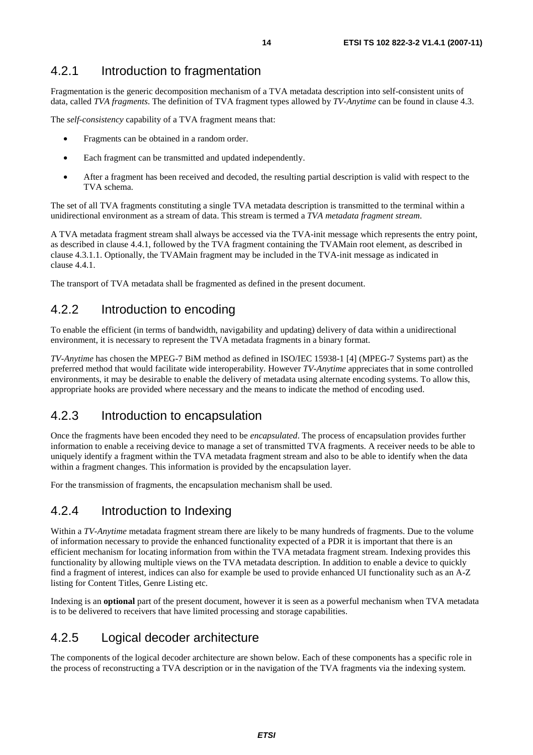### 4.2.1 Introduction to fragmentation

Fragmentation is the generic decomposition mechanism of a TVA metadata description into self-consistent units of data, called *TVA fragments*. The definition of TVA fragment types allowed by *TV-Anytime* can be found in clause 4.3.

The *self-consistency* capability of a TVA fragment means that:

- Fragments can be obtained in a random order.
- Each fragment can be transmitted and updated independently.
- After a fragment has been received and decoded, the resulting partial description is valid with respect to the TVA schema.

The set of all TVA fragments constituting a single TVA metadata description is transmitted to the terminal within a unidirectional environment as a stream of data. This stream is termed a *TVA metadata fragment stream*.

A TVA metadata fragment stream shall always be accessed via the TVA-init message which represents the entry point, as described in clause 4.4.1, followed by the TVA fragment containing the TVAMain root element, as described in clause 4.3.1.1. Optionally, the TVAMain fragment may be included in the TVA-init message as indicated in clause 4.4.1.

The transport of TVA metadata shall be fragmented as defined in the present document.

### 4.2.2 Introduction to encoding

To enable the efficient (in terms of bandwidth, navigability and updating) delivery of data within a unidirectional environment, it is necessary to represent the TVA metadata fragments in a binary format.

*TV-Anytime* has chosen the MPEG-7 BiM method as defined in ISO/IEC 15938-1 [4] (MPEG-7 Systems part) as the preferred method that would facilitate wide interoperability. However *TV-Anytime* appreciates that in some controlled environments, it may be desirable to enable the delivery of metadata using alternate encoding systems. To allow this, appropriate hooks are provided where necessary and the means to indicate the method of encoding used.

### 4.2.3 Introduction to encapsulation

Once the fragments have been encoded they need to be *encapsulated*. The process of encapsulation provides further information to enable a receiving device to manage a set of transmitted TVA fragments. A receiver needs to be able to uniquely identify a fragment within the TVA metadata fragment stream and also to be able to identify when the data within a fragment changes. This information is provided by the encapsulation layer.

For the transmission of fragments, the encapsulation mechanism shall be used.

### 4.2.4 Introduction to Indexing

Within a *TV-Anytime* metadata fragment stream there are likely to be many hundreds of fragments. Due to the volume of information necessary to provide the enhanced functionality expected of a PDR it is important that there is an efficient mechanism for locating information from within the TVA metadata fragment stream. Indexing provides this functionality by allowing multiple views on the TVA metadata description. In addition to enable a device to quickly find a fragment of interest, indices can also for example be used to provide enhanced UI functionality such as an A-Z listing for Content Titles, Genre Listing etc.

Indexing is an **optional** part of the present document, however it is seen as a powerful mechanism when TVA metadata is to be delivered to receivers that have limited processing and storage capabilities.

### 4.2.5 Logical decoder architecture

The components of the logical decoder architecture are shown below. Each of these components has a specific role in the process of reconstructing a TVA description or in the navigation of the TVA fragments via the indexing system.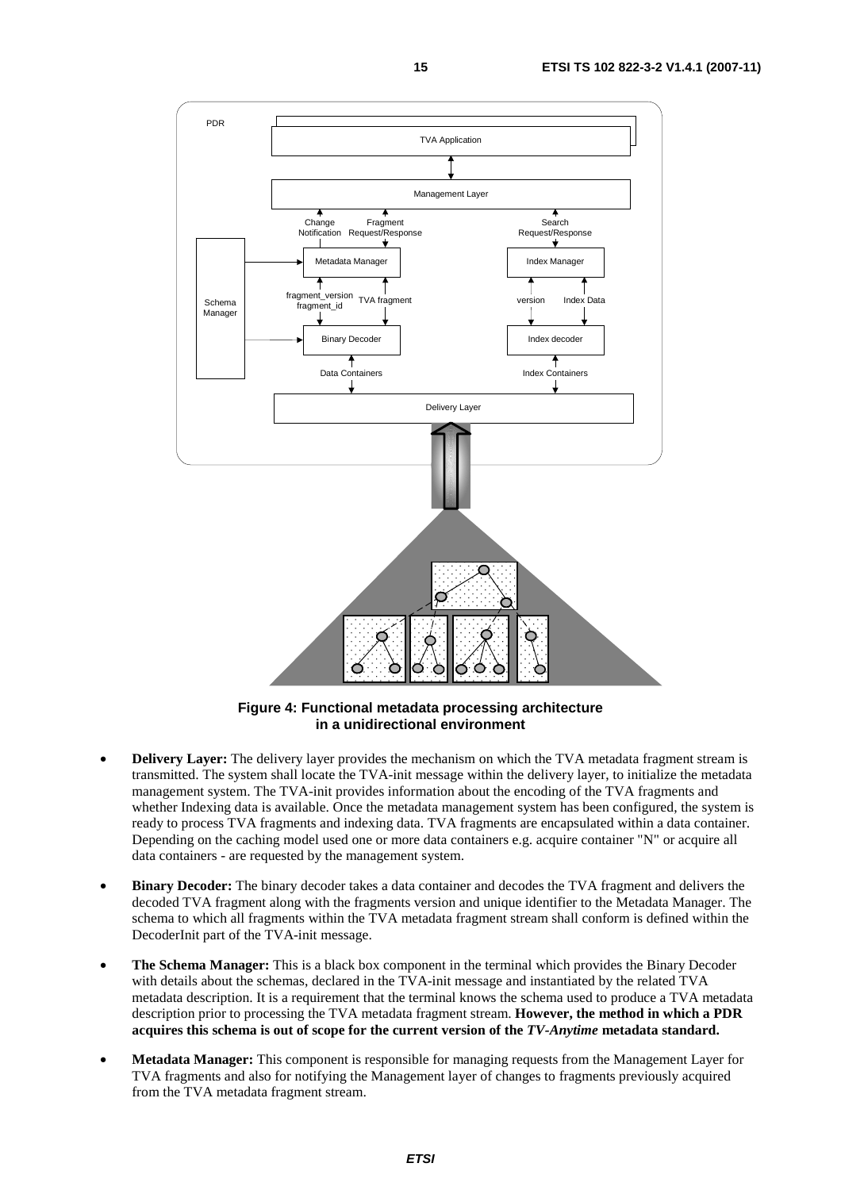PDR

TVA Application

Management Layer

Change Notification

Fragment Request/Response

Search Request/Response

Schema Manager

Metadata Manager

Index Manager

fragment_version fragment_id

TVA fragment

version

Index Data

Binary Decoder

Index decoder

Data Containers

Index Containers

Delivery Layer

**Figure 4: Functional metadata processing architecture in a unidirectional environment**

- **Delivery Layer:** The delivery layer provides the mechanism on which the TVA metadata fragment stream is transmitted. The system shall locate the TVA-init message within the delivery layer, to initialize the metadata management system. The TVA-init provides information about the encoding of the TVA fragments and whether Indexing data is available. Once the metadata management system has been configured, the system is ready to process TVA fragments and indexing data. TVA fragments are encapsulated within a data container. Depending on the caching model used one or more data containers e.g. acquire container "N" or acquire all data containers - are requested by the management system.

- **Binary Decoder:** The binary decoder takes a data container and decodes the TVA fragment and delivers the decoded TVA fragment along with the fragments version and unique identifier to the Metadata Manager. The schema to which all fragments within the TVA metadata fragment stream shall conform is defined within the DecoderInit part of the TVA-init message.

- **The Schema Manager:** This is a black box component in the terminal which provides the Binary Decoder with details about the schemas, declared in the TVA-init message and instantiated by the related TVA metadata description. It is a requirement that the terminal knows the schema used to produce a TVA metadata description prior to processing the TVA metadata fragment stream. **However, the method in which a PDR acquires this schema is out of scope for the current version of the *TV-Anytime* metadata standard.**

- **Metadata Manager:** This component is responsible for managing requests from the Management Layer for TVA fragments and also for notifying the Management layer of changes to fragments previously acquired from the TVA metadata fragment stream.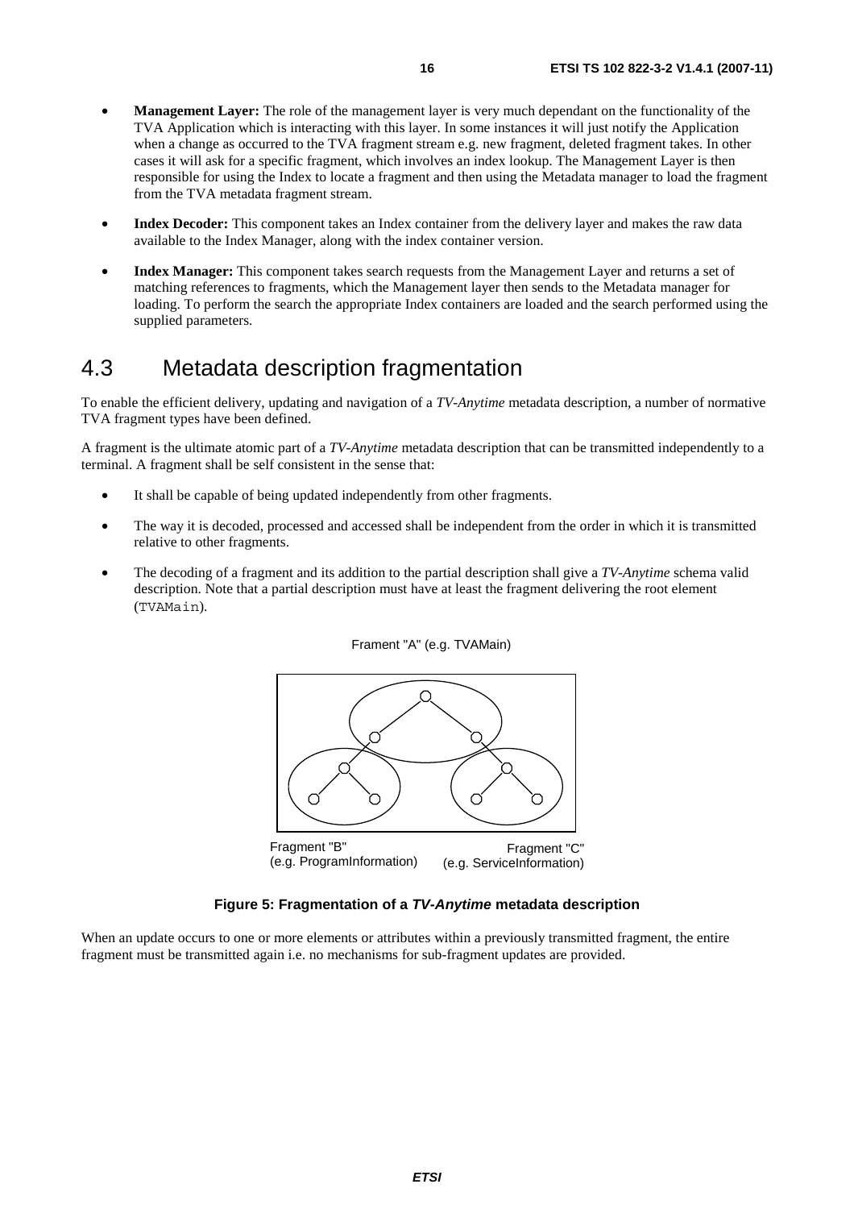- **Management Layer:** The role of the management layer is very much dependant on the functionality of the TVA Application which is interacting with this layer. In some instances it will just notify the Application when a change as occurred to the TVA fragment stream e.g. new fragment, deleted fragment takes. In other cases it will ask for a specific fragment, which involves an index lookup. The Management Layer is then responsible for using the Index to locate a fragment and then using the Metadata manager to load the fragment from the TVA metadata fragment stream.

- **Index Decoder:** This component takes an Index container from the delivery layer and makes the raw data available to the Index Manager, along with the index container version.

- **Index Manager:** This component takes search requests from the Management Layer and returns a set of matching references to fragments, which the Management layer then sends to the Metadata manager for loading. To perform the search the appropriate Index containers are loaded and the search performed using the supplied parameters.

## 4.3 Metadata description fragmentation

To enable the efficient delivery, updating and navigation of a *TV-Anytime* metadata description, a number of normative TVA fragment types have been defined.

A fragment is the ultimate atomic part of a *TV-Anytime* metadata description that can be transmitted independently to a terminal. A fragment shall be self consistent in the sense that:

- It shall be capable of being updated independently from other fragments.

- The way it is decoded, processed and accessed shall be independent from the order in which it is transmitted relative to other fragments.

- The decoding of a fragment and its addition to the partial description shall give a *TV-Anytime* schema valid description. Note that a partial description must have at least the fragment delivering the root element (TVAMain).

Frament "A" (e.g. TVAMain)

Fragment "B" (e.g. ProgramInformation)

Fragment "C" (e.g. ServiceInformation)

**Figure 5: Fragmentation of a *TV-Anytime* metadata description**

When an update occurs to one or more elements or attributes within a previously transmitted fragment, the entire fragment must be transmitted again i.e. no mechanisms for sub-fragment updates are provided.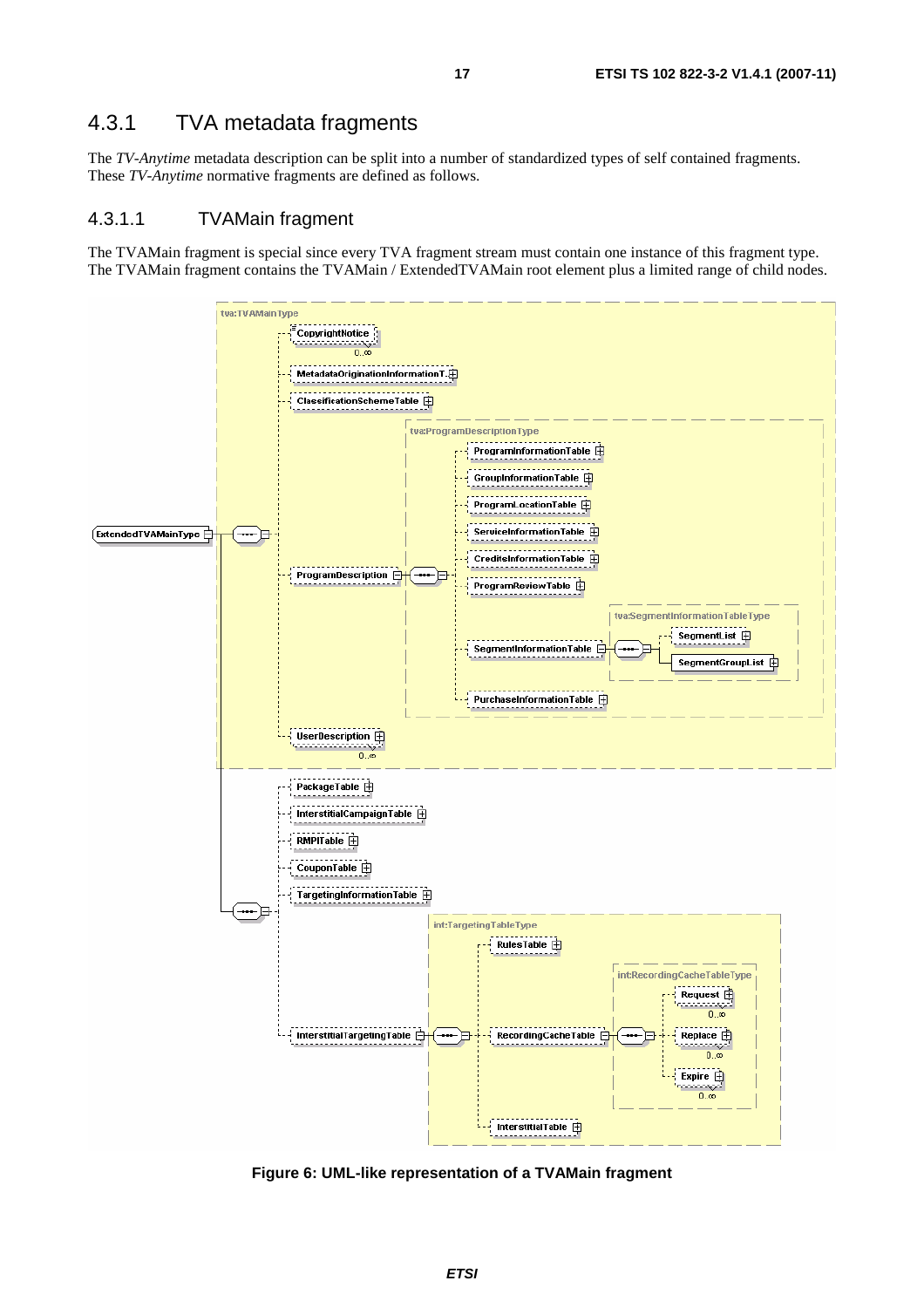### 4.3.1 TVA metadata fragments

The *TV-Anytime* metadata description can be split into a number of standardized types of self contained fragments. These *TV-Anytime* normative fragments are defined as follows.

#### 4.3.1.1 TVAMain fragment

The TVAMain fragment is special since every TVA fragment stream must contain one instance of this fragment type. The TVAMain fragment contains the TVAMain / ExtendedTVAMain root element plus a limited range of child nodes.

tva:TVAMainType
CopyrightNotice
0..∞
MetadataOriginationInformationT...
ClassificationSchemeTable
tva:ProgramDescriptionType
ProgramInformationTable
GroupInformationTable
ProgramLocationTable
ServiceInformationTable
CreditsInformationTable
ProgramReviewTable
tva:SegmentInformationTableType
SegmentList
SegmentGroupList
SegmentInformationTable
PurchaseInformationTable
ExtendedTVAMainType
ProgramDescription
UserDescription
0..∞
PackageTable
InterstitialCampaignTable
RMPITable
CouponTable
TargetingInformationTable
int:TargetingTableType
RulesTable
int:RecordingCacheTableType
Request
0..∞
Replace
0..∞
Expire
0..∞
InterstitialTargetingTable
RecordingCacheTable
InterstitialTable

**Figure 6: UML-like representation of a TVAMain fragment**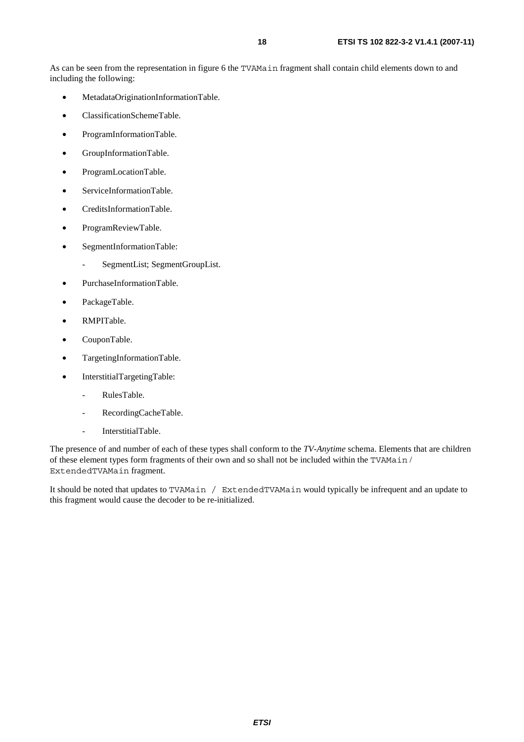As can be seen from the representation in figure 6 the `TVAMain` fragment shall contain child elements down to and including the following:

- MetadataOriginationInformationTable.
- ClassificationSchemeTable.
- ProgramInformationTable.
- GroupInformationTable.
- ProgramLocationTable.
- ServiceInformationTable.
- CreditsInformationTable.
- ProgramReviewTable.
- SegmentInformationTable:
    - SegmentList; SegmentGroupList.
- PurchaseInformationTable.
- PackageTable.
- RMPITable.
- CouponTable.
- TargetingInformationTable.
- InterstitialTargetingTable:
    - RulesTable.
    - RecordingCacheTable.
    - InterstitialTable.

The presence of and number of each of these types shall conform to the *TV-Anytime* schema. Elements that are children of these element types form fragments of their own and so shall not be included within the `TVAMain` / `ExtendedTVAMain` fragment.

It should be noted that updates to `TVAMain / ExtendedTVAMain` would typically be infrequent and an update to this fragment would cause the decoder to be re-initialized.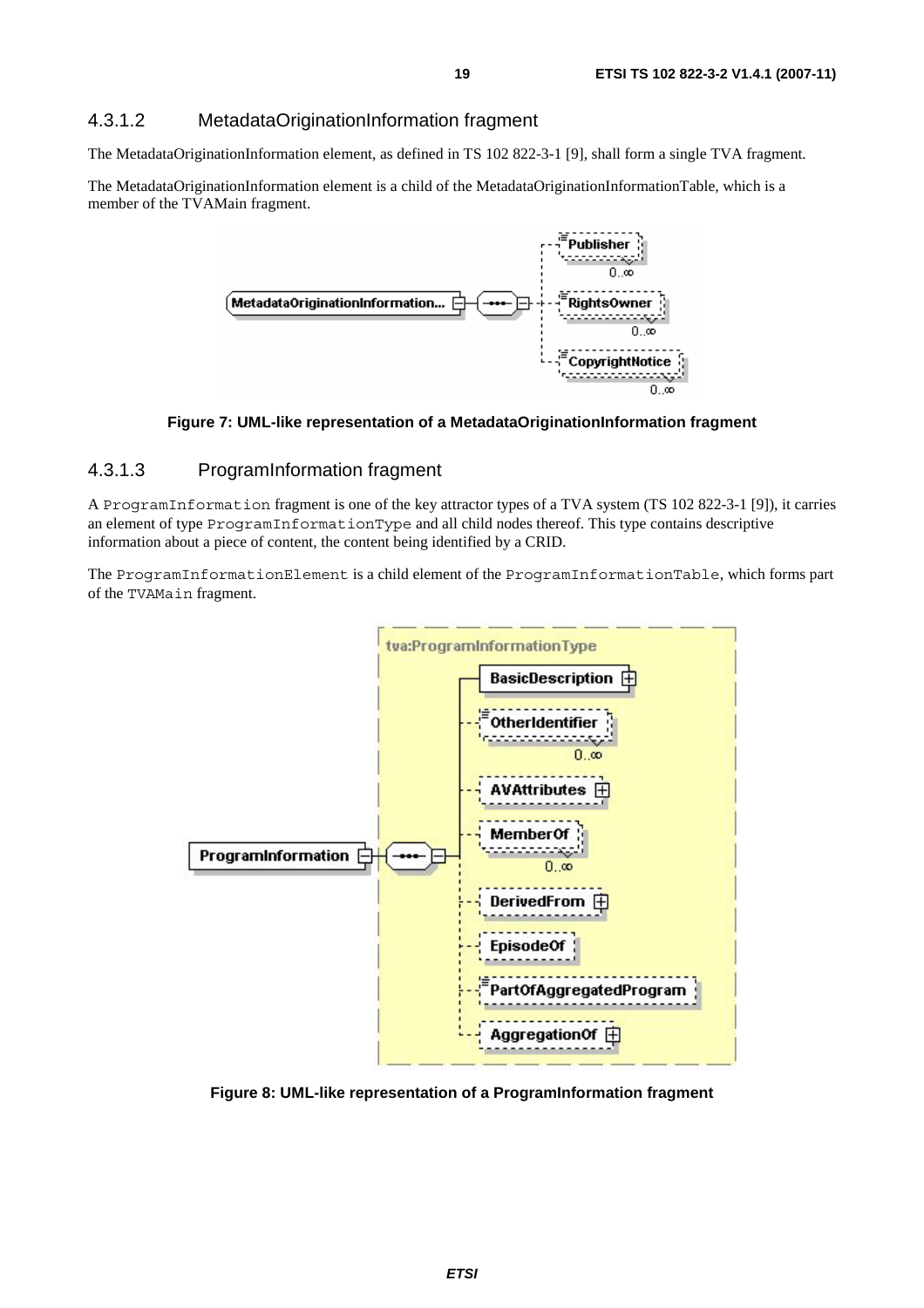### 4.3.1.2 MetadataOriginationInformation fragment

The MetadataOriginationInformation element, as defined in TS 102 822-3-1 [9], shall form a single TVA fragment.

The MetadataOriginationInformation element is a child of the MetadataOriginationInformationTable, which is a member of the TVAMain fragment.

MetadataOriginationInformation...
Publisher
0..∞
RightsOwner
0..∞
CopyrightNotice
0..∞

**Figure 7: UML-like representation of a MetadataOriginationInformation fragment**

### 4.3.1.3 ProgramInformation fragment

A ProgramInformation fragment is one of the key attractor types of a TVA system (TS 102 822-3-1 [9]), it carries an element of type ProgramInformationType and all child nodes thereof. This type contains descriptive information about a piece of content, the content being identified by a CRID.

The ProgramInformationElement is a child element of the ProgramInformationTable, which forms part of the TVAMain fragment.

tva:ProgramInformationType
ProgramInformation
BasicDescription
OtherIdentifier
0..∞
AVAttributes
MemberOf
0..∞
DerivedFrom
EpisodeOf
PartOfAggregatedProgram
AggregationOf

**Figure 8: UML-like representation of a ProgramInformation fragment**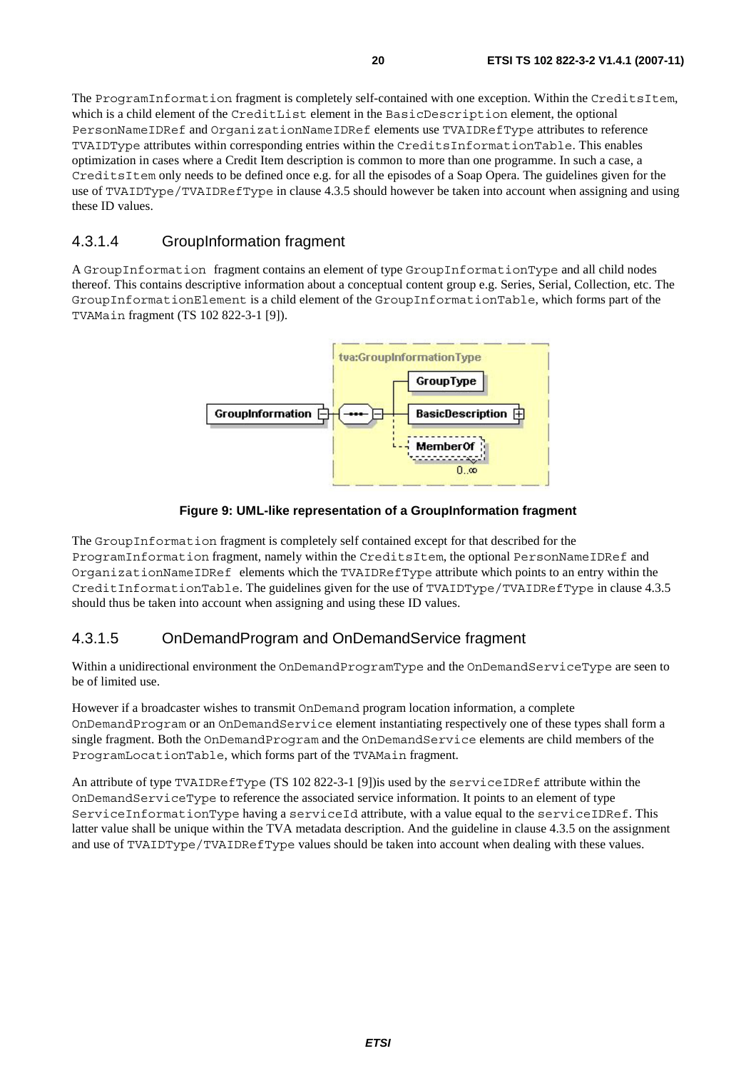The ProgramInformation fragment is completely self-contained with one exception. Within the CreditsItem, which is a child element of the CreditList element in the BasicDescription element, the optional PersonNameIDRef and OrganizationNameIDRef elements use TVAIDRefType attributes to reference TVAIDType attributes within corresponding entries within the CreditsInformationTable. This enables optimization in cases where a Credit Item description is common to more than one programme. In such a case, a CreditsItem only needs to be defined once e.g. for all the episodes of a Soap Opera. The guidelines given for the use of TVAIDType/TVAIDRefType in clause 4.3.5 should however be taken into account when assigning and using these ID values.

#### 4.3.1.4 GroupInformation fragment

A GroupInformation fragment contains an element of type GroupInformationType and all child nodes thereof. This contains descriptive information about a conceptual content group e.g. Series, Serial, Collection, etc. The GroupInformationElement is a child element of the GroupInformationTable, which forms part of the TVAMain fragment (TS 102 822-3-1 [9]).

tva:GroupInformationType

GroupInformation

GroupType

BasicDescription

MemberOf

0..∞

**Figure 9: UML-like representation of a GroupInformation fragment**

The GroupInformation fragment is completely self contained except for that described for the ProgramInformation fragment, namely within the CreditsItem, the optional PersonNameIDRef and OrganizationNameIDRef elements which the TVAIDRefType attribute which points to an entry within the CreditInformationTable. The guidelines given for the use of TVAIDType/TVAIDRefType in clause 4.3.5 should thus be taken into account when assigning and using these ID values.

#### 4.3.1.5 OnDemandProgram and OnDemandService fragment

Within a unidirectional environment the OnDemandProgramType and the OnDemandServiceType are seen to be of limited use.

However if a broadcaster wishes to transmit OnDemand program location information, a complete OnDemandProgram or an OnDemandService element instantiating respectively one of these types shall form a single fragment. Both the OnDemandProgram and the OnDemandService elements are child members of the ProgramLocationTable, which forms part of the TVAMain fragment.

An attribute of type TVAIDRefType (TS 102 822-3-1 [9])is used by the serviceIDRef attribute within the OnDemandServiceType to reference the associated service information. It points to an element of type ServiceInformationType having a serviceId attribute, with a value equal to the serviceIDRef. This latter value shall be unique within the TVA metadata description. And the guideline in clause 4.3.5 on the assignment and use of TVAIDType/TVAIDRefType values should be taken into account when dealing with these values.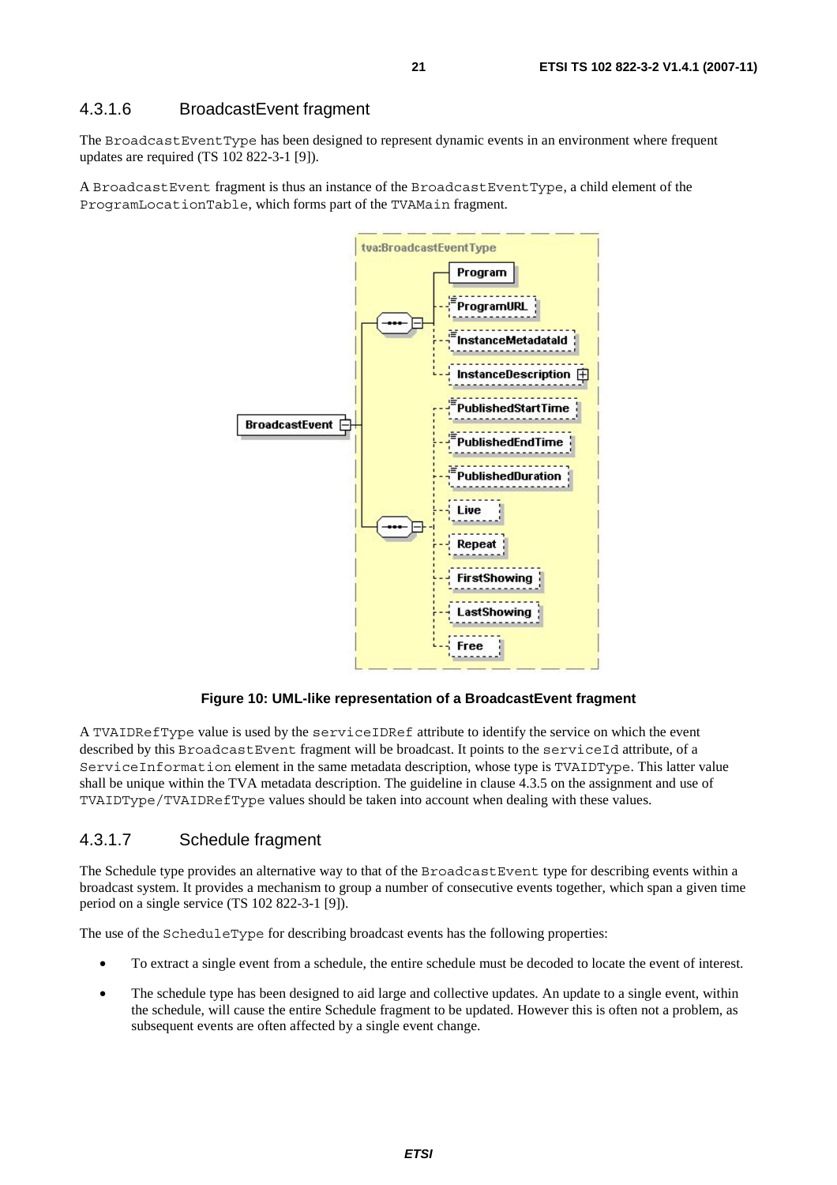### 4.3.1.6 BroadcastEvent fragment

The `BroadcastEventType` has been designed to represent dynamic events in an environment where frequent updates are required (TS 102 822-3-1 [9]).

A `BroadcastEvent` fragment is thus an instance of the `BroadcastEventType`, a child element of the `ProgramLocationTable`, which forms part of the `TVAMain` fragment.

tva:BroadcastEventType
BroadcastEvent
Program
ProgramURL
InstanceMetadataId
InstanceDescription
PublishedStartTime
PublishedEndTime
PublishedDuration
Live
Repeat
FirstShowing
LastShowing
Free

**Figure 10: UML-like representation of a BroadcastEvent fragment**

A `TVAIDRefType` value is used by the `serviceIDRef` attribute to identify the service on which the event described by this `BroadcastEvent` fragment will be broadcast. It points to the `serviceId` attribute, of a `ServiceInformation` element in the same metadata description, whose type is `TVAIDType`. This latter value shall be unique within the TVA metadata description. The guideline in clause 4.3.5 on the assignment and use of `TVAIDType/TVAIDRefType` values should be taken into account when dealing with these values.

### 4.3.1.7 Schedule fragment

The Schedule type provides an alternative way to that of the `BroadcastEvent` type for describing events within a broadcast system. It provides a mechanism to group a number of consecutive events together, which span a given time period on a single service (TS 102 822-3-1 [9]).

The use of the `ScheduleType` for describing broadcast events has the following properties:

- To extract a single event from a schedule, the entire schedule must be decoded to locate the event of interest.
- The schedule type has been designed to aid large and collective updates. An update to a single event, within the schedule, will cause the entire Schedule fragment to be updated. However this is often not a problem, as subsequent events are often affected by a single event change.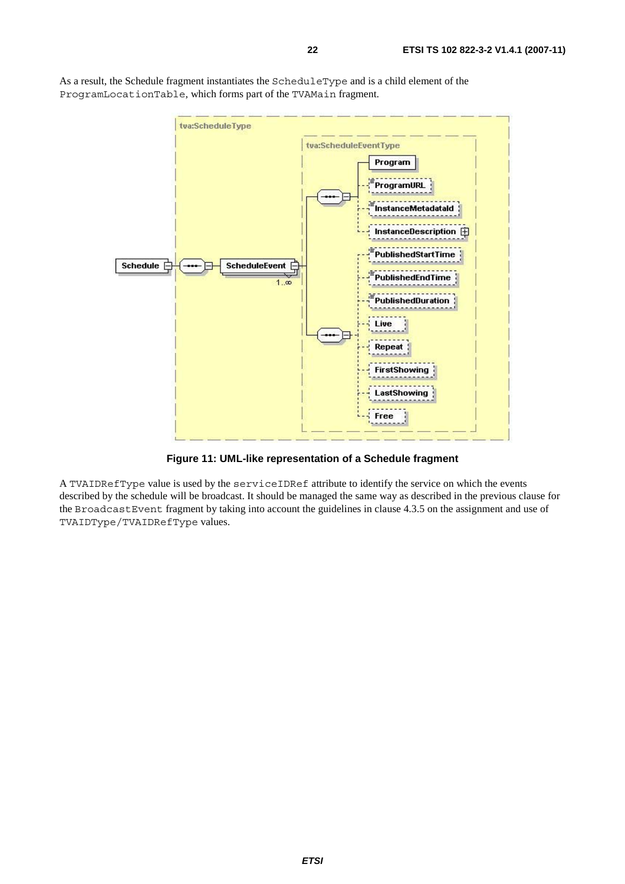As a result, the Schedule fragment instantiates the ScheduleType and is a child element of the ProgramLocationTable, which forms part of the TVAMain fragment.

tva:ScheduleType

tva:ScheduleEventType

Schedule

ScheduleEvent

1..∞

Program

ProgramURL

InstanceMetadataId

InstanceDescription

PublishedStartTime

PublishedEndTime

PublishedDuration

Live

Repeat

FirstShowing

LastShowing

Free

**Figure 11: UML-like representation of a Schedule fragment**

A TVAIDRefType value is used by the serviceIDRef attribute to identify the service on which the events described by the schedule will be broadcast. It should be managed the same way as described in the previous clause for the BroadcastEvent fragment by taking into account the guidelines in clause 4.3.5 on the assignment and use of TVAIDType/TVAIDRefType values.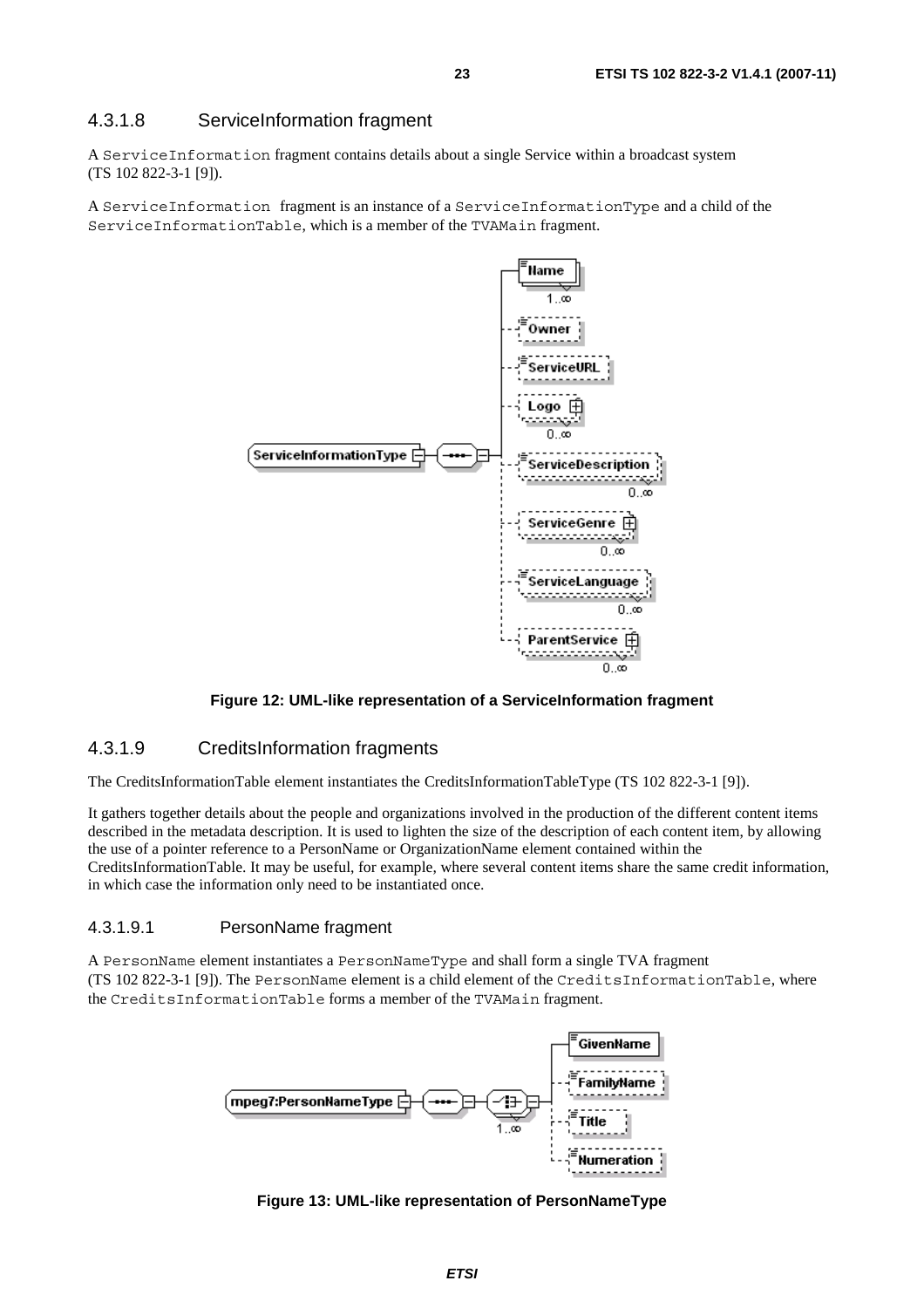#### 4.3.1.8 ServiceInformation fragment

A `ServiceInformation` fragment contains details about a single Service within a broadcast system (TS 102 822-3-1 [9]).

A `ServiceInformation` fragment is an instance of a `ServiceInformationType` and a child of the `ServiceInformationTable`, which is a member of the `TVAMain` fragment.

**Figure 12: UML-like representation of a ServiceInformation fragment**

#### 4.3.1.9 CreditsInformation fragments

The CreditsInformationTable element instantiates the CreditsInformationTableType (TS 102 822-3-1 [9]).

It gathers together details about the people and organizations involved in the production of the different content items described in the metadata description. It is used to lighten the size of the description of each content item, by allowing the use of a pointer reference to a PersonName or OrganizationName element contained within the CreditsInformationTable. It may be useful, for example, where several content items share the same credit information, in which case the information only need to be instantiated once.

##### 4.3.1.9.1 PersonName fragment

A `PersonName` element instantiates a `PersonNameType` and shall form a single TVA fragment (TS 102 822-3-1 [9]). The `PersonName` element is a child element of the `CreditsInformationTable`, where the `CreditsInformationTable` forms a member of the `TVAMain` fragment.

**Figure 13: UML-like representation of PersonNameType**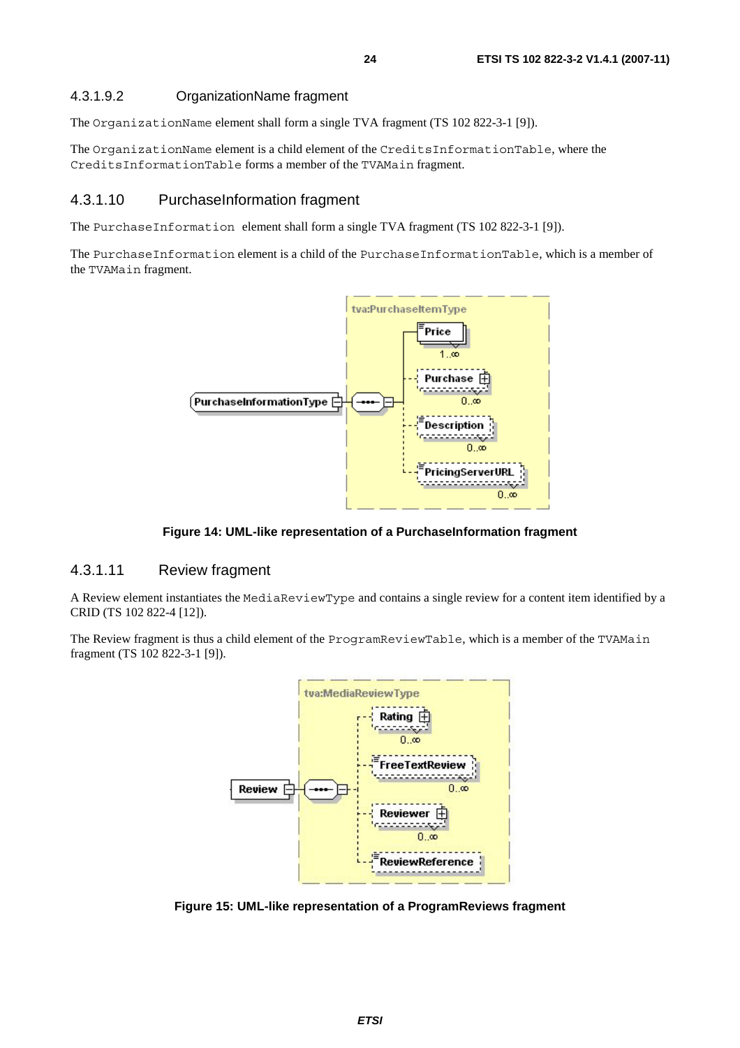#### 4.3.1.9.2 OrganizationName fragment

The OrganizationName element shall form a single TVA fragment (TS 102 822-3-1 [9]).

The OrganizationName element is a child element of the CreditsInformationTable, where the CreditsInformationTable forms a member of the TVAMain fragment.

### 4.3.1.10 PurchaseInformation fragment

The PurchaseInformation element shall form a single TVA fragment (TS 102 822-3-1 [9]).

The PurchaseInformation element is a child of the PurchaseInformationTable, which is a member of the TVAMain fragment.

tva:PurchaseItemType
Price
1..∞
Purchase
0..∞
PurchaseInformationType
Description
0..∞
PricingServerURL
0..∞

**Figure 14: UML-like representation of a PurchaseInformation fragment**

### 4.3.1.11 Review fragment

A Review element instantiates the MediaReviewType and contains a single review for a content item identified by a CRID (TS 102 822-4 [12]).

The Review fragment is thus a child element of the ProgramReviewTable, which is a member of the TVAMain fragment (TS 102 822-3-1 [9]).

tva:MediaReviewType
Rating
0..∞
FreeTextReview
0..∞
Review
Reviewer
0..∞
ReviewReference

**Figure 15: UML-like representation of a ProgramReviews fragment**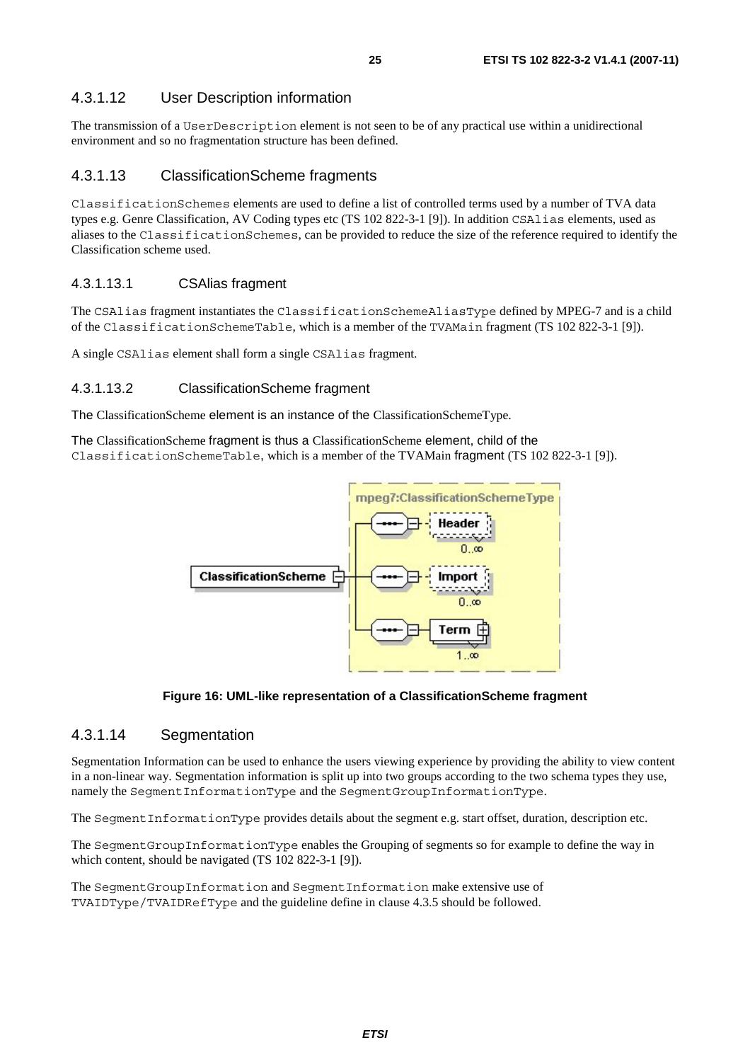### 4.3.1.12 User Description information

The transmission of a `UserDescription` element is not seen to be of any practical use within a unidirectional environment and so no fragmentation structure has been defined.

### 4.3.1.13 ClassificationScheme fragments

`ClassificationSchemes` elements are used to define a list of controlled terms used by a number of TVA data types e.g. Genre Classification, AV Coding types etc (TS 102 822-3-1 [9]). In addition `CSAlias` elements, used as aliases to the `ClassificationSchemes`, can be provided to reduce the size of the reference required to identify the Classification scheme used.

#### 4.3.1.13.1 CSAlias fragment

The `CSAlias` fragment instantiates the `ClassificationSchemeAliasType` defined by MPEG-7 and is a child of the `ClassificationSchemeTable`, which is a member of the `TVAMain` fragment (TS 102 822-3-1 [9]).

A single `CSAlias` element shall form a single `CSAlias` fragment.

#### 4.3.1.13.2 ClassificationScheme fragment

The ClassificationScheme element is an instance of the ClassificationSchemeType.

The ClassificationScheme fragment is thus a ClassificationScheme element, child of the `ClassificationSchemeTable`, which is a member of the TVAMain fragment (TS 102 822-3-1 [9]).

mpeg7:ClassificationSchemeType
ClassificationScheme
Header
0..∞
Import
0..∞
Term
1..∞

**Figure 16: UML-like representation of a ClassificationScheme fragment**

### 4.3.1.14 Segmentation

Segmentation Information can be used to enhance the users viewing experience by providing the ability to view content in a non-linear way. Segmentation information is split up into two groups according to the two schema types they use, namely the `SegmentInformationType` and the `SegmentGroupInformationType`.

The `SegmentInformationType` provides details about the segment e.g. start offset, duration, description etc.

The `SegmentGroupInformationType` enables the Grouping of segments so for example to define the way in which content, should be navigated (TS 102 822-3-1 [9]).

The `SegmentGroupInformation` and `SegmentInformation` make extensive use of `TVAIDType/TVAIDRefType` and the guideline define in clause 4.3.5 should be followed.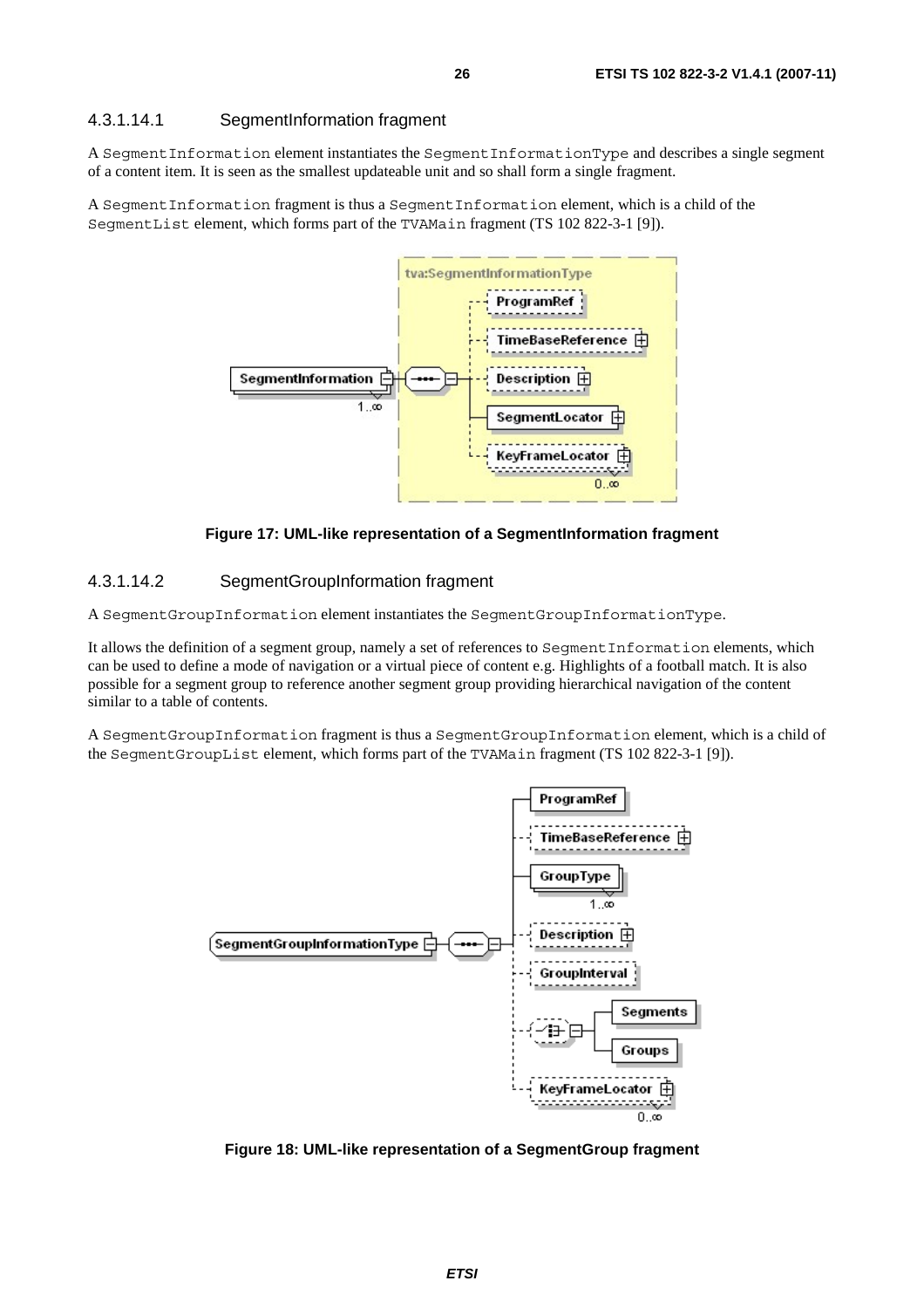#### 4.3.1.14.1 SegmentInformation fragment

A SegmentInformation element instantiates the SegmentInformationType and describes a single segment of a content item. It is seen as the smallest updateable unit and so shall form a single fragment.

A SegmentInformation fragment is thus a SegmentInformation element, which is a child of the SegmentList element, which forms part of the TVAMain fragment (TS 102 822-3-1 [9]).

tva:SegmentInformationType

SegmentInformation

1..∞

ProgramRef

TimeBaseReference

Description

SegmentLocator

KeyFrameLocator

0..∞

**Figure 17: UML-like representation of a SegmentInformation fragment**

#### 4.3.1.14.2 SegmentGroupInformation fragment

A SegmentGroupInformation element instantiates the SegmentGroupInformationType.

It allows the definition of a segment group, namely a set of references to SegmentInformation elements, which can be used to define a mode of navigation or a virtual piece of content e.g. Highlights of a football match. It is also possible for a segment group to reference another segment group providing hierarchical navigation of the content similar to a table of contents.

A SegmentGroupInformation fragment is thus a SegmentGroupInformation element, which is a child of the SegmentGroupList element, which forms part of the TVAMain fragment (TS 102 822-3-1 [9]).

SegmentGroupInformationType

ProgramRef

TimeBaseReference

GroupType

1..∞

Description

GroupInterval

Segments

Groups

KeyFrameLocator

0..∞

**Figure 18: UML-like representation of a SegmentGroup fragment**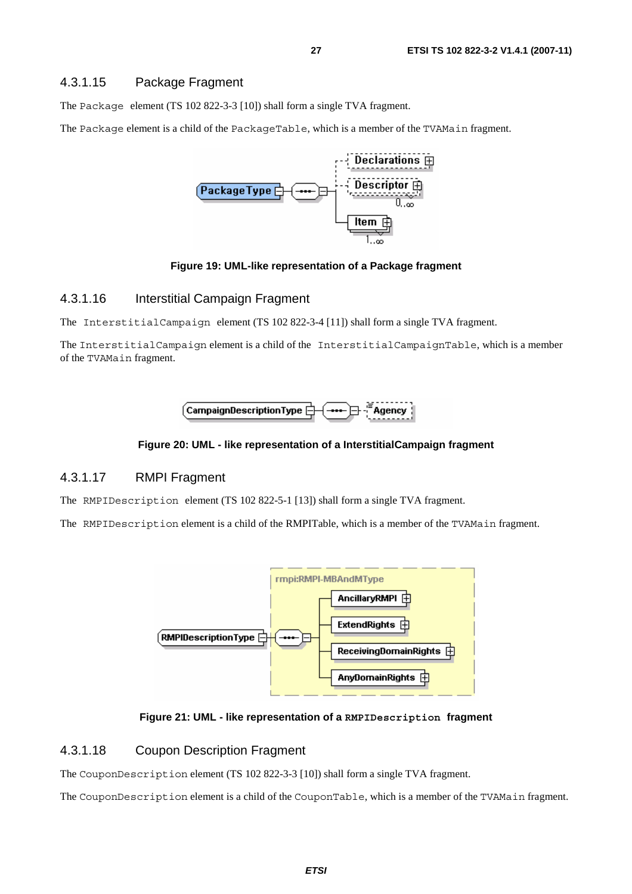### 4.3.1.15 Package Fragment

The Package element (TS 102 822-3-3 [10]) shall form a single TVA fragment.

The Package element is a child of the PackageTable, which is a member of the TVAMain fragment.

PackageType
Declarations
Descriptor
0..∞
Item
1..∞

**Figure 19: UML-like representation of a Package fragment**

### 4.3.1.16 Interstitial Campaign Fragment

The InterstitialCampaign element (TS 102 822-3-4 [11]) shall form a single TVA fragment.

The InterstitialCampaign element is a child of the InterstitialCampaignTable, which is a member of the TVAMain fragment.

CampaignDescriptionType
Agency

**Figure 20: UML - like representation of a InterstitialCampaign fragment**

### 4.3.1.17 RMPI Fragment

The RMPIDescription element (TS 102 822-5-1 [13]) shall form a single TVA fragment.

The RMPIDescription element is a child of the RMPITable, which is a member of the TVAMain fragment.

rmpi:RMPI-MBAndMType
RMPIDescriptionType
AncillaryRMPI
ExtendRights
ReceivingDomainRights
AnyDomainRights

**Figure 21: UML - like representation of a RMPIDescription fragment**

### 4.3.1.18 Coupon Description Fragment

The CouponDescription element (TS 102 822-3-3 [10]) shall form a single TVA fragment.

The CouponDescription element is a child of the CouponTable, which is a member of the TVAMain fragment.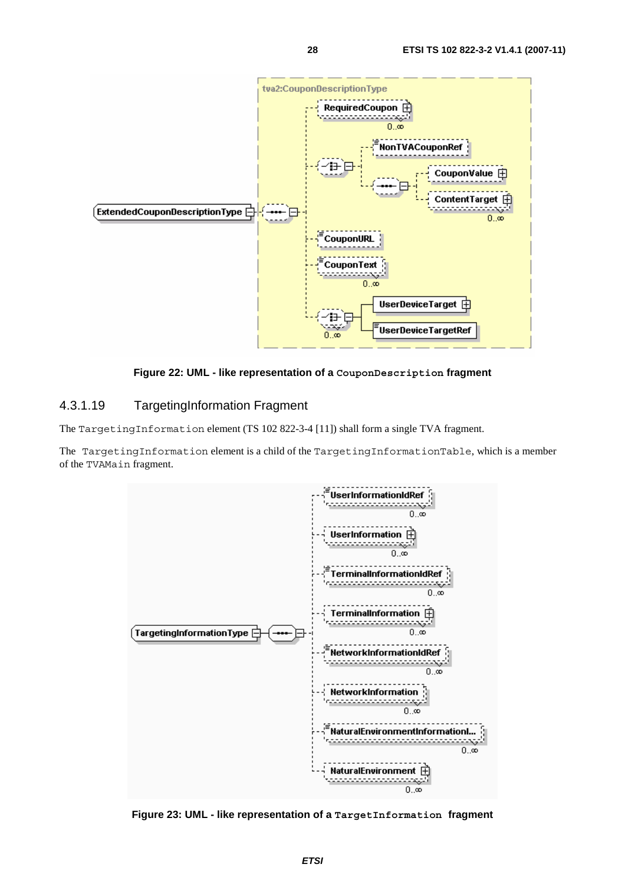tva2:CouponDescriptionType

ExtendedCouponDescriptionType

RequiredCoupon

0..∞

NonTVACouponRef

CouponValue

ContentTarget

0..∞

CouponURL

CouponText

0..∞

UserDeviceTarget

UserDeviceTargetRef

0..∞

**Figure 22: UML - like representation of a `CouponDescription` fragment**

### 4.3.1.19 TargetingInformation Fragment

The `TargetingInformation` element (TS 102 822-3-4 [11]) shall form a single TVA fragment.

The `TargetingInformation` element is a child of the `TargetingInformationTable`, which is a member of the `TVAMain` fragment.

TargetingInformationType

UserInformationIdRef

0..∞

UserInformation

0..∞

TerminalInformationIdRef

0..∞

TerminalInformation

0..∞

NetworkInformationIdRef

0..∞

NetworkInformation

0..∞

NaturalEnvironmentInformationI...

0..∞

NaturalEnvironment

0..∞

**Figure 23: UML - like representation of a `TargetInformation` fragment**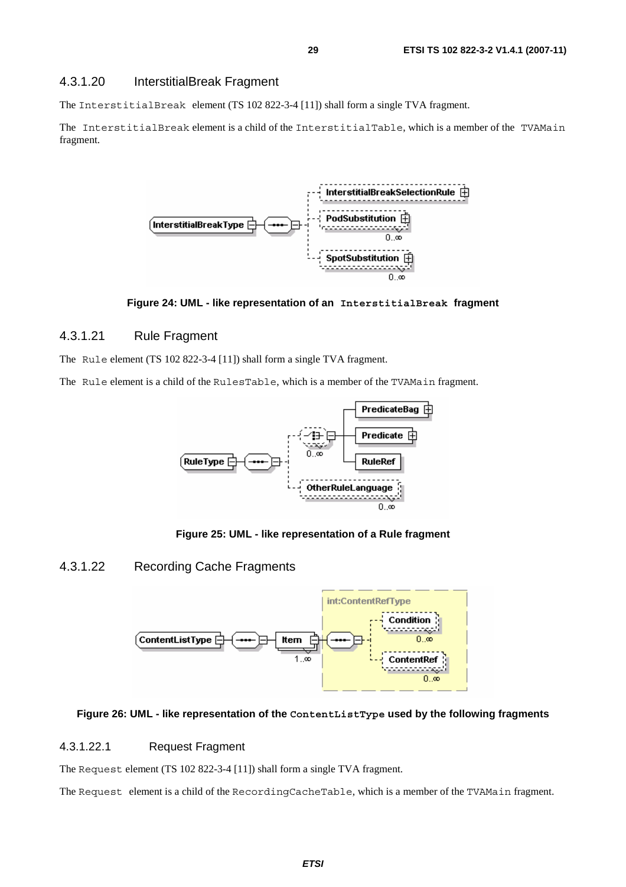### 4.3.1.20 InterstitialBreak Fragment

The `InterstitialBreak` element (TS 102 822-3-4 [11]) shall form a single TVA fragment.

The `InterstitialBreak` element is a child of the `InterstitialTable`, which is a member of the `TVAMain` fragment.

**Figure 24: UML - like representation of an `InterstitialBreak` fragment**

### 4.3.1.21 Rule Fragment

The `Rule` element (TS 102 822-3-4 [11]) shall form a single TVA fragment.

The `Rule` element is a child of the `RulesTable`, which is a member of the `TVAMain` fragment.

**Figure 25: UML - like representation of a Rule fragment**

### 4.3.1.22 Recording Cache Fragments

**Figure 26: UML - like representation of the `ContentListType` used by the following fragments**

#### 4.3.1.22.1 Request Fragment

The `Request` element (TS 102 822-3-4 [11]) shall form a single TVA fragment.

The `Request` element is a child of the `RecordingCacheTable`, which is a member of the `TVAMain` fragment.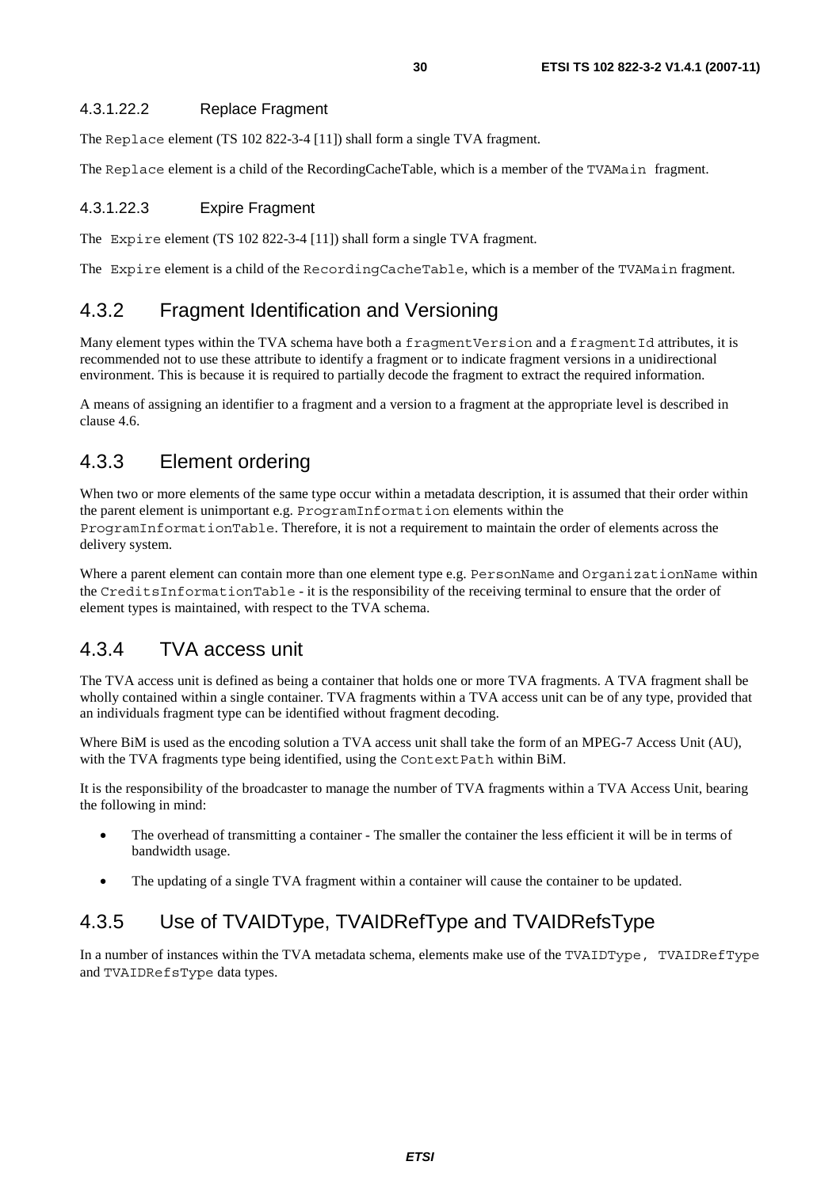#### 4.3.1.22.2 Replace Fragment

The Replace element (TS 102 822-3-4 [11]) shall form a single TVA fragment.

The Replace element is a child of the RecordingCacheTable, which is a member of the TVAMain fragment.

#### 4.3.1.22.3 Expire Fragment

The Expire element (TS 102 822-3-4 [11]) shall form a single TVA fragment.

The Expire element is a child of the RecordingCacheTable, which is a member of the TVAMain fragment.

## 4.3.2 Fragment Identification and Versioning

Many element types within the TVA schema have both a fragmentVersion and a fragmentId attributes, it is recommended not to use these attribute to identify a fragment or to indicate fragment versions in a unidirectional environment. This is because it is required to partially decode the fragment to extract the required information.

A means of assigning an identifier to a fragment and a version to a fragment at the appropriate level is described in clause 4.6.

## 4.3.3 Element ordering

When two or more elements of the same type occur within a metadata description, it is assumed that their order within the parent element is unimportant e.g. ProgramInformation elements within the ProgramInformationTable. Therefore, it is not a requirement to maintain the order of elements across the delivery system.

Where a parent element can contain more than one element type e.g. PersonName and OrganizationName within the CreditsInformationTable - it is the responsibility of the receiving terminal to ensure that the order of element types is maintained, with respect to the TVA schema.

## 4.3.4 TVA access unit

The TVA access unit is defined as being a container that holds one or more TVA fragments. A TVA fragment shall be wholly contained within a single container. TVA fragments within a TVA access unit can be of any type, provided that an individuals fragment type can be identified without fragment decoding.

Where BiM is used as the encoding solution a TVA access unit shall take the form of an MPEG-7 Access Unit (AU), with the TVA fragments type being identified, using the ContextPath within BiM.

It is the responsibility of the broadcaster to manage the number of TVA fragments within a TVA Access Unit, bearing the following in mind:

- The overhead of transmitting a container - The smaller the container the less efficient it will be in terms of bandwidth usage.
- The updating of a single TVA fragment within a container will cause the container to be updated.

## 4.3.5 Use of TVAIDType, TVAIDRefType and TVAIDRefsType

In a number of instances within the TVA metadata schema, elements make use of the TVAIDType, TVAIDRefType and TVAIDRefsType data types.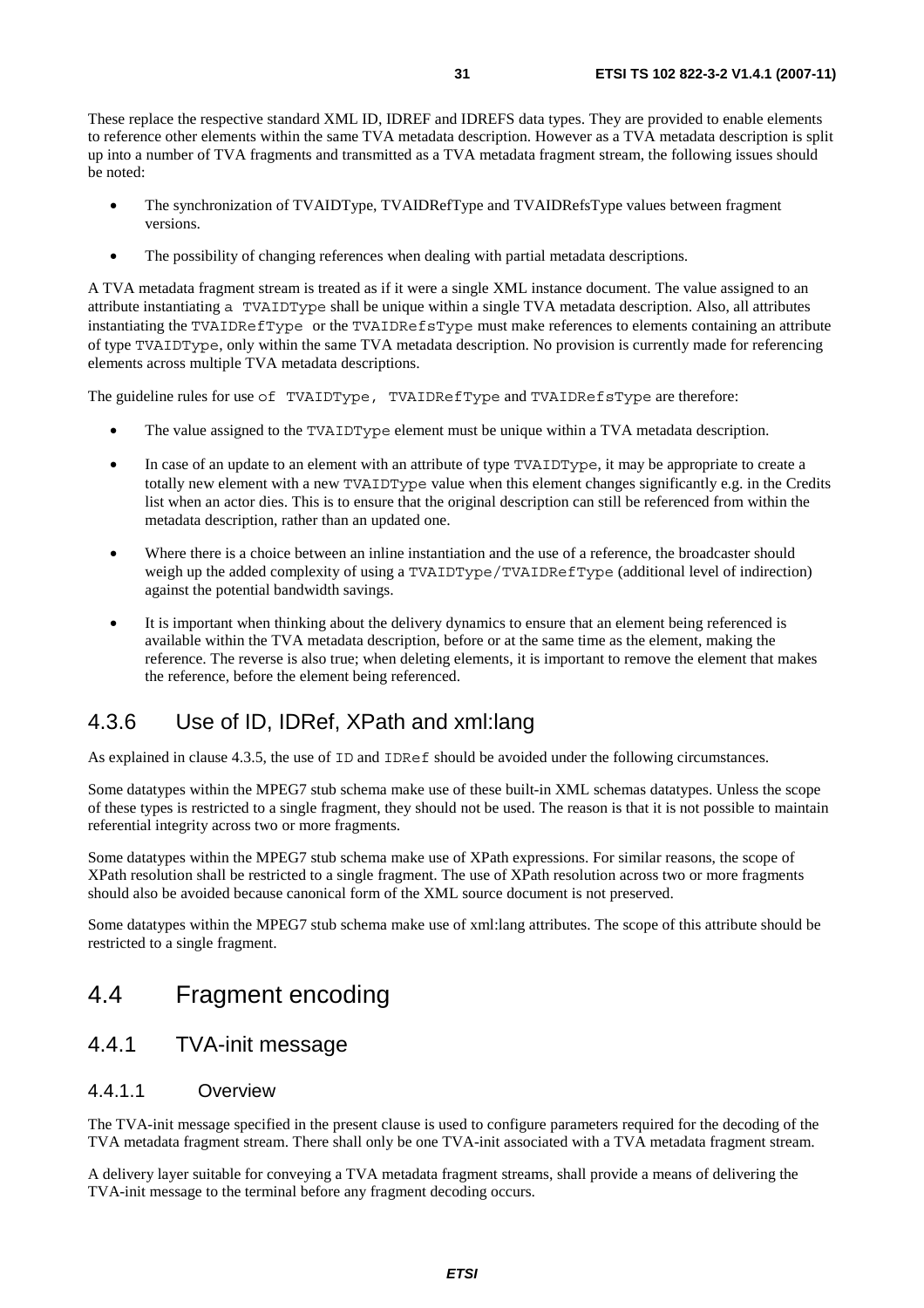These replace the respective standard XML ID, IDREF and IDREFS data types. They are provided to enable elements to reference other elements within the same TVA metadata description. However as a TVA metadata description is split up into a number of TVA fragments and transmitted as a TVA metadata fragment stream, the following issues should be noted:

- The synchronization of TVAIDType, TVAIDRefType and TVAIDRefsType values between fragment versions.
- The possibility of changing references when dealing with partial metadata descriptions.

A TVA metadata fragment stream is treated as if it were a single XML instance document. The value assigned to an attribute instantiating a `TVAIDType` shall be unique within a single TVA metadata description. Also, all attributes instantiating the `TVAIDRefType` or the `TVAIDRefsType` must make references to elements containing an attribute of type `TVAIDType`, only within the same TVA metadata description. No provision is currently made for referencing elements across multiple TVA metadata descriptions.

The guideline rules for use of `TVAIDType, TVAIDRefType` and `TVAIDRefsType` are therefore:

- The value assigned to the `TVAIDType` element must be unique within a TVA metadata description.
- In case of an update to an element with an attribute of type `TVAIDType`, it may be appropriate to create a totally new element with a new `TVAIDType` value when this element changes significantly e.g. in the Credits list when an actor dies. This is to ensure that the original description can still be referenced from within the metadata description, rather than an updated one.
- Where there is a choice between an inline instantiation and the use of a reference, the broadcaster should weigh up the added complexity of using a `TVAIDType/TVAIDRefType` (additional level of indirection) against the potential bandwidth savings.
- It is important when thinking about the delivery dynamics to ensure that an element being referenced is available within the TVA metadata description, before or at the same time as the element, making the reference. The reverse is also true; when deleting elements, it is important to remove the element that makes the reference, before the element being referenced.

## 4.3.6 Use of ID, IDRef, XPath and xml:lang

As explained in clause 4.3.5, the use of `ID` and `IDRef` should be avoided under the following circumstances.

Some datatypes within the MPEG7 stub schema make use of these built-in XML schemas datatypes. Unless the scope of these types is restricted to a single fragment, they should not be used. The reason is that it is not possible to maintain referential integrity across two or more fragments.

Some datatypes within the MPEG7 stub schema make use of XPath expressions. For similar reasons, the scope of XPath resolution shall be restricted to a single fragment. The use of XPath resolution across two or more fragments should also be avoided because canonical form of the XML source document is not preserved.

Some datatypes within the MPEG7 stub schema make use of xml:lang attributes. The scope of this attribute should be restricted to a single fragment.

# 4.4 Fragment encoding

## 4.4.1 TVA-init message

### 4.4.1.1 Overview

The TVA-init message specified in the present clause is used to configure parameters required for the decoding of the TVA metadata fragment stream. There shall only be one TVA-init associated with a TVA metadata fragment stream.

A delivery layer suitable for conveying a TVA metadata fragment streams, shall provide a means of delivering the TVA-init message to the terminal before any fragment decoding occurs.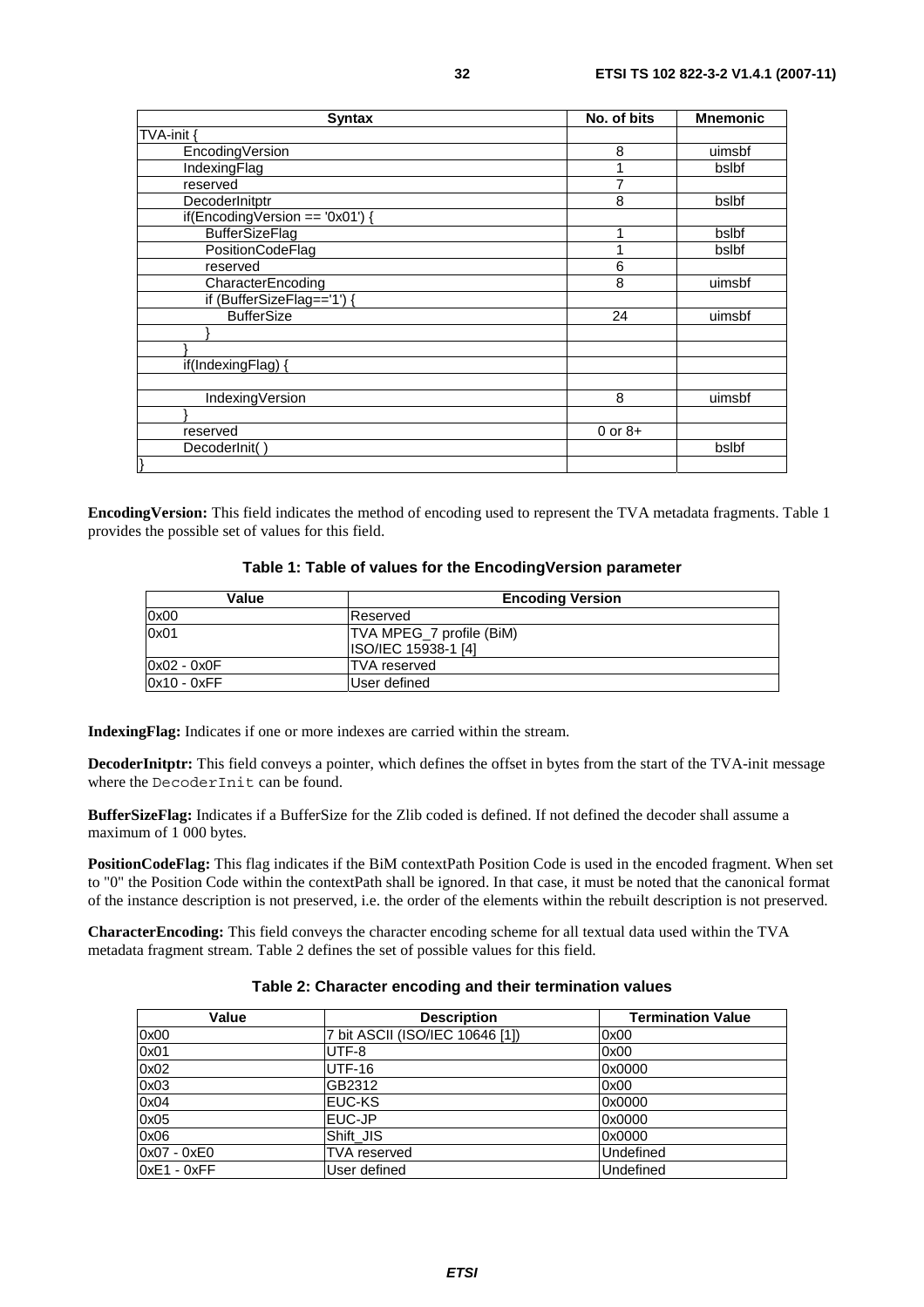| Syntax | No. of bits | Mnemonic |
| --- | --- | --- |
| TVA-init { | | |
| EncodingVersion | 8 | uimsbf |
| IndexingFlag | 1 | bslbf |
| reserved | 7 | |
| DecoderInitptr | 8 | bslbf |
| if(EncodingVersion == '0x01') { | | |
| BufferSizeFlag | 1 | bslbf |
| PositionCodeFlag | 1 | bslbf |
| reserved | 6 | |
| CharacterEncoding | 8 | uimsbf |
| if (BufferSizeFlag=='1') { | | |
| BufferSize | 24 | uimsbf |
| } | | |
| } | | |
| if(IndexingFlag) { | | |
| | | |
| IndexingVersion | 8 | uimsbf |
| } | | |
| reserved | 0 or 8+ | |
| DecoderInit( ) | | bslbf |
| } | | |

**EncodingVersion:** This field indicates the method of encoding used to represent the TVA metadata fragments. Table 1 provides the possible set of values for this field.

**Table 1: Table of values for the EncodingVersion parameter**

| Value | Encoding Version |
| --- | --- |
| 0x00 | Reserved |
| 0x01 | TVA MPEG_7 profile (BiM) ISO/IEC 15938-1 [4] |
| 0x02 - 0x0F | TVA reserved |
| 0x10 - 0xFF | User defined |

**IndexingFlag:** Indicates if one or more indexes are carried within the stream.

**DecoderInitptr:** This field conveys a pointer, which defines the offset in bytes from the start of the TVA-init message where the `DecoderInit` can be found.

**BufferSizeFlag:** Indicates if a BufferSize for the Zlib coded is defined. If not defined the decoder shall assume a maximum of 1 000 bytes.

**PositionCodeFlag:** This flag indicates if the BiM contextPath Position Code is used in the encoded fragment. When set to "0" the Position Code within the contextPath shall be ignored. In that case, it must be noted that the canonical format of the instance description is not preserved, i.e. the order of the elements within the rebuilt description is not preserved.

**CharacterEncoding:** This field conveys the character encoding scheme for all textual data used within the TVA metadata fragment stream. Table 2 defines the set of possible values for this field.

**Table 2: Character encoding and their termination values**

| Value | Description | Termination Value |
| --- | --- | --- |
| 0x00 | 7 bit ASCII (ISO/IEC 10646 [1]) | 0x00 |
| 0x01 | UTF-8 | 0x00 |
| 0x02 | UTF-16 | 0x0000 |
| 0x03 | GB2312 | 0x00 |
| 0x04 | EUC-KS | 0x0000 |
| 0x05 | EUC-JP | 0x0000 |
| 0x06 | Shift_JIS | 0x0000 |
| 0x07 - 0xE0 | TVA reserved | Undefined |
| 0xE1 - 0xFF | User defined | Undefined |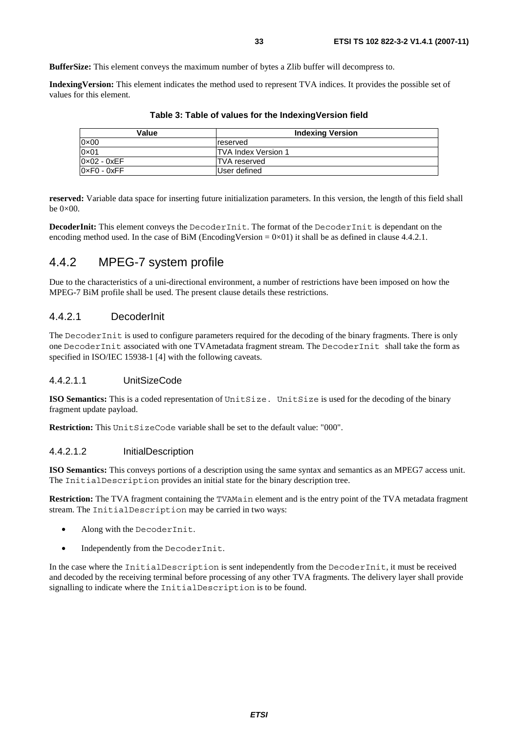**BufferSize:** This element conveys the maximum number of bytes a Zlib buffer will decompress to.

**IndexingVersion:** This element indicates the method used to represent TVA indices. It provides the possible set of values for this element.

**Table 3: Table of values for the IndexingVersion field**

| Value | Indexing Version |
|---|---|
| 0×00 | reserved |
| 0×01 | TVA Index Version 1 |
| 0×02 - 0xEF | TVA reserved |
| 0×F0 - 0xFF | User defined |

**reserved:** Variable data space for inserting future initialization parameters. In this version, the length of this field shall be 0×00.

**DecoderInit:** This element conveys the `DecoderInit`. The format of the `DecoderInit` is dependant on the encoding method used. In the case of BiM (EncodingVersion = 0×01) it shall be as defined in clause 4.4.2.1.

## 4.4.2 MPEG-7 system profile

Due to the characteristics of a uni-directional environment, a number of restrictions have been imposed on how the MPEG-7 BiM profile shall be used. The present clause details these restrictions.

### 4.4.2.1 DecoderInit

The `DecoderInit` is used to configure parameters required for the decoding of the binary fragments. There is only one `DecoderInit` associated with one TVAmetadata fragment stream. The `DecoderInit` shall take the form as specified in ISO/IEC 15938-1 [4] with the following caveats.

#### 4.4.2.1.1 UnitSizeCode

**ISO Semantics:** This is a coded representation of `UnitSize. UnitSize` is used for the decoding of the binary fragment update payload.

**Restriction:** This `UnitSizeCode` variable shall be set to the default value: "000".

#### 4.4.2.1.2 InitialDescription

**ISO Semantics:** This conveys portions of a description using the same syntax and semantics as an MPEG7 access unit. The `InitialDescription` provides an initial state for the binary description tree.

**Restriction:** The TVA fragment containing the `TVAMain` element and is the entry point of the TVA metadata fragment stream. The `InitialDescription` may be carried in two ways:

- Along with the `DecoderInit`.
- Independently from the `DecoderInit`.

In the case where the `InitialDescription` is sent independently from the `DecoderInit`, it must be received and decoded by the receiving terminal before processing of any other TVA fragments. The delivery layer shall provide signalling to indicate where the `InitialDescription` is to be found.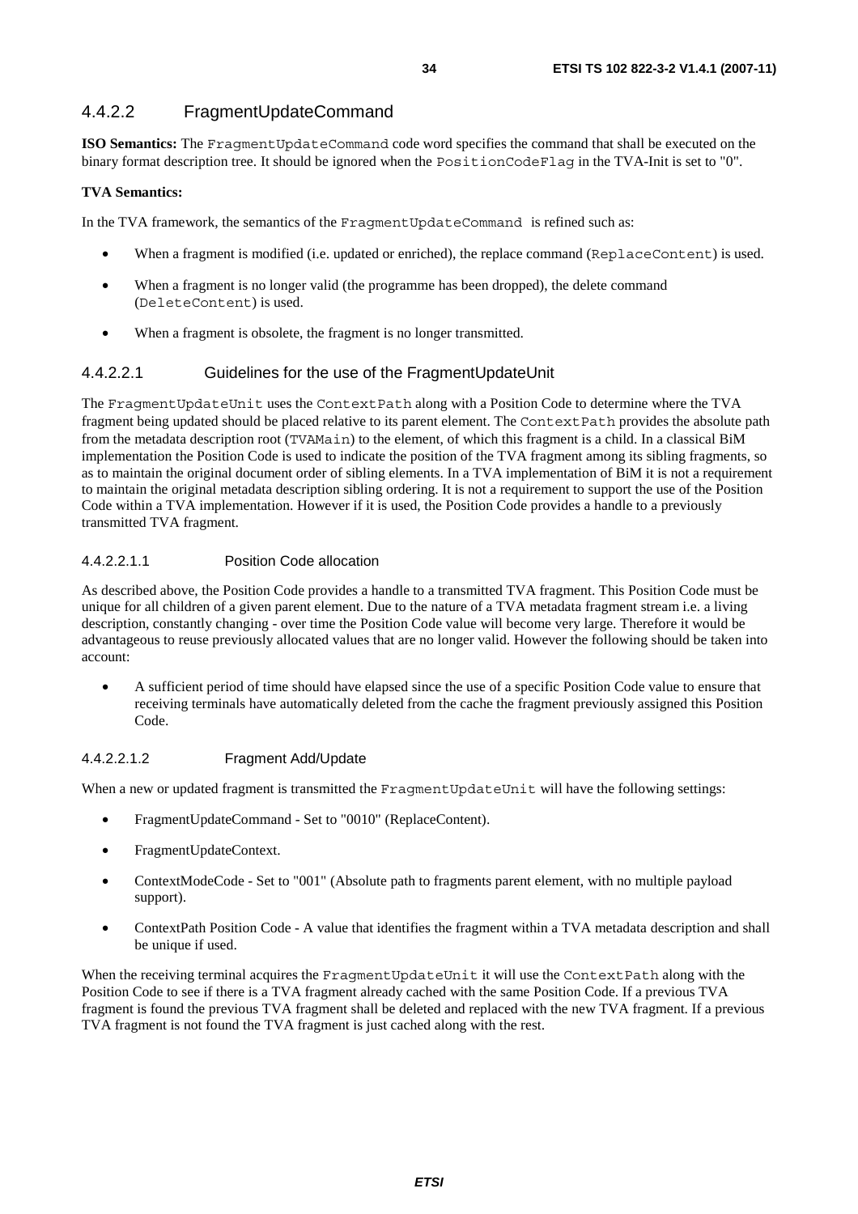### 4.4.2.2 FragmentUpdateCommand

**ISO Semantics:** The `FragmentUpdateCommand` code word specifies the command that shall be executed on the binary format description tree. It should be ignored when the `PositionCodeFlag` in the TVA-Init is set to "0".

**TVA Semantics:**

In the TVA framework, the semantics of the `FragmentUpdateCommand` is refined such as:

- When a fragment is modified (i.e. updated or enriched), the replace command (`ReplaceContent`) is used.
- When a fragment is no longer valid (the programme has been dropped), the delete command (`DeleteContent`) is used.
- When a fragment is obsolete, the fragment is no longer transmitted.

#### 4.4.2.2.1 Guidelines for the use of the FragmentUpdateUnit

The `FragmentUpdateUnit` uses the `ContextPath` along with a Position Code to determine where the TVA fragment being updated should be placed relative to its parent element. The `ContextPath` provides the absolute path from the metadata description root (`TVAMain`) to the element, of which this fragment is a child. In a classical BiM implementation the Position Code is used to indicate the position of the TVA fragment among its sibling fragments, so as to maintain the original document order of sibling elements. In a TVA implementation of BiM it is not a requirement to maintain the original metadata description sibling ordering. It is not a requirement to support the use of the Position Code within a TVA implementation. However if it is used, the Position Code provides a handle to a previously transmitted TVA fragment.

##### 4.4.2.2.1.1 Position Code allocation

As described above, the Position Code provides a handle to a transmitted TVA fragment. This Position Code must be unique for all children of a given parent element. Due to the nature of a TVA metadata fragment stream i.e. a living description, constantly changing - over time the Position Code value will become very large. Therefore it would be advantageous to reuse previously allocated values that are no longer valid. However the following should be taken into account:

- A sufficient period of time should have elapsed since the use of a specific Position Code value to ensure that receiving terminals have automatically deleted from the cache the fragment previously assigned this Position Code.

##### 4.4.2.2.1.2 Fragment Add/Update

When a new or updated fragment is transmitted the `FragmentUpdateUnit` will have the following settings:

- FragmentUpdateCommand - Set to "0010" (ReplaceContent).
- FragmentUpdateContext.
- ContextModeCode - Set to "001" (Absolute path to fragments parent element, with no multiple payload support).
- ContextPath Position Code - A value that identifies the fragment within a TVA metadata description and shall be unique if used.

When the receiving terminal acquires the `FragmentUpdateUnit` it will use the `ContextPath` along with the Position Code to see if there is a TVA fragment already cached with the same Position Code. If a previous TVA fragment is found the previous TVA fragment shall be deleted and replaced with the new TVA fragment. If a previous TVA fragment is not found the TVA fragment is just cached along with the rest.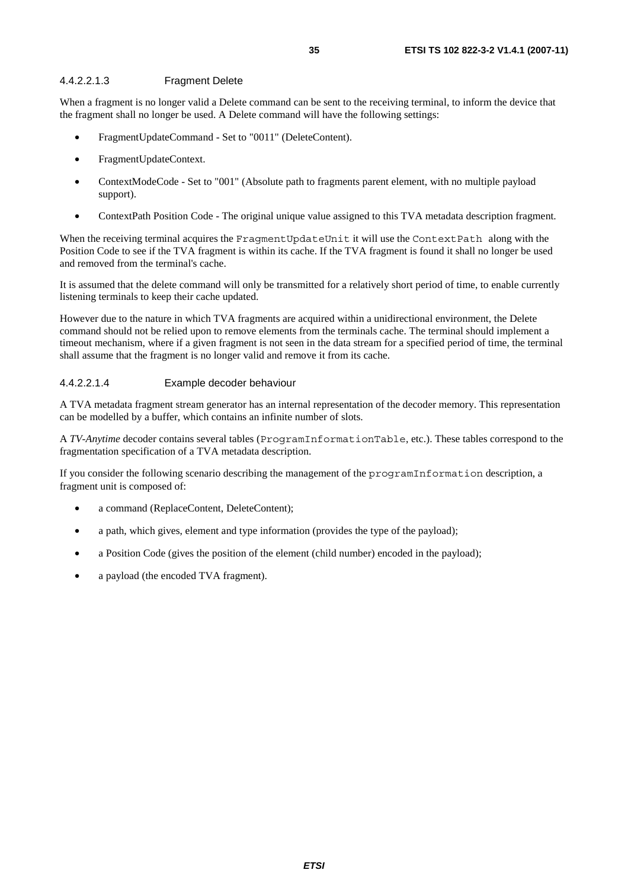#### 4.4.2.2.1.3 Fragment Delete

When a fragment is no longer valid a Delete command can be sent to the receiving terminal, to inform the device that the fragment shall no longer be used. A Delete command will have the following settings:

- FragmentUpdateCommand - Set to "0011" (DeleteContent).
- FragmentUpdateContext.
- ContextModeCode - Set to "001" (Absolute path to fragments parent element, with no multiple payload support).
- ContextPath Position Code - The original unique value assigned to this TVA metadata description fragment.

When the receiving terminal acquires the `FragmentUpdateUnit` it will use the `ContextPath` along with the Position Code to see if the TVA fragment is within its cache. If the TVA fragment is found it shall no longer be used and removed from the terminal's cache.

It is assumed that the delete command will only be transmitted for a relatively short period of time, to enable currently listening terminals to keep their cache updated.

However due to the nature in which TVA fragments are acquired within a unidirectional environment, the Delete command should not be relied upon to remove elements from the terminals cache. The terminal should implement a timeout mechanism, where if a given fragment is not seen in the data stream for a specified period of time, the terminal shall assume that the fragment is no longer valid and remove it from its cache.

#### 4.4.2.2.1.4 Example decoder behaviour

A TVA metadata fragment stream generator has an internal representation of the decoder memory. This representation can be modelled by a buffer, which contains an infinite number of slots.

A *TV-Anytime* decoder contains several tables (`ProgramInformationTable`, etc.). These tables correspond to the fragmentation specification of a TVA metadata description.

If you consider the following scenario describing the management of the `programInformation` description, a fragment unit is composed of:

- a command (ReplaceContent, DeleteContent);
- a path, which gives, element and type information (provides the type of the payload);
- a Position Code (gives the position of the element (child number) encoded in the payload);
- a payload (the encoded TVA fragment).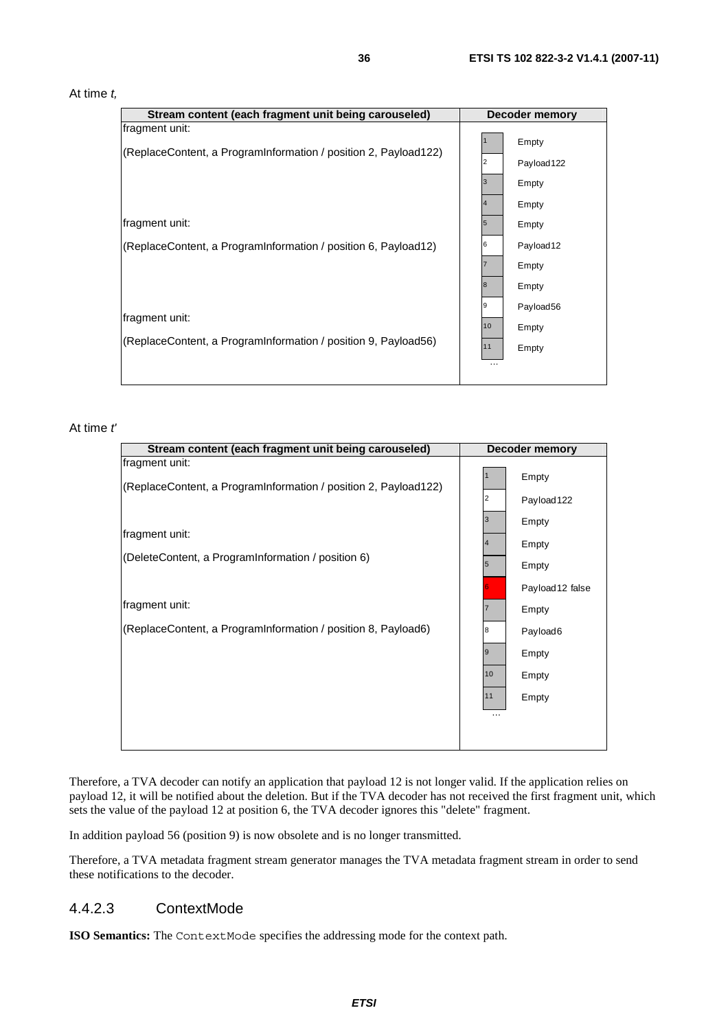At time *t,*

| Stream content (each fragment unit being carouseled) | Decoder memory |
| --- | --- |
| fragment unit:<br>(ReplaceContent, a ProgramInformation / position 2, Payload122)<br><br>fragment unit:<br>(ReplaceContent, a ProgramInformation / position 6, Payload12)<br><br>fragment unit:<br>(ReplaceContent, a ProgramInformation / position 9, Payload56) | 1 Empty<br>2 Payload122<br>3 Empty<br>4 Empty<br>5 Empty<br>6 Payload12<br>7 Empty<br>8 Empty<br>9 Payload56<br>10 Empty<br>11 Empty<br>… |

At time *t'*

| Stream content (each fragment unit being carouseled) | Decoder memory |
| --- | --- |
| fragment unit:<br>(ReplaceContent, a ProgramInformation / position 2, Payload122)<br><br>fragment unit:<br>(DeleteContent, a ProgramInformation / position 6)<br><br>fragment unit:<br>(ReplaceContent, a ProgramInformation / position 8, Payload6) | 1 Empty<br>2 Payload122<br>3 Empty<br>4 Empty<br>5 Empty<br>6 Payload12 false<br>7 Empty<br>8 Payload6<br>9 Empty<br>10 Empty<br>11 Empty<br>… |

Therefore, a TVA decoder can notify an application that payload 12 is not longer valid. If the application relies on payload 12, it will be notified about the deletion. But if the TVA decoder has not received the first fragment unit, which sets the value of the payload 12 at position 6, the TVA decoder ignores this "delete" fragment.

In addition payload 56 (position 9) is now obsolete and is no longer transmitted.

Therefore, a TVA metadata fragment stream generator manages the TVA metadata fragment stream in order to send these notifications to the decoder.

### 4.4.2.3 ContextMode

**ISO Semantics:** The ContextMode specifies the addressing mode for the context path.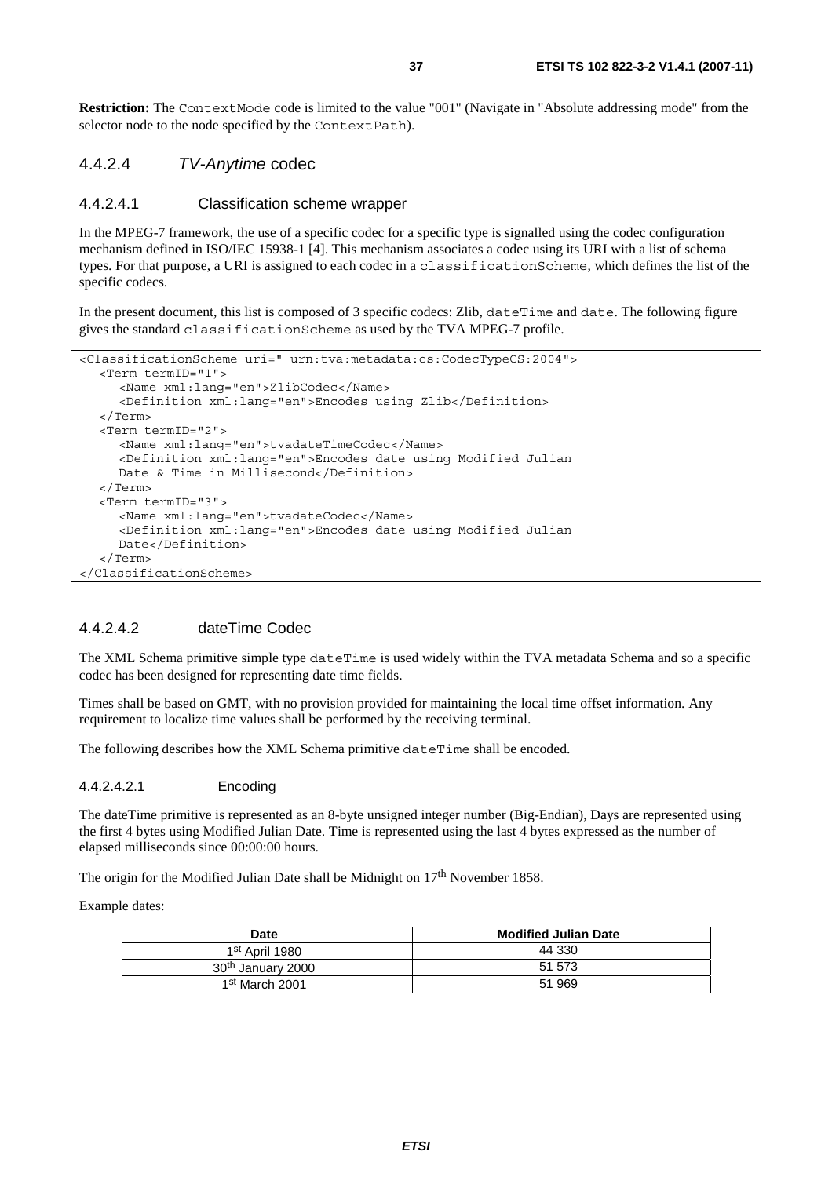**Restriction:** The ContextMode code is limited to the value "001" (Navigate in "Absolute addressing mode" from the selector node to the node specified by the ContextPath).

### 4.4.2.4 *TV-Anytime* codec

#### 4.4.2.4.1 Classification scheme wrapper

In the MPEG-7 framework, the use of a specific codec for a specific type is signalled using the codec configuration mechanism defined in ISO/IEC 15938-1 [4]. This mechanism associates a codec using its URI with a list of schema types. For that purpose, a URI is assigned to each codec in a classificationScheme, which defines the list of the specific codecs.

In the present document, this list is composed of 3 specific codecs: Zlib, dateTime and date. The following figure gives the standard classificationScheme as used by the TVA MPEG-7 profile.

```
<ClassificationScheme uri=" urn:tva:metadata:cs:CodecTypeCS:2004">
   <Term termID="1">
      <Name xml:lang="en">ZlibCodec</Name>
      <Definition xml:lang="en">Encodes using Zlib</Definition>
   </Term>
   <Term termID="2">
      <Name xml:lang="en">tvadateTimeCodec</Name>
      <Definition xml:lang="en">Encodes date using Modified Julian
      Date & Time in Millisecond</Definition>
   </Term>
   <Term termID="3">
      <Name xml:lang="en">tvadateCodec</Name>
      <Definition xml:lang="en">Encodes date using Modified Julian
      Date</Definition>
   </Term>
</ClassificationScheme>
```

#### 4.4.2.4.2 dateTime Codec

The XML Schema primitive simple type dateTime is used widely within the TVA metadata Schema and so a specific codec has been designed for representing date time fields.

Times shall be based on GMT, with no provision provided for maintaining the local time offset information. Any requirement to localize time values shall be performed by the receiving terminal.

The following describes how the XML Schema primitive dateTime shall be encoded.

##### 4.4.2.4.2.1 Encoding

The dateTime primitive is represented as an 8-byte unsigned integer number (Big-Endian), Days are represented using the first 4 bytes using Modified Julian Date. Time is represented using the last 4 bytes expressed as the number of elapsed milliseconds since 00:00:00 hours.

The origin for the Modified Julian Date shall be Midnight on 17th November 1858.

Example dates:

| Date | Modified Julian Date |
|---|---|
| 1st April 1980 | 44 330 |
| 30th January 2000 | 51 573 |
| 1st March 2001 | 51 969 |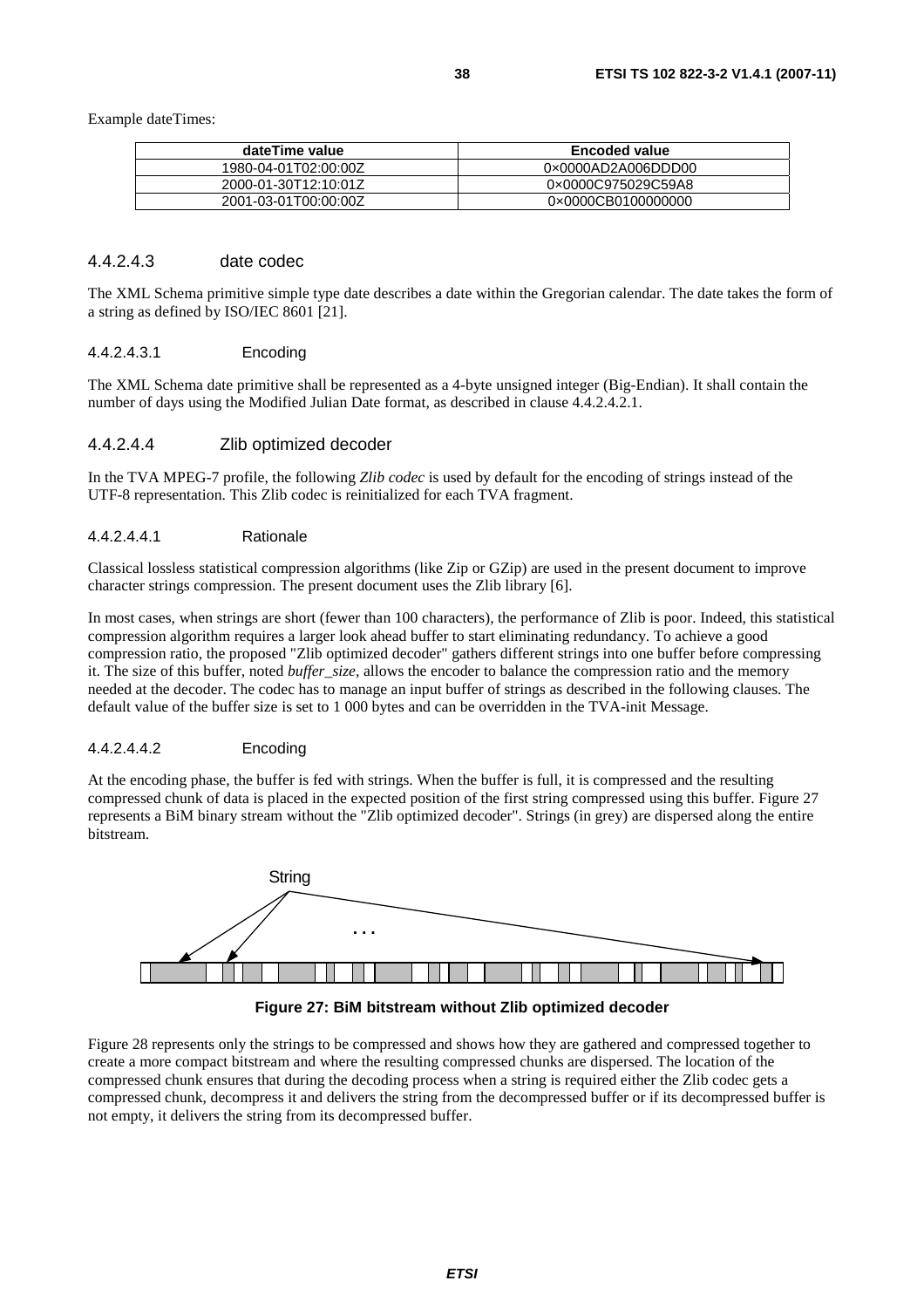Example dateTimes:

| dateTime value | Encoded value |
| --- | --- |
| 1980-04-01T02:00:00Z | 0×0000AD2A006DDD00 |
| 2000-01-30T12:10:01Z | 0×0000C975029C59A8 |
| 2001-03-01T00:00:00Z | 0×0000CB0100000000 |

### 4.4.2.4.3 date codec

The XML Schema primitive simple type date describes a date within the Gregorian calendar. The date takes the form of a string as defined by ISO/IEC 8601 [21].

#### 4.4.2.4.3.1 Encoding

The XML Schema date primitive shall be represented as a 4-byte unsigned integer (Big-Endian). It shall contain the number of days using the Modified Julian Date format, as described in clause 4.4.2.4.2.1.

### 4.4.2.4.4 Zlib optimized decoder

In the TVA MPEG-7 profile, the following *Zlib codec* is used by default for the encoding of strings instead of the UTF-8 representation. This Zlib codec is reinitialized for each TVA fragment.

#### 4.4.2.4.4.1 Rationale

Classical lossless statistical compression algorithms (like Zip or GZip) are used in the present document to improve character strings compression. The present document uses the Zlib library [6].

In most cases, when strings are short (fewer than 100 characters), the performance of Zlib is poor. Indeed, this statistical compression algorithm requires a larger look ahead buffer to start eliminating redundancy. To achieve a good compression ratio, the proposed "Zlib optimized decoder" gathers different strings into one buffer before compressing it. The size of this buffer, noted *buffer_size*, allows the encoder to balance the compression ratio and the memory needed at the decoder. The codec has to manage an input buffer of strings as described in the following clauses. The default value of the buffer size is set to 1 000 bytes and can be overridden in the TVA-init Message.

#### 4.4.2.4.4.2 Encoding

At the encoding phase, the buffer is fed with strings. When the buffer is full, it is compressed and the resulting compressed chunk of data is placed in the expected position of the first string compressed using this buffer. Figure 27 represents a BiM binary stream without the "Zlib optimized decoder". Strings (in grey) are dispersed along the entire bitstream.

String

...

**Figure 27: BiM bitstream without Zlib optimized decoder**

Figure 28 represents only the strings to be compressed and shows how they are gathered and compressed together to create a more compact bitstream and where the resulting compressed chunks are dispersed. The location of the compressed chunk ensures that during the decoding process when a string is required either the Zlib codec gets a compressed chunk, decompress it and delivers the string from the decompressed buffer or if its decompressed buffer is not empty, it delivers the string from its decompressed buffer.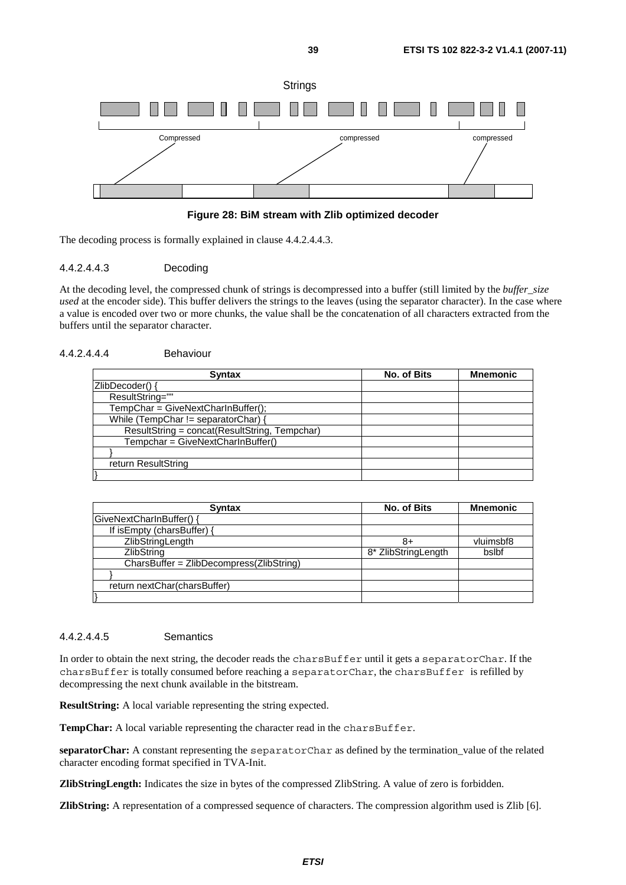Strings

Compressed compressed compressed

**Figure 28: BiM stream with Zlib optimized decoder**

The decoding process is formally explained in clause 4.4.2.4.4.3.

#### 4.4.2.4.4.3 Decoding

At the decoding level, the compressed chunk of strings is decompressed into a buffer (still limited by the *buffer_size used* at the encoder side). This buffer delivers the strings to the leaves (using the separator character). In the case where a value is encoded over two or more chunks, the value shall be the concatenation of all characters extracted from the buffers until the separator character.

#### 4.4.2.4.4.4 Behaviour

| Syntax | No. of Bits | Mnemonic |
|---|---|---|
| ZlibDecoder() { | | |
| ResultString="" | | |
| TempChar = GiveNextCharInBuffer(); | | |
| While (TempChar != separatorChar) { | | |
| ResultString = concat(ResultString, Tempchar) | | |
| Tempchar = GiveNextCharInBuffer() | | |
| } | | |
| return ResultString | | |
| } | | |

| Syntax | No. of Bits | Mnemonic |
|---|---|---|
| GiveNextCharInBuffer() { | | |
| If isEmpty (charsBuffer) { | | |
| ZlibStringLength | 8+ | vluimsbf8 |
| ZlibString | 8* ZlibStringLength | bslbf |
| CharsBuffer = ZlibDecompress(ZlibString) | | |
| } | | |
| return nextChar(charsBuffer) | | |
| } | | |

#### 4.4.2.4.4.5 Semantics

In order to obtain the next string, the decoder reads the charsBuffer until it gets a separatorChar. If the charsBuffer is totally consumed before reaching a separatorChar, the charsBuffer is refilled by decompressing the next chunk available in the bitstream.

**ResultString:** A local variable representing the string expected.

**TempChar:** A local variable representing the character read in the charsBuffer.

**separatorChar:** A constant representing the separatorChar as defined by the termination_value of the related character encoding format specified in TVA-Init.

**ZlibStringLength:** Indicates the size in bytes of the compressed ZlibString. A value of zero is forbidden.

**ZlibString:** A representation of a compressed sequence of characters. The compression algorithm used is Zlib [6].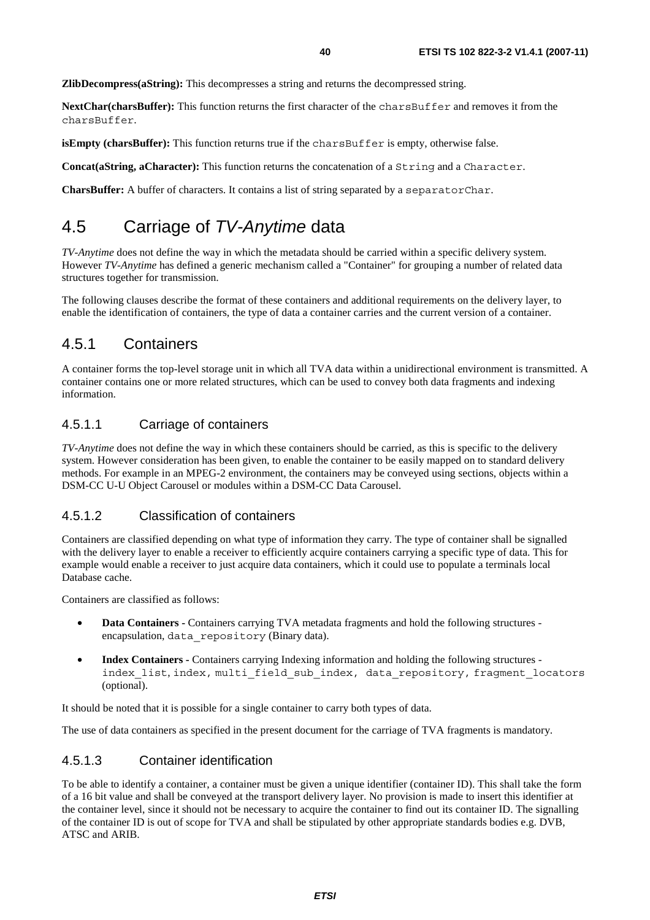**ZlibDecompress(aString):** This decompresses a string and returns the decompressed string.

**NextChar(charsBuffer):** This function returns the first character of the `charsBuffer` and removes it from the `charsBuffer`.

**isEmpty (charsBuffer):** This function returns true if the `charsBuffer` is empty, otherwise false.

**Concat(aString, aCharacter):** This function returns the concatenation of a `String` and a `Character`.

**CharsBuffer:** A buffer of characters. It contains a list of string separated by a `separatorChar`.

# 4.5 Carriage of *TV-Anytime* data

*TV-Anytime* does not define the way in which the metadata should be carried within a specific delivery system. However *TV-Anytime* has defined a generic mechanism called a "Container" for grouping a number of related data structures together for transmission.

The following clauses describe the format of these containers and additional requirements on the delivery layer, to enable the identification of containers, the type of data a container carries and the current version of a container.

## 4.5.1 Containers

A container forms the top-level storage unit in which all TVA data within a unidirectional environment is transmitted. A container contains one or more related structures, which can be used to convey both data fragments and indexing information.

### 4.5.1.1 Carriage of containers

*TV-Anytime* does not define the way in which these containers should be carried, as this is specific to the delivery system. However consideration has been given, to enable the container to be easily mapped on to standard delivery methods. For example in an MPEG-2 environment, the containers may be conveyed using sections, objects within a DSM-CC U-U Object Carousel or modules within a DSM-CC Data Carousel.

### 4.5.1.2 Classification of containers

Containers are classified depending on what type of information they carry. The type of container shall be signalled with the delivery layer to enable a receiver to efficiently acquire containers carrying a specific type of data. This for example would enable a receiver to just acquire data containers, which it could use to populate a terminals local Database cache.

Containers are classified as follows:

- **Data Containers -** Containers carrying TVA metadata fragments and hold the following structures - encapsulation, `data_repository` (Binary data).
- **Index Containers -** Containers carrying Indexing information and holding the following structures - `index_list`, `index`, `multi_field_sub_index`, `data_repository`, `fragment_locators` (optional).

It should be noted that it is possible for a single container to carry both types of data.

The use of data containers as specified in the present document for the carriage of TVA fragments is mandatory.

### 4.5.1.3 Container identification

To be able to identify a container, a container must be given a unique identifier (container ID). This shall take the form of a 16 bit value and shall be conveyed at the transport delivery layer. No provision is made to insert this identifier at the container level, since it should not be necessary to acquire the container to find out its container ID. The signalling of the container ID is out of scope for TVA and shall be stipulated by other appropriate standards bodies e.g. DVB, ATSC and ARIB.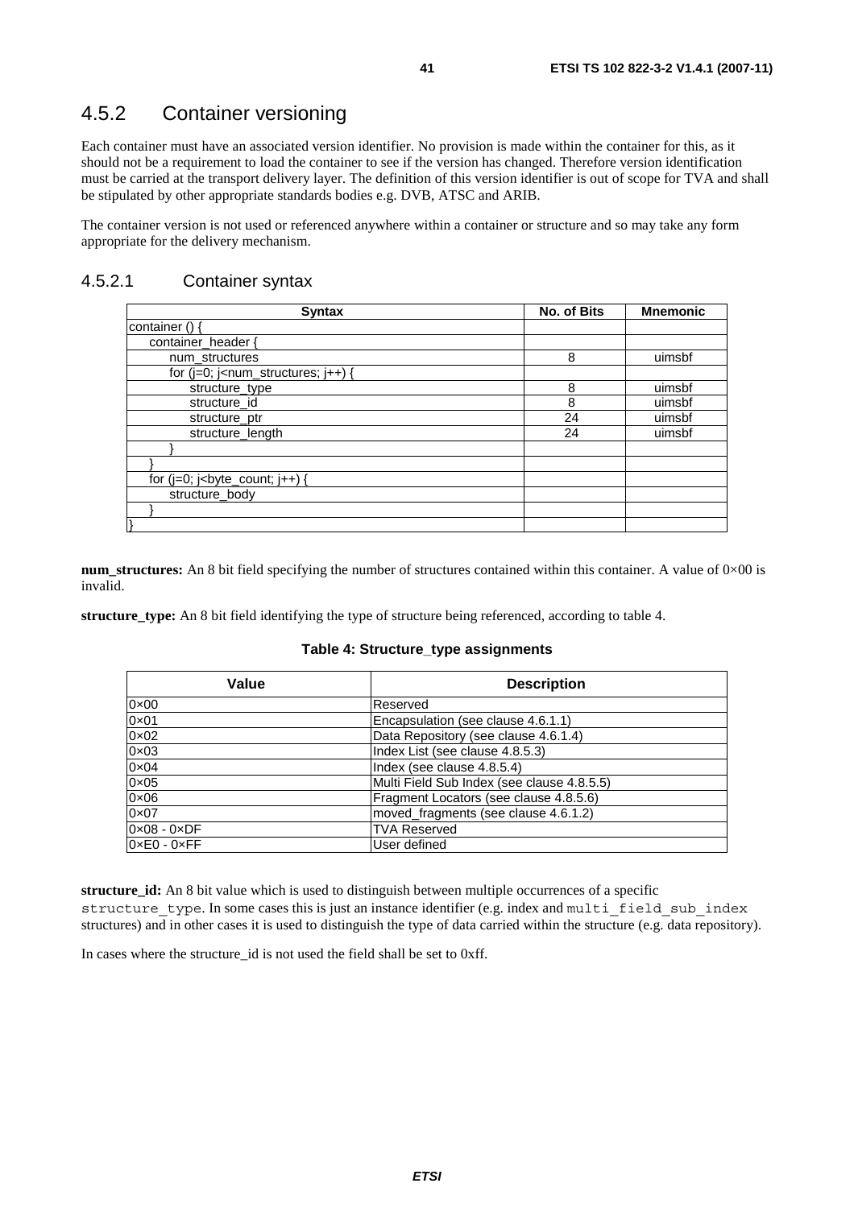### 4.5.2 Container versioning

Each container must have an associated version identifier. No provision is made within the container for this, as it should not be a requirement to load the container to see if the version has changed. Therefore version identification must be carried at the transport delivery layer. The definition of this version identifier is out of scope for TVA and shall be stipulated by other appropriate standards bodies e.g. DVB, ATSC and ARIB.

The container version is not used or referenced anywhere within a container or structure and so may take any form appropriate for the delivery mechanism.

#### 4.5.2.1 Container syntax

| Syntax | No. of Bits | Mnemonic |
|---|---|---|
| container () { | | |
| container_header { | | |
| num_structures | 8 | uimsbf |
| for (j=0; j<num_structures; j++) { | | |
| structure_type | 8 | uimsbf |
| structure_id | 8 | uimsbf |
| structure_ptr | 24 | uimsbf |
| structure_length | 24 | uimsbf |
| } | | |
| } | | |
| for (j=0; j<byte_count; j++) { | | |
| structure_body | | |
| } | | |
| } | | |

**num_structures:** An 8 bit field specifying the number of structures contained within this container. A value of 0×00 is invalid.

**structure_type:** An 8 bit field identifying the type of structure being referenced, according to table 4.

**Table 4: Structure_type assignments**

| Value | Description |
|---|---|
| 0×00 | Reserved |
| 0×01 | Encapsulation (see clause 4.6.1.1) |
| 0×02 | Data Repository (see clause 4.6.1.4) |
| 0×03 | Index List (see clause 4.8.5.3) |
| 0×04 | Index (see clause 4.8.5.4) |
| 0×05 | Multi Field Sub Index (see clause 4.8.5.5) |
| 0×06 | Fragment Locators (see clause 4.8.5.6) |
| 0×07 | moved_fragments (see clause 4.6.1.2) |
| 0×08 - 0×DF | TVA Reserved |
| 0×E0 - 0×FF | User defined |

**structure_id:** An 8 bit value which is used to distinguish between multiple occurrences of a specific `structure_type`. In some cases this is just an instance identifier (e.g. index and `multi_field_sub_index` structures) and in other cases it is used to distinguish the type of data carried within the structure (e.g. data repository).

In cases where the structure_id is not used the field shall be set to 0xff.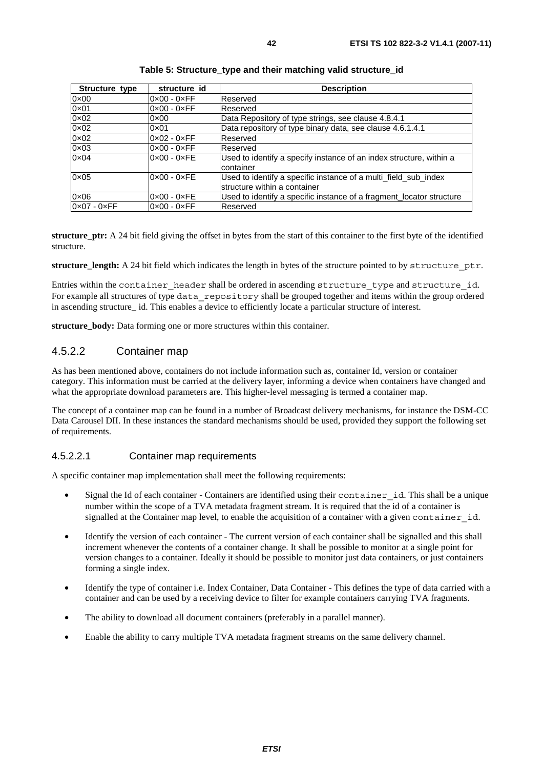**Table 5: Structure_type and their matching valid structure_id**

| Structure_type | structure_id | Description |
|---|---|---|
| 0×00 | 0×00 - 0×FF | Reserved |
| 0×01 | 0×00 - 0×FF | Reserved |
| 0×02 | 0×00 | Data Repository of type strings, see clause 4.8.4.1 |
| 0×02 | 0×01 | Data repository of type binary data, see clause 4.6.1.4.1 |
| 0×02 | 0×02 - 0×FF | Reserved |
| 0×03 | 0×00 - 0×FF | Reserved |
| 0×04 | 0×00 - 0×FE | Used to identify a specify instance of an index structure, within a container |
| 0×05 | 0×00 - 0×FE | Used to identify a specific instance of a multi_field_sub_index structure within a container |
| 0×06 | 0×00 - 0×FE | Used to identify a specific instance of a fragment_locator structure |
| 0×07 - 0×FF | 0×00 - 0×FF | Reserved |

**structure_ptr:** A 24 bit field giving the offset in bytes from the start of this container to the first byte of the identified structure.

**structure_length:** A 24 bit field which indicates the length in bytes of the structure pointed to by structure_ptr.

Entries within the container_header shall be ordered in ascending structure_type and structure_id. For example all structures of type data_repository shall be grouped together and items within the group ordered in ascending structure_ id. This enables a device to efficiently locate a particular structure of interest.

**structure_body:** Data forming one or more structures within this container.

### 4.5.2.2 Container map

As has been mentioned above, containers do not include information such as, container Id, version or container category. This information must be carried at the delivery layer, informing a device when containers have changed and what the appropriate download parameters are. This higher-level messaging is termed a container map.

The concept of a container map can be found in a number of Broadcast delivery mechanisms, for instance the DSM-CC Data Carousel DII. In these instances the standard mechanisms should be used, provided they support the following set of requirements.

#### 4.5.2.2.1 Container map requirements

A specific container map implementation shall meet the following requirements:

- Signal the Id of each container - Containers are identified using their container_id. This shall be a unique number within the scope of a TVA metadata fragment stream. It is required that the id of a container is signalled at the Container map level, to enable the acquisition of a container with a given container_id.
- Identify the version of each container - The current version of each container shall be signalled and this shall increment whenever the contents of a container change. It shall be possible to monitor at a single point for version changes to a container. Ideally it should be possible to monitor just data containers, or just containers forming a single index.
- Identify the type of container i.e. Index Container, Data Container - This defines the type of data carried with a container and can be used by a receiving device to filter for example containers carrying TVA fragments.
- The ability to download all document containers (preferably in a parallel manner).
- Enable the ability to carry multiple TVA metadata fragment streams on the same delivery channel.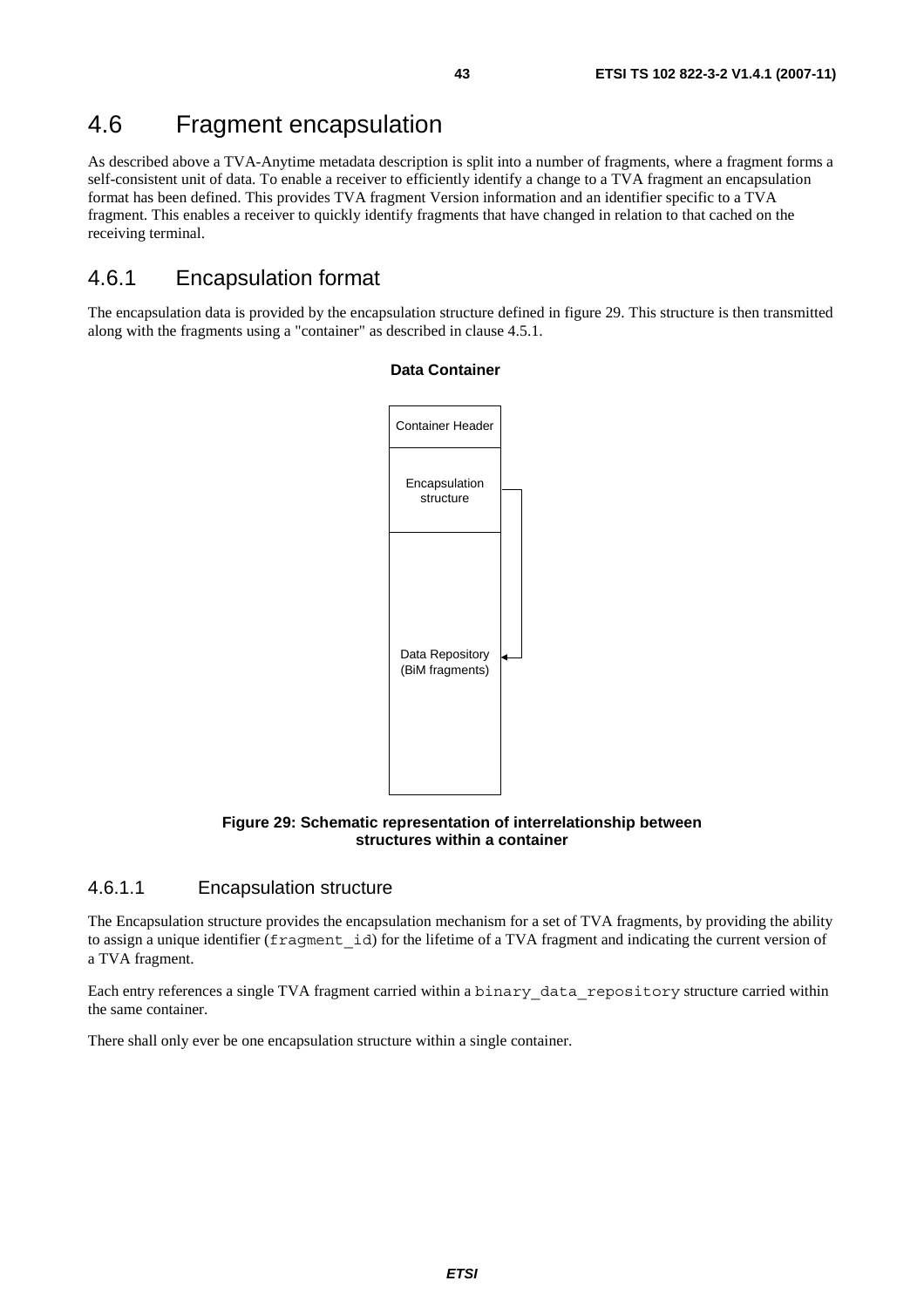# 4.6 Fragment encapsulation

As described above a TVA-Anytime metadata description is split into a number of fragments, where a fragment forms a self-consistent unit of data. To enable a receiver to efficiently identify a change to a TVA fragment an encapsulation format has been defined. This provides TVA fragment Version information and an identifier specific to a TVA fragment. This enables a receiver to quickly identify fragments that have changed in relation to that cached on the receiving terminal.

## 4.6.1 Encapsulation format

The encapsulation data is provided by the encapsulation structure defined in figure 29. This structure is then transmitted along with the fragments using a "container" as described in clause 4.5.1.

**Data Container**

Container Header

Encapsulation structure

Data Repository (BiM fragments)

**Figure 29: Schematic representation of interrelationship between structures within a container**

### 4.6.1.1 Encapsulation structure

The Encapsulation structure provides the encapsulation mechanism for a set of TVA fragments, by providing the ability to assign a unique identifier (`fragment_id`) for the lifetime of a TVA fragment and indicating the current version of a TVA fragment.

Each entry references a single TVA fragment carried within a `binary_data_repository` structure carried within the same container.

There shall only ever be one encapsulation structure within a single container.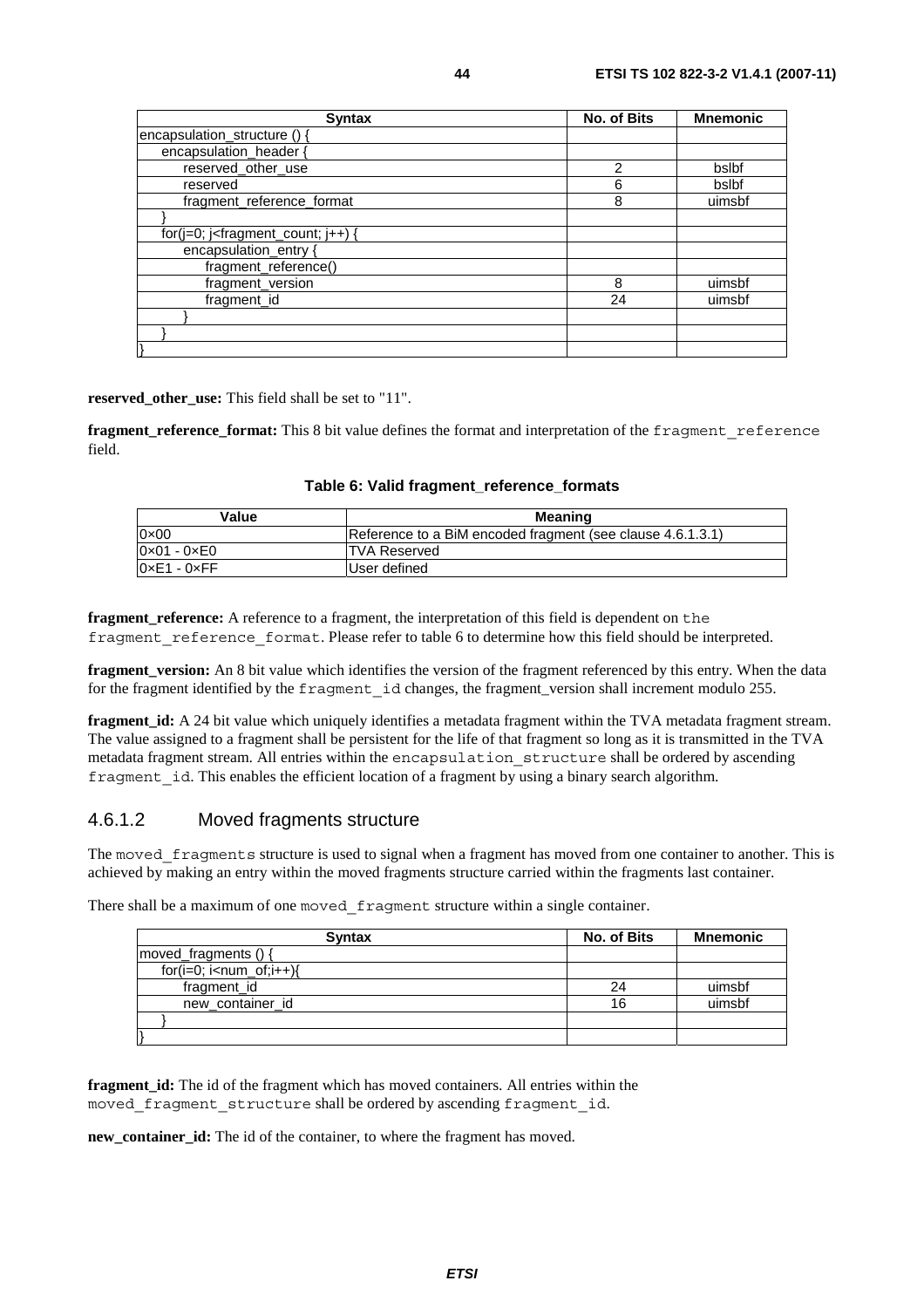| Syntax | No. of Bits | Mnemonic |
|---|---|---|
| encapsulation_structure () { | | |
| encapsulation_header { | | |
| reserved_other_use | 2 | bslbf |
| reserved | 6 | bslbf |
| fragment_reference_format | 8 | uimsbf |
| } | | |
| for(j=0; j<fragment_count; j++) { | | |
| encapsulation_entry { | | |
| fragment_reference() | | |
| fragment_version | 8 | uimsbf |
| fragment_id | 24 | uimsbf |
| } | | |
| } | | |
| } | | |

**reserved_other_use:** This field shall be set to "11".

**fragment_reference_format:** This 8 bit value defines the format and interpretation of the `fragment_reference` field.

**Table 6: Valid fragment_reference_formats**

| Value | Meaning |
|---|---|
| 0×00 | Reference to a BiM encoded fragment (see clause 4.6.1.3.1) |
| 0×01 - 0×E0 | TVA Reserved |
| 0×E1 - 0×FF | User defined |

**fragment_reference:** A reference to a fragment, the interpretation of this field is dependent on `the fragment_reference_format`. Please refer to table 6 to determine how this field should be interpreted.

**fragment_version:** An 8 bit value which identifies the version of the fragment referenced by this entry. When the data for the fragment identified by the `fragment_id` changes, the fragment_version shall increment modulo 255.

**fragment_id:** A 24 bit value which uniquely identifies a metadata fragment within the TVA metadata fragment stream. The value assigned to a fragment shall be persistent for the life of that fragment so long as it is transmitted in the TVA metadata fragment stream. All entries within the `encapsulation_structure` shall be ordered by ascending `fragment_id`. This enables the efficient location of a fragment by using a binary search algorithm.

### 4.6.1.2 Moved fragments structure

The `moved_fragments` structure is used to signal when a fragment has moved from one container to another. This is achieved by making an entry within the moved fragments structure carried within the fragments last container.

There shall be a maximum of one `moved_fragment` structure within a single container.

| Syntax | No. of Bits | Mnemonic |
|---|---|---|
| moved_fragments () { | | |
| for(i=0; i<num_of;i++){ | | |
| fragment_id | 24 | uimsbf |
| new_container_id | 16 | uimsbf |
| } | | |
| } | | |

**fragment_id:** The id of the fragment which has moved containers. All entries within the `moved_fragment_structure` shall be ordered by ascending `fragment_id`.

**new_container_id:** The id of the container, to where the fragment has moved.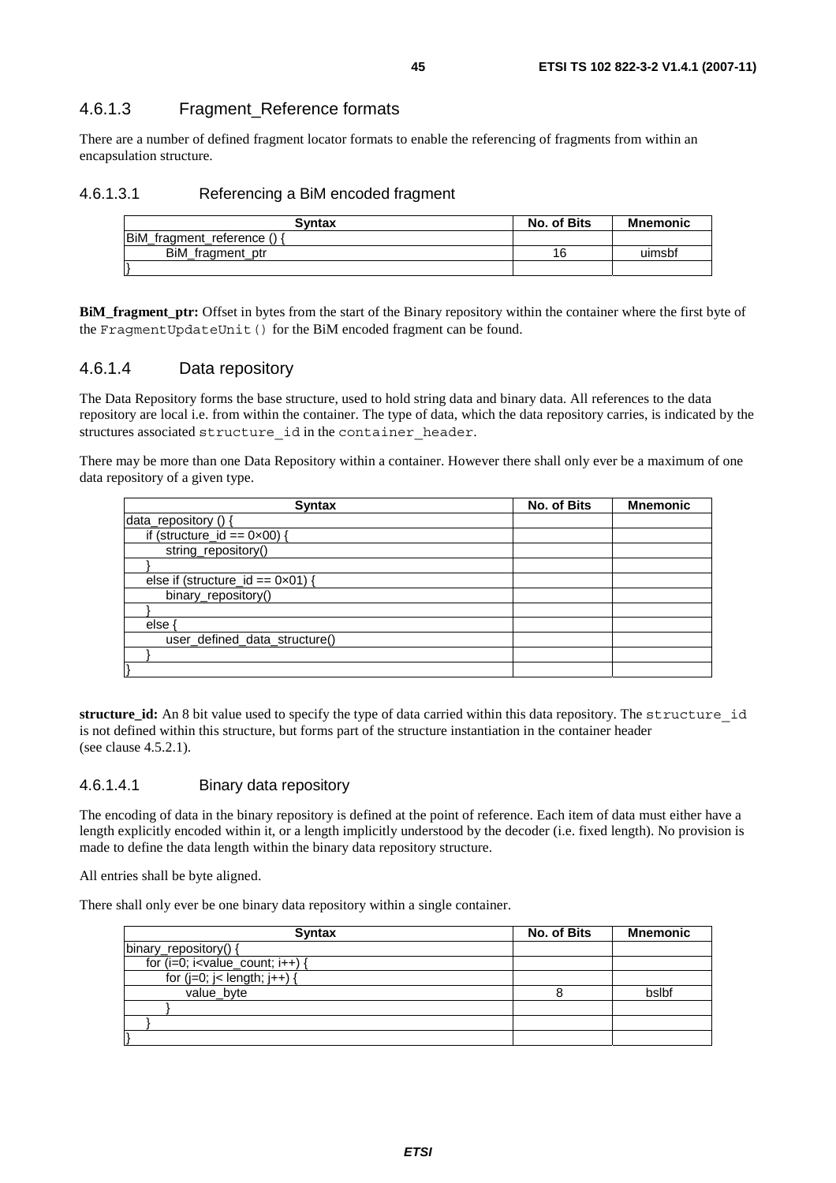### 4.6.1.3 Fragment_Reference formats

There are a number of defined fragment locator formats to enable the referencing of fragments from within an encapsulation structure.

#### 4.6.1.3.1 Referencing a BiM encoded fragment

| Syntax | No. of Bits | Mnemonic |
|---|---|---|
| BiM_fragment_reference () { | | |
| BiM_fragment_ptr | 16 | uimsbf |
| } | | |

**BiM_fragment_ptr:** Offset in bytes from the start of the Binary repository within the container where the first byte of the `FragmentUpdateUnit()` for the BiM encoded fragment can be found.

### 4.6.1.4 Data repository

The Data Repository forms the base structure, used to hold string data and binary data. All references to the data repository are local i.e. from within the container. The type of data, which the data repository carries, is indicated by the structures associated `structure_id` in the `container_header`.

There may be more than one Data Repository within a container. However there shall only ever be a maximum of one data repository of a given type.

| Syntax | No. of Bits | Mnemonic |
|---|---|---|
| data_repository () { | | |
| if (structure_id == 0×00) { | | |
| string_repository() | | |
| } | | |
| else if (structure_id == 0×01) { | | |
| binary_repository() | | |
| } | | |
| else { | | |
| user_defined_data_structure() | | |
| } | | |
| } | | |

**structure_id:** An 8 bit value used to specify the type of data carried within this data repository. The `structure_id` is not defined within this structure, but forms part of the structure instantiation in the container header (see clause 4.5.2.1).

#### 4.6.1.4.1 Binary data repository

The encoding of data in the binary repository is defined at the point of reference. Each item of data must either have a length explicitly encoded within it, or a length implicitly understood by the decoder (i.e. fixed length). No provision is made to define the data length within the binary data repository structure.

All entries shall be byte aligned.

There shall only ever be one binary data repository within a single container.

| Syntax | No. of Bits | Mnemonic |
|---|---|---|
| binary_repository() { | | |
| for (i=0; i<value_count; i++) { | | |
| for (j=0; j< length; j++) { | | |
| value_byte | 8 | bslbf |
| } | | |
| } | | |
| } | | |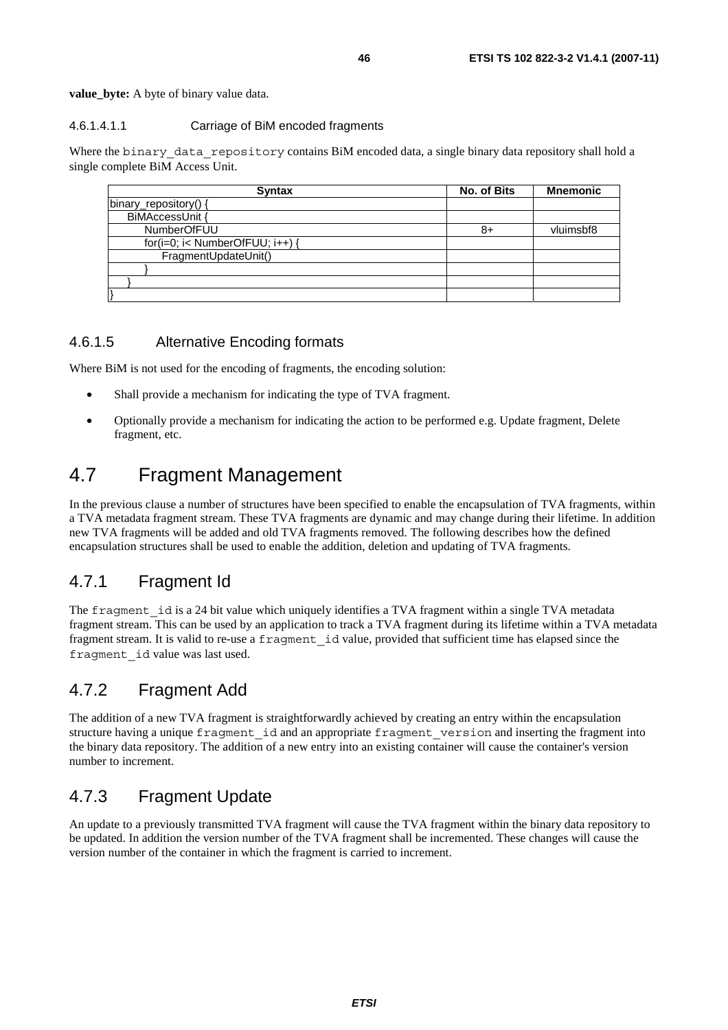**value_byte:** A byte of binary value data.

#### 4.6.1.4.1.1 Carriage of BiM encoded fragments

Where the `binary_data_repository` contains BiM encoded data, a single binary data repository shall hold a single complete BiM Access Unit.

| Syntax | No. of Bits | Mnemonic |
|---|---|---|
| binary_repository() { | | |
| BiMAccessUnit { | | |
| NumberOfFUU | 8+ | vluimsbf8 |
| for(i=0; i< NumberOfFUU; i++) { | | |
| FragmentUpdateUnit() | | |
| } | | |
| } | | |
| } | | |

### 4.6.1.5 Alternative Encoding formats

Where BiM is not used for the encoding of fragments, the encoding solution:

- Shall provide a mechanism for indicating the type of TVA fragment.
- Optionally provide a mechanism for indicating the action to be performed e.g. Update fragment, Delete fragment, etc.

## 4.7 Fragment Management

In the previous clause a number of structures have been specified to enable the encapsulation of TVA fragments, within a TVA metadata fragment stream. These TVA fragments are dynamic and may change during their lifetime. In addition new TVA fragments will be added and old TVA fragments removed. The following describes how the defined encapsulation structures shall be used to enable the addition, deletion and updating of TVA fragments.

### 4.7.1 Fragment Id

The `fragment_id` is a 24 bit value which uniquely identifies a TVA fragment within a single TVA metadata fragment stream. This can be used by an application to track a TVA fragment during its lifetime within a TVA metadata fragment stream. It is valid to re-use a `fragment_id` value, provided that sufficient time has elapsed since the `fragment_id` value was last used.

### 4.7.2 Fragment Add

The addition of a new TVA fragment is straightforwardly achieved by creating an entry within the encapsulation structure having a unique `fragment_id` and an appropriate `fragment_version` and inserting the fragment into the binary data repository. The addition of a new entry into an existing container will cause the container's version number to increment.

### 4.7.3 Fragment Update

An update to a previously transmitted TVA fragment will cause the TVA fragment within the binary data repository to be updated. In addition the version number of the TVA fragment shall be incremented. These changes will cause the version number of the container in which the fragment is carried to increment.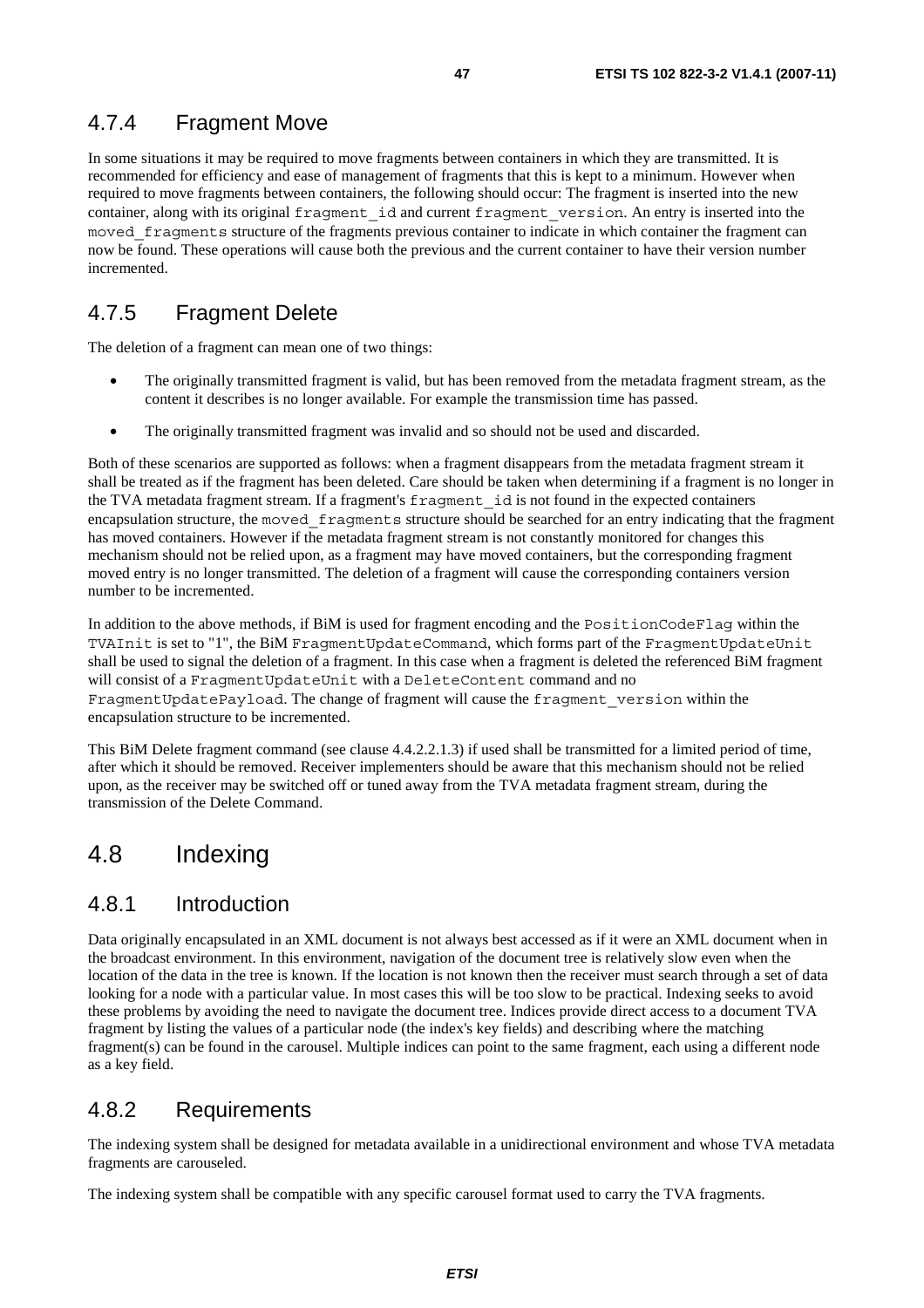### 4.7.4 Fragment Move

In some situations it may be required to move fragments between containers in which they are transmitted. It is recommended for efficiency and ease of management of fragments that this is kept to a minimum. However when required to move fragments between containers, the following should occur: The fragment is inserted into the new container, along with its original `fragment_id` and current `fragment_version`. An entry is inserted into the `moved_fragments` structure of the fragments previous container to indicate in which container the fragment can now be found. These operations will cause both the previous and the current container to have their version number incremented.

### 4.7.5 Fragment Delete

The deletion of a fragment can mean one of two things:

- The originally transmitted fragment is valid, but has been removed from the metadata fragment stream, as the content it describes is no longer available. For example the transmission time has passed.
- The originally transmitted fragment was invalid and so should not be used and discarded.

Both of these scenarios are supported as follows: when a fragment disappears from the metadata fragment stream it shall be treated as if the fragment has been deleted. Care should be taken when determining if a fragment is no longer in the TVA metadata fragment stream. If a fragment's `fragment_id` is not found in the expected containers encapsulation structure, the `moved_fragments` structure should be searched for an entry indicating that the fragment has moved containers. However if the metadata fragment stream is not constantly monitored for changes this mechanism should not be relied upon, as a fragment may have moved containers, but the corresponding fragment moved entry is no longer transmitted. The deletion of a fragment will cause the corresponding containers version number to be incremented.

In addition to the above methods, if BiM is used for fragment encoding and the `PositionCodeFlag` within the `TVAInit` is set to "1", the BiM `FragmentUpdateCommand`, which forms part of the `FragmentUpdateUnit` shall be used to signal the deletion of a fragment. In this case when a fragment is deleted the referenced BiM fragment will consist of a `FragmentUpdateUnit` with a `DeleteContent` command and no `FragmentUpdatePayload`. The change of fragment will cause the `fragment_version` within the encapsulation structure to be incremented.

This BiM Delete fragment command (see clause 4.4.2.2.1.3) if used shall be transmitted for a limited period of time, after which it should be removed. Receiver implementers should be aware that this mechanism should not be relied upon, as the receiver may be switched off or tuned away from the TVA metadata fragment stream, during the transmission of the Delete Command.

## 4.8 Indexing

### 4.8.1 Introduction

Data originally encapsulated in an XML document is not always best accessed as if it were an XML document when in the broadcast environment. In this environment, navigation of the document tree is relatively slow even when the location of the data in the tree is known. If the location is not known then the receiver must search through a set of data looking for a node with a particular value. In most cases this will be too slow to be practical. Indexing seeks to avoid these problems by avoiding the need to navigate the document tree. Indices provide direct access to a document TVA fragment by listing the values of a particular node (the index's key fields) and describing where the matching fragment(s) can be found in the carousel. Multiple indices can point to the same fragment, each using a different node as a key field.

### 4.8.2 Requirements

The indexing system shall be designed for metadata available in a unidirectional environment and whose TVA metadata fragments are carouseled.

The indexing system shall be compatible with any specific carousel format used to carry the TVA fragments.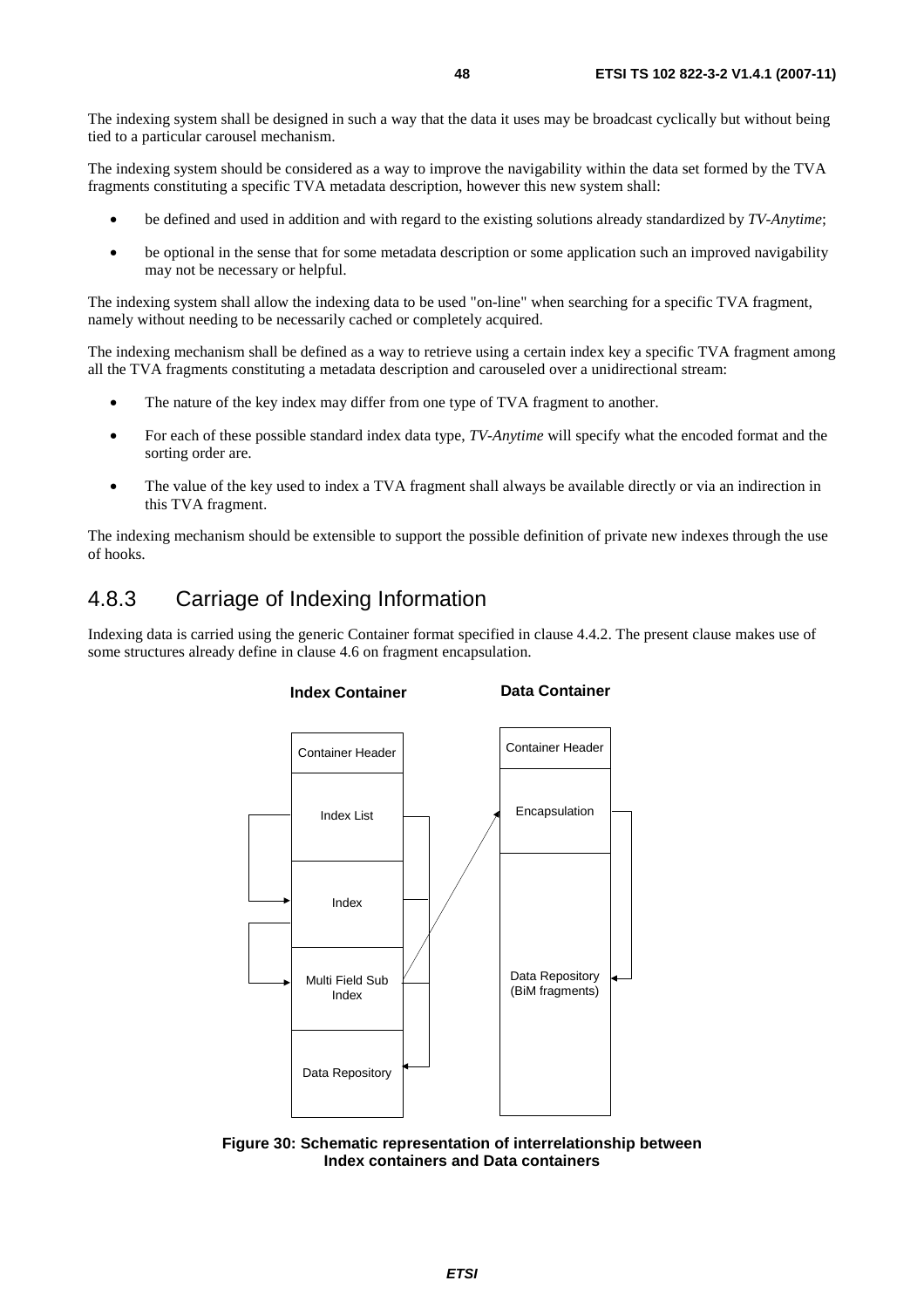The indexing system shall be designed in such a way that the data it uses may be broadcast cyclically but without being tied to a particular carousel mechanism.

The indexing system should be considered as a way to improve the navigability within the data set formed by the TVA fragments constituting a specific TVA metadata description, however this new system shall:

- be defined and used in addition and with regard to the existing solutions already standardized by *TV-Anytime*;
- be optional in the sense that for some metadata description or some application such an improved navigability may not be necessary or helpful.

The indexing system shall allow the indexing data to be used "on-line" when searching for a specific TVA fragment, namely without needing to be necessarily cached or completely acquired.

The indexing mechanism shall be defined as a way to retrieve using a certain index key a specific TVA fragment among all the TVA fragments constituting a metadata description and carouseled over a unidirectional stream:

- The nature of the key index may differ from one type of TVA fragment to another.
- For each of these possible standard index data type, *TV-Anytime* will specify what the encoded format and the sorting order are.
- The value of the key used to index a TVA fragment shall always be available directly or via an indirection in this TVA fragment.

The indexing mechanism should be extensible to support the possible definition of private new indexes through the use of hooks.

## 4.8.3 Carriage of Indexing Information

Indexing data is carried using the generic Container format specified in clause 4.4.2. The present clause makes use of some structures already define in clause 4.6 on fragment encapsulation.

**Index Container** | **Data Container**

| Index Container | Data Container |
|---|---|
| Container Header | Container Header |
| Index List | Encapsulation |
| Index | Data Repository (BiM fragments) |
| Multi Field Sub Index | |
| Data Repository | |

**Figure 30: Schematic representation of interrelationship between Index containers and Data containers**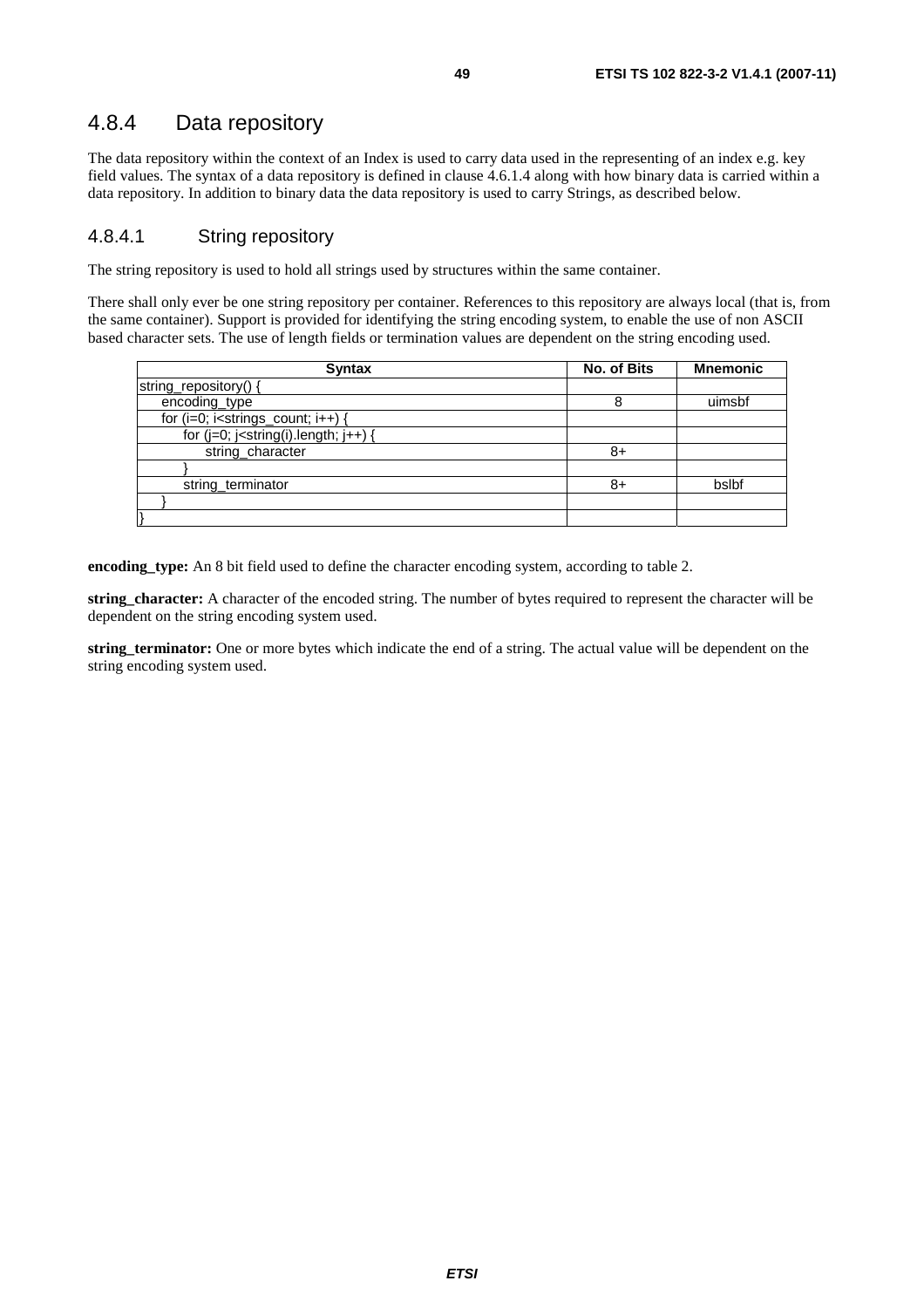## 4.8.4 Data repository

The data repository within the context of an Index is used to carry data used in the representing of an index e.g. key field values. The syntax of a data repository is defined in clause 4.6.1.4 along with how binary data is carried within a data repository. In addition to binary data the data repository is used to carry Strings, as described below.

### 4.8.4.1 String repository

The string repository is used to hold all strings used by structures within the same container.

There shall only ever be one string repository per container. References to this repository are always local (that is, from the same container). Support is provided for identifying the string encoding system, to enable the use of non ASCII based character sets. The use of length fields or termination values are dependent on the string encoding used.

| Syntax | No. of Bits | Mnemonic |
|---|---|---|
| string_repository() { | | |
| &nbsp;&nbsp;&nbsp;&nbsp;encoding_type | 8 | uimsbf |
| &nbsp;&nbsp;&nbsp;&nbsp;for (i=0; i<strings_count; i++) { | | |
| &nbsp;&nbsp;&nbsp;&nbsp;&nbsp;&nbsp;&nbsp;&nbsp;for (j=0; j<string(i).length; j++) { | | |
| &nbsp;&nbsp;&nbsp;&nbsp;&nbsp;&nbsp;&nbsp;&nbsp;&nbsp;&nbsp;&nbsp;&nbsp;string_character | 8+ | |
| &nbsp;&nbsp;&nbsp;&nbsp;&nbsp;&nbsp;&nbsp;&nbsp;} | | |
| &nbsp;&nbsp;&nbsp;&nbsp;&nbsp;&nbsp;&nbsp;&nbsp;string_terminator | 8+ | bslbf |
| &nbsp;&nbsp;&nbsp;&nbsp;} | | |
| } | | |

**encoding_type:** An 8 bit field used to define the character encoding system, according to table 2.

**string_character:** A character of the encoded string. The number of bytes required to represent the character will be dependent on the string encoding system used.

**string_terminator:** One or more bytes which indicate the end of a string. The actual value will be dependent on the string encoding system used.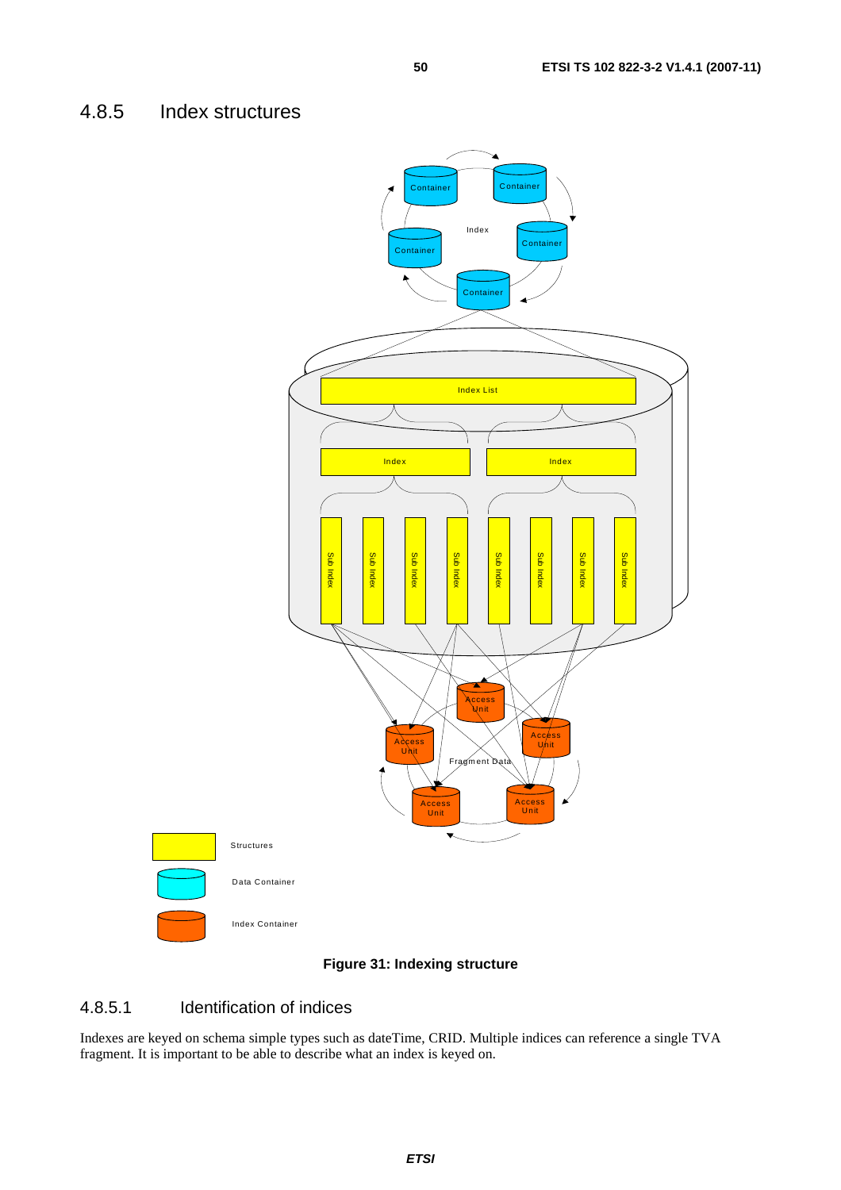## 4.8.5 Index structures

Container

Container

Index

Container

Container

Container

Index List

Index

Index

Sub Index

Sub Index

Sub Index

Sub Index

Sub Index

Sub Index

Sub Index

Sub Index

Access Unit

Access Unit

Access Unit

Fragment Data

Access Unit

Access Unit

Structures

Data Container

Index Container

**Figure 31: Indexing structure**

### 4.8.5.1 Identification of indices

Indexes are keyed on schema simple types such as dateTime, CRID. Multiple indices can reference a single TVA fragment. It is important to be able to describe what an index is keyed on.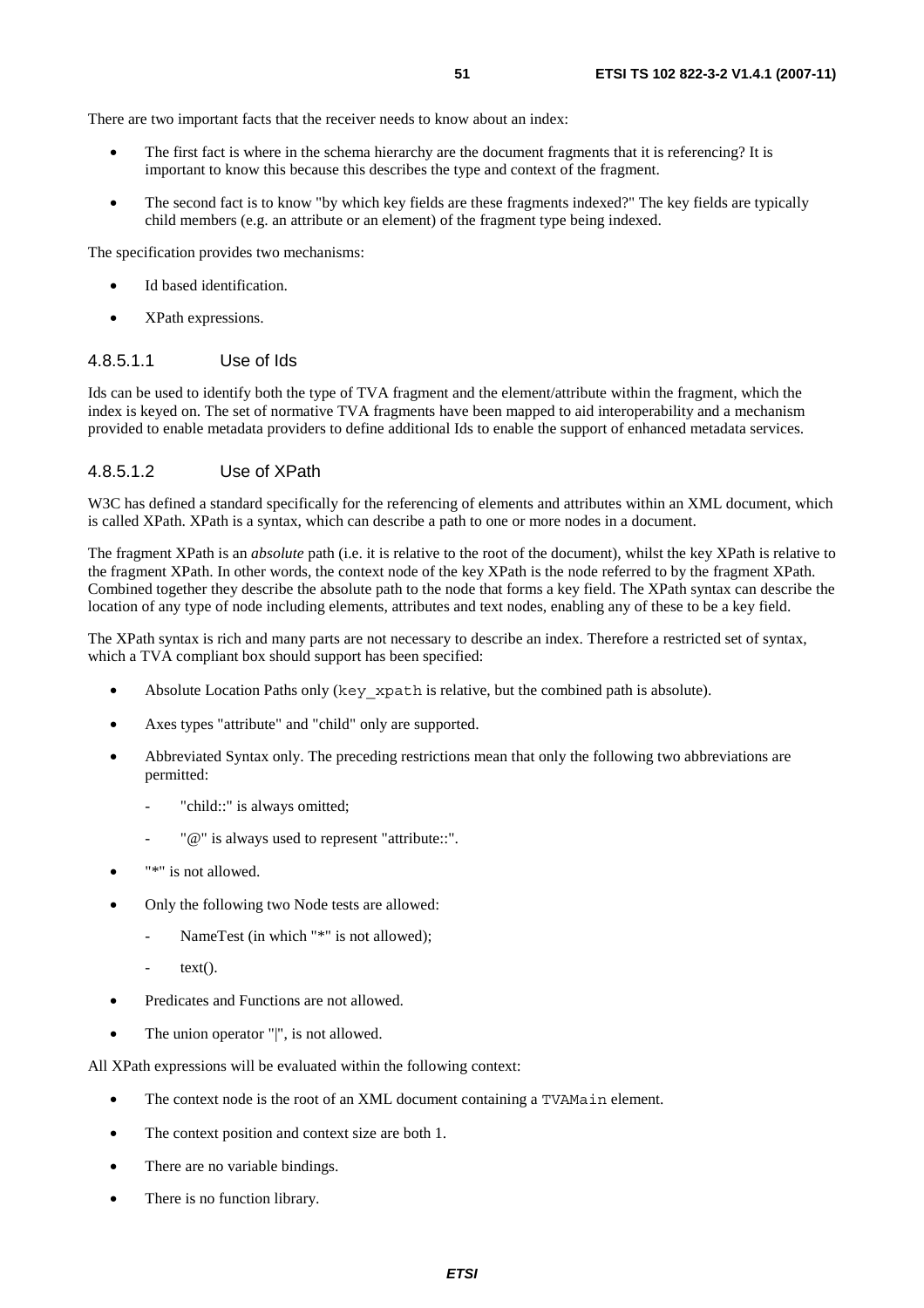There are two important facts that the receiver needs to know about an index:

- The first fact is where in the schema hierarchy are the document fragments that it is referencing? It is important to know this because this describes the type and context of the fragment.
- The second fact is to know "by which key fields are these fragments indexed?" The key fields are typically child members (e.g. an attribute or an element) of the fragment type being indexed.

The specification provides two mechanisms:

- Id based identification.
- XPath expressions.

#### 4.8.5.1.1 Use of Ids

Ids can be used to identify both the type of TVA fragment and the element/attribute within the fragment, which the index is keyed on. The set of normative TVA fragments have been mapped to aid interoperability and a mechanism provided to enable metadata providers to define additional Ids to enable the support of enhanced metadata services.

#### 4.8.5.1.2 Use of XPath

W3C has defined a standard specifically for the referencing of elements and attributes within an XML document, which is called XPath. XPath is a syntax, which can describe a path to one or more nodes in a document.

The fragment XPath is an *absolute* path (i.e. it is relative to the root of the document), whilst the key XPath is relative to the fragment XPath. In other words, the context node of the key XPath is the node referred to by the fragment XPath. Combined together they describe the absolute path to the node that forms a key field. The XPath syntax can describe the location of any type of node including elements, attributes and text nodes, enabling any of these to be a key field.

The XPath syntax is rich and many parts are not necessary to describe an index. Therefore a restricted set of syntax, which a TVA compliant box should support has been specified:

- Absolute Location Paths only (`key_xpath` is relative, but the combined path is absolute).
- Axes types "attribute" and "child" only are supported.
- Abbreviated Syntax only. The preceding restrictions mean that only the following two abbreviations are permitted:
  - "child::" is always omitted;
  - "@" is always used to represent "attribute::".
- "*" is not allowed.
- Only the following two Node tests are allowed:
  - NameTest (in which "*" is not allowed);
  - text().
- Predicates and Functions are not allowed.
- The union operator "|", is not allowed.

All XPath expressions will be evaluated within the following context:

- The context node is the root of an XML document containing a `TVAMain` element.
- The context position and context size are both 1.
- There are no variable bindings.
- There is no function library.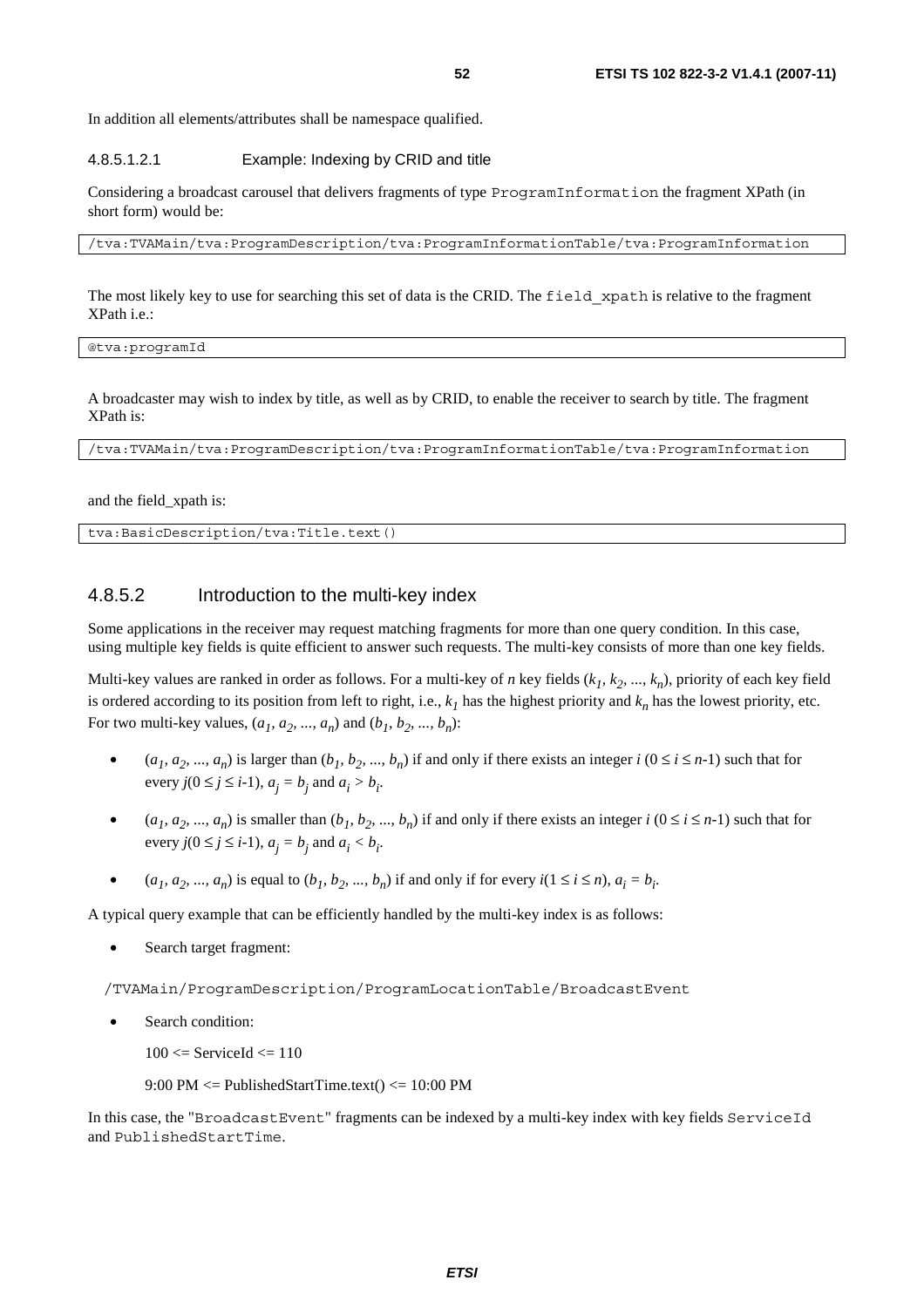In addition all elements/attributes shall be namespace qualified.

#### 4.8.5.1.2.1 Example: Indexing by CRID and title

Considering a broadcast carousel that delivers fragments of type `ProgramInformation` the fragment XPath (in short form) would be:

```
/tva:TVAMain/tva:ProgramDescription/tva:ProgramInformationTable/tva:ProgramInformation
```

The most likely key to use for searching this set of data is the CRID. The `field_xpath` is relative to the fragment XPath i.e.:

```
@tva:programId
```

A broadcaster may wish to index by title, as well as by CRID, to enable the receiver to search by title. The fragment XPath is:

```
/tva:TVAMain/tva:ProgramDescription/tva:ProgramInformationTable/tva:ProgramInformation
```

and the field_xpath is:

```
tva:BasicDescription/tva:Title.text()
```

### 4.8.5.2 Introduction to the multi-key index

Some applications in the receiver may request matching fragments for more than one query condition. In this case, using multiple key fields is quite efficient to answer such requests. The multi-key consists of more than one key fields.

Multi-key values are ranked in order as follows. For a multi-key of *n* key fields ($k_1, k_2, ..., k_n$), priority of each key field is ordered according to its position from left to right, i.e., $k_1$ has the highest priority and $k_n$ has the lowest priority, etc. For two multi-key values, ($a_1, a_2, ..., a_n$) and ($b_1, b_2, ..., b_n$):

- ($a_1, a_2, ..., a_n$) is larger than ($b_1, b_2, ..., b_n$) if and only if there exists an integer $i$ ($0 \le i \le n$-1) such that for every $j$($0 \le j \le i$-1), $a_j = b_j$ and $a_i > b_i$.
- ($a_1, a_2, ..., a_n$) is smaller than ($b_1, b_2, ..., b_n$) if and only if there exists an integer $i$ ($0 \le i \le n$-1) such that for every $j$($0 \le j \le i$-1), $a_j = b_j$ and $a_i < b_i$.
- ($a_1, a_2, ..., a_n$) is equal to ($b_1, b_2, ..., b_n$) if and only if for every $i$($1 \le i \le n$), $a_i = b_i$.

A typical query example that can be efficiently handled by the multi-key index is as follows:

- Search target fragment:

```
/TVAMain/ProgramDescription/ProgramLocationTable/BroadcastEvent
```

- Search condition:

  100 <= ServiceId <= 110

  9:00 PM <= PublishedStartTime.text() <= 10:00 PM

In this case, the "`BroadcastEvent`" fragments can be indexed by a multi-key index with key fields `ServiceId` and `PublishedStartTime`.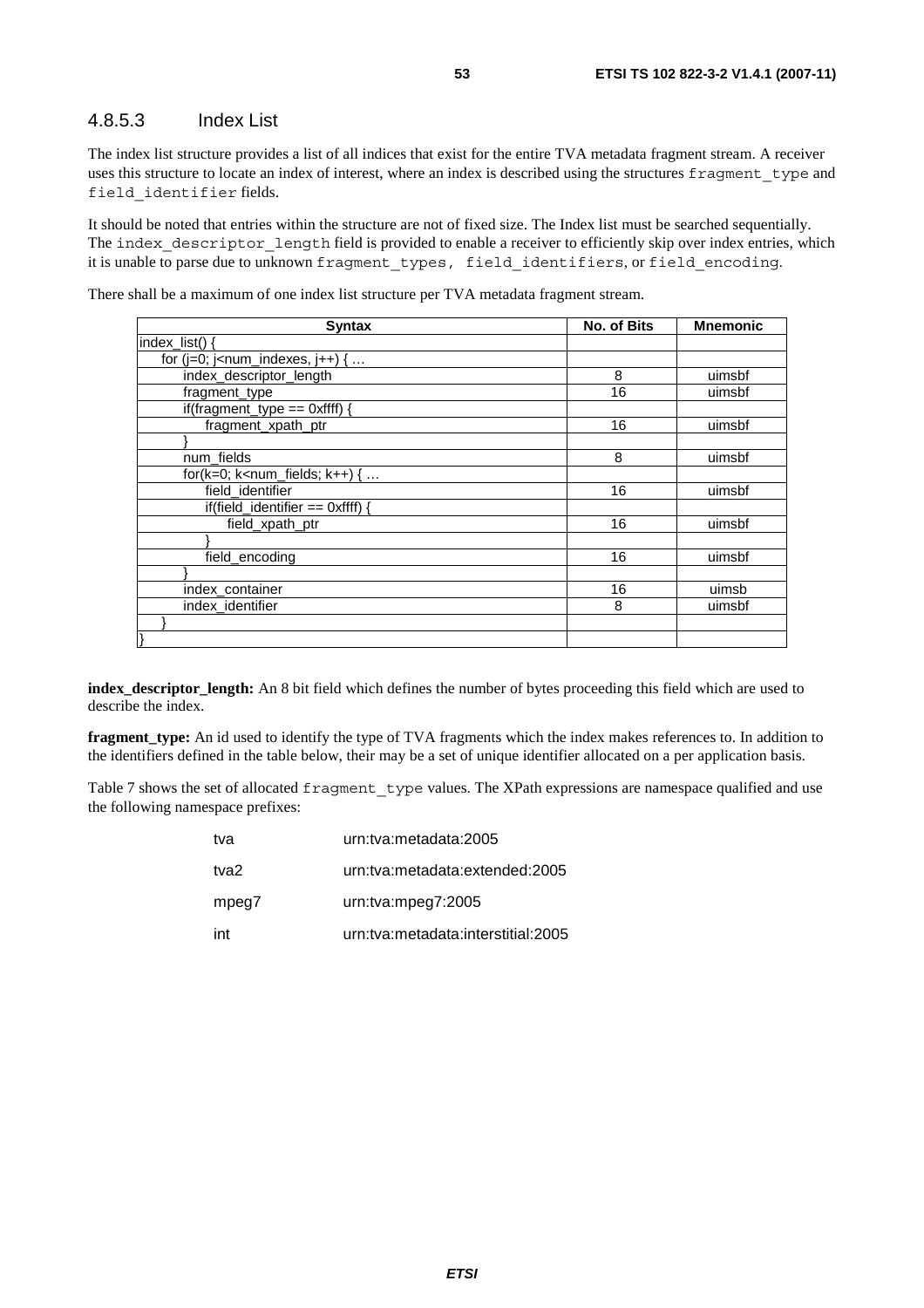### 4.8.5.3 Index List

The index list structure provides a list of all indices that exist for the entire TVA metadata fragment stream. A receiver uses this structure to locate an index of interest, where an index is described using the structures `fragment_type` and `field_identifier` fields.

It should be noted that entries within the structure are not of fixed size. The Index list must be searched sequentially. The `index_descriptor_length` field is provided to enable a receiver to efficiently skip over index entries, which it is unable to parse due to unknown `fragment_types, field_identifiers`, or `field_encoding`.

There shall be a maximum of one index list structure per TVA metadata fragment stream.

| Syntax | No. of Bits | Mnemonic |
|---|---|---|
| index_list() { | | |
| &nbsp;&nbsp;&nbsp;&nbsp;for (j=0; j<num_indexes, j++) { … | | |
| &nbsp;&nbsp;&nbsp;&nbsp;&nbsp;&nbsp;&nbsp;&nbsp;index_descriptor_length | 8 | uimsbf |
| &nbsp;&nbsp;&nbsp;&nbsp;&nbsp;&nbsp;&nbsp;&nbsp;fragment_type | 16 | uimsbf |
| &nbsp;&nbsp;&nbsp;&nbsp;&nbsp;&nbsp;&nbsp;&nbsp;if(fragment_type == 0xffff) { | | |
| &nbsp;&nbsp;&nbsp;&nbsp;&nbsp;&nbsp;&nbsp;&nbsp;&nbsp;&nbsp;&nbsp;&nbsp;fragment_xpath_ptr | 16 | uimsbf |
| &nbsp;&nbsp;&nbsp;&nbsp;&nbsp;&nbsp;&nbsp;&nbsp;} | | |
| &nbsp;&nbsp;&nbsp;&nbsp;&nbsp;&nbsp;&nbsp;&nbsp;num_fields | 8 | uimsbf |
| &nbsp;&nbsp;&nbsp;&nbsp;&nbsp;&nbsp;&nbsp;&nbsp;for(k=0; k<num_fields; k++) { … | | |
| &nbsp;&nbsp;&nbsp;&nbsp;&nbsp;&nbsp;&nbsp;&nbsp;&nbsp;&nbsp;&nbsp;&nbsp;field_identifier | 16 | uimsbf |
| &nbsp;&nbsp;&nbsp;&nbsp;&nbsp;&nbsp;&nbsp;&nbsp;&nbsp;&nbsp;&nbsp;&nbsp;if(field_identifier == 0xffff) { | | |
| &nbsp;&nbsp;&nbsp;&nbsp;&nbsp;&nbsp;&nbsp;&nbsp;&nbsp;&nbsp;&nbsp;&nbsp;&nbsp;&nbsp;&nbsp;&nbsp;field_xpath_ptr | 16 | uimsbf |
| &nbsp;&nbsp;&nbsp;&nbsp;&nbsp;&nbsp;&nbsp;&nbsp;&nbsp;&nbsp;&nbsp;&nbsp;} | | |
| &nbsp;&nbsp;&nbsp;&nbsp;&nbsp;&nbsp;&nbsp;&nbsp;&nbsp;&nbsp;&nbsp;&nbsp;field_encoding | 16 | uimsbf |
| &nbsp;&nbsp;&nbsp;&nbsp;&nbsp;&nbsp;&nbsp;&nbsp;} | | |
| &nbsp;&nbsp;&nbsp;&nbsp;&nbsp;&nbsp;&nbsp;&nbsp;index_container | 16 | uimsb |
| &nbsp;&nbsp;&nbsp;&nbsp;&nbsp;&nbsp;&nbsp;&nbsp;index_identifier | 8 | uimsbf |
| &nbsp;&nbsp;&nbsp;&nbsp;} | | |
| } | | |

**index_descriptor_length:** An 8 bit field which defines the number of bytes proceeding this field which are used to describe the index.

**fragment_type:** An id used to identify the type of TVA fragments which the index makes references to. In addition to the identifiers defined in the table below, their may be a set of unique identifier allocated on a per application basis.

Table 7 shows the set of allocated `fragment_type` values. The XPath expressions are namespace qualified and use the following namespace prefixes:

| | |
|---|---|
| tva | urn:tva:metadata:2005 |
| tva2 | urn:tva:metadata:extended:2005 |
| mpeg7 | urn:tva:mpeg7:2005 |
| int | urn:tva:metadata:interstitial:2005 |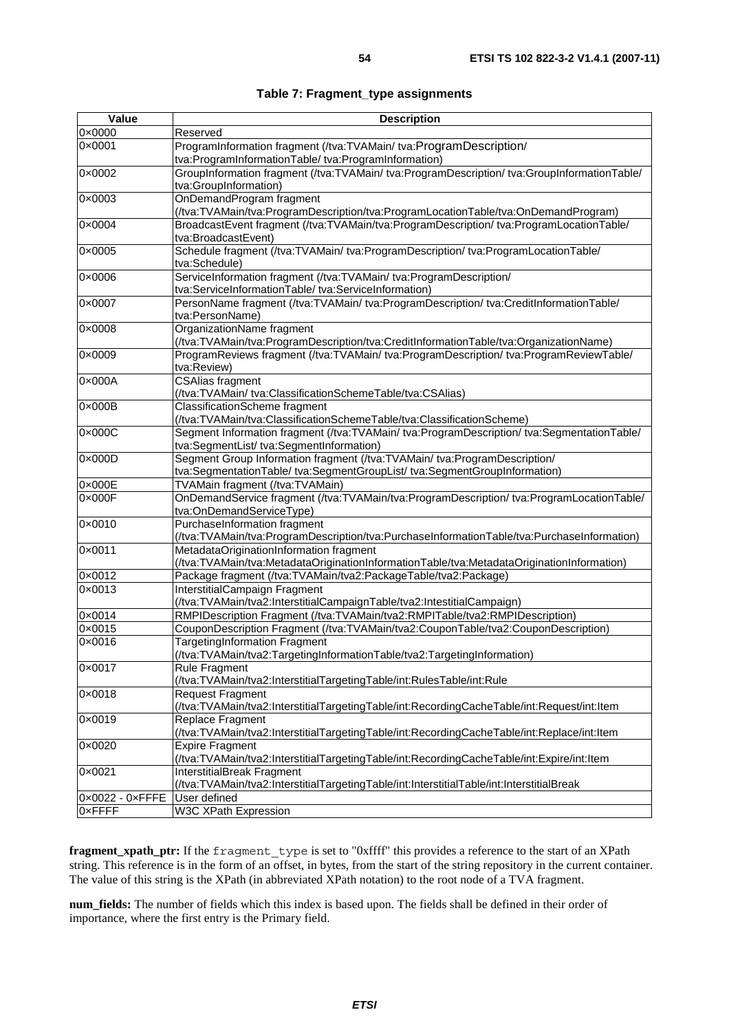**Table 7: Fragment_type assignments**

| Value | Description |
|---|---|
| 0×0000 | Reserved |
| 0×0001 | ProgramInformation fragment (/tva:TVAMain/ tva:ProgramDescription/ tva:ProgramInformationTable/ tva:ProgramInformation) |
| 0×0002 | GroupInformation fragment (/tva:TVAMain/ tva:ProgramDescription/ tva:GroupInformationTable/ tva:GroupInformation) |
| 0×0003 | OnDemandProgram fragment (/tva:TVAMain/tva:ProgramDescription/tva:ProgramLocationTable/tva:OnDemandProgram) |
| 0×0004 | BroadcastEvent fragment (/tva:TVAMain/tva:ProgramDescription/ tva:ProgramLocationTable/ tva:BroadcastEvent) |
| 0×0005 | Schedule fragment (/tva:TVAMain/ tva:ProgramDescription/ tva:ProgramLocationTable/ tva:Schedule) |
| 0×0006 | ServiceInformation fragment (/tva:TVAMain/ tva:ProgramDescription/ tva:ServiceInformationTable/ tva:ServiceInformation) |
| 0×0007 | PersonName fragment (/tva:TVAMain/ tva:ProgramDescription/ tva:CreditInformationTable/ tva:PersonName) |
| 0×0008 | OrganizationName fragment (/tva:TVAMain/tva:ProgramDescription/tva:CreditInformationTable/tva:OrganizationName) |
| 0×0009 | ProgramReviews fragment (/tva:TVAMain/ tva:ProgramDescription/ tva:ProgramReviewTable/ tva:Review) |
| 0×000A | CSAlias fragment (/tva:TVAMain/ tva:ClassificationSchemeTable/tva:CSAlias) |
| 0×000B | ClassificationScheme fragment (/tva:TVAMain/tva:ClassificationSchemeTable/tva:ClassificationScheme) |
| 0×000C | Segment Information fragment (/tva:TVAMain/ tva:ProgramDescription/ tva:SegmentationTable/ tva:SegmentList/ tva:SegmentInformation) |
| 0×000D | Segment Group Information fragment (/tva:TVAMain/ tva:ProgramDescription/ tva:SegmentationTable/ tva:SegmentGroupList/ tva:SegmentGroupInformation) |
| 0×000E | TVAMain fragment (/tva:TVAMain) |
| 0×000F | OnDemandService fragment (/tva:TVAMain/tva:ProgramDescription/ tva:ProgramLocationTable/ tva:OnDemandServiceType) |
| 0×0010 | PurchaseInformation fragment (/tva:TVAMain/tva:ProgramDescription/tva:PurchaseInformationTable/tva:PurchaseInformation) |
| 0×0011 | MetadataOriginationInformation fragment (/tva:TVAMain/tva:MetadataOriginationInformationTable/tva:MetadataOriginationInformation) |
| 0×0012 | Package fragment (/tva:TVAMain/tva2:PackageTable/tva2:Package) |
| 0×0013 | InterstitialCampaign Fragment (/tva:TVAMain/tva2:InterstitialCampaignTable/tva2:IntestitialCampaign) |
| 0×0014 | RMPIDescription Fragment (/tva:TVAMain/tva2:RMPITable/tva2:RMPIDescription) |
| 0×0015 | CouponDescription Fragment (/tva:TVAMain/tva2:CouponTable/tva2:CouponDescription) |
| 0×0016 | TargetingInformation Fragment (/tva:TVAMain/tva2:TargetingInformationTable/tva2:TargetingInformation) |
| 0×0017 | Rule Fragment (/tva:TVAMain/tva2:InterstitialTargetingTable/int:RulesTable/int:Rule |
| 0×0018 | Request Fragment (/tva:TVAMain/tva2:InterstitialTargetingTable/int:RecordingCacheTable/int:Request/int:Item |
| 0×0019 | Replace Fragment (/tva:TVAMain/tva2:InterstitialTargetingTable/int:RecordingCacheTable/int:Replace/int:Item |
| 0×0020 | Expire Fragment (/tva:TVAMain/tva2:InterstitialTargetingTable/int:RecordingCacheTable/int:Expire/int:Item |
| 0×0021 | InterstitialBreak Fragment (/tva:TVAMain/tva2:InterstitialTargetingTable/int:InterstitialTable/int:InterstitialBreak |
| 0×0022 - 0×FFFE | User defined |
| 0×FFFF | W3C XPath Expression |

**fragment_xpath_ptr:** If the `fragment_type` is set to "0xffff" this provides a reference to the start of an XPath string. This reference is in the form of an offset, in bytes, from the start of the string repository in the current container. The value of this string is the XPath (in abbreviated XPath notation) to the root node of a TVA fragment.

**num_fields:** The number of fields which this index is based upon. The fields shall be defined in their order of importance, where the first entry is the Primary field.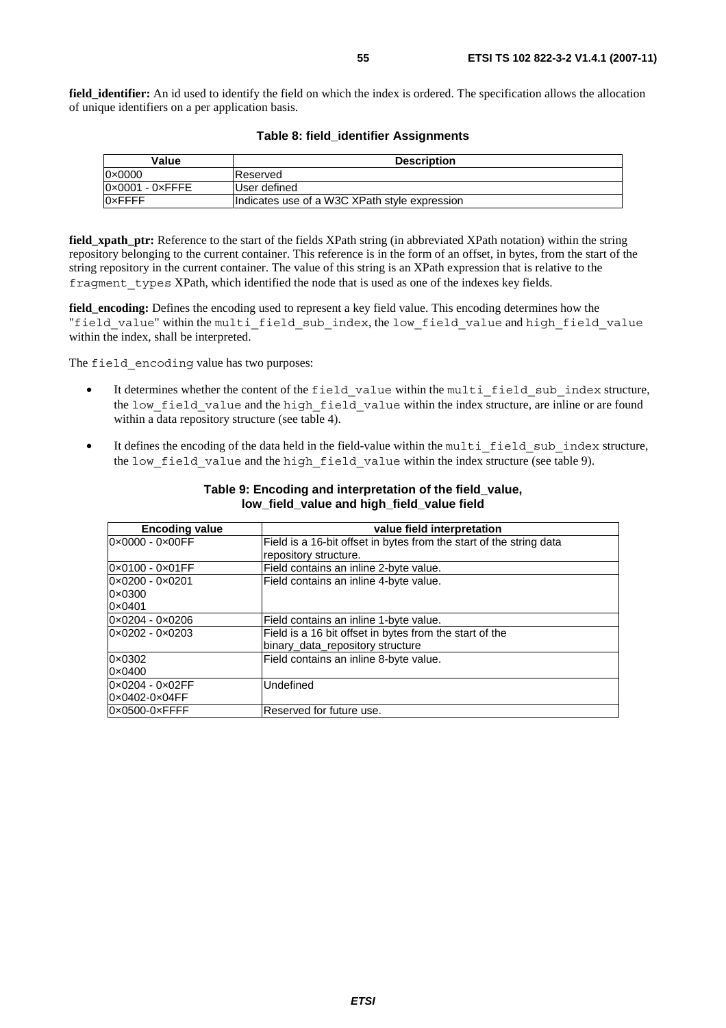**field_identifier:** An id used to identify the field on which the index is ordered. The specification allows the allocation of unique identifiers on a per application basis.

**Table 8: field_identifier Assignments**

| Value | Description |
|---|---|
| 0×0000 | Reserved |
| 0×0001 - 0×FFFE | User defined |
| 0×FFFF | Indicates use of a W3C XPath style expression |

**field_xpath_ptr:** Reference to the start of the fields XPath string (in abbreviated XPath notation) within the string repository belonging to the current container. This reference is in the form of an offset, in bytes, from the start of the string repository in the current container. The value of this string is an XPath expression that is relative to the `fragment_types` XPath, which identified the node that is used as one of the indexes key fields.

**field_encoding:** Defines the encoding used to represent a key field value. This encoding determines how the "`field_value`" within the `multi_field_sub_index`, the `low_field_value` and `high_field_value` within the index, shall be interpreted.

The `field_encoding` value has two purposes:

- It determines whether the content of the `field_value` within the `multi_field_sub_index` structure, the `low_field_value` and the `high_field_value` within the index structure, are inline or are found within a data repository structure (see table 4).
- It defines the encoding of the data held in the field-value within the `multi_field_sub_index` structure, the `low_field_value` and the `high_field_value` within the index structure (see table 9).

**Table 9: Encoding and interpretation of the field_value, low_field_value and high_field_value field**

| Encoding value | value field interpretation |
|---|---|
| 0×0000 - 0×00FF | Field is a 16-bit offset in bytes from the start of the string data repository structure. |
| 0×0100 - 0×01FF | Field contains an inline 2-byte value. |
| 0×0200 - 0×0201<br>0×0300<br>0×0401 | Field contains an inline 4-byte value. |
| 0×0204 - 0×0206 | Field contains an inline 1-byte value. |
| 0×0202 - 0×0203 | Field is a 16 bit offset in bytes from the start of the binary_data_repository structure |
| 0×0302<br>0×0400 | Field contains an inline 8-byte value. |
| 0×0204 - 0×02FF<br>0×0402-0×04FF | Undefined |
| 0×0500-0×FFFF | Reserved for future use. |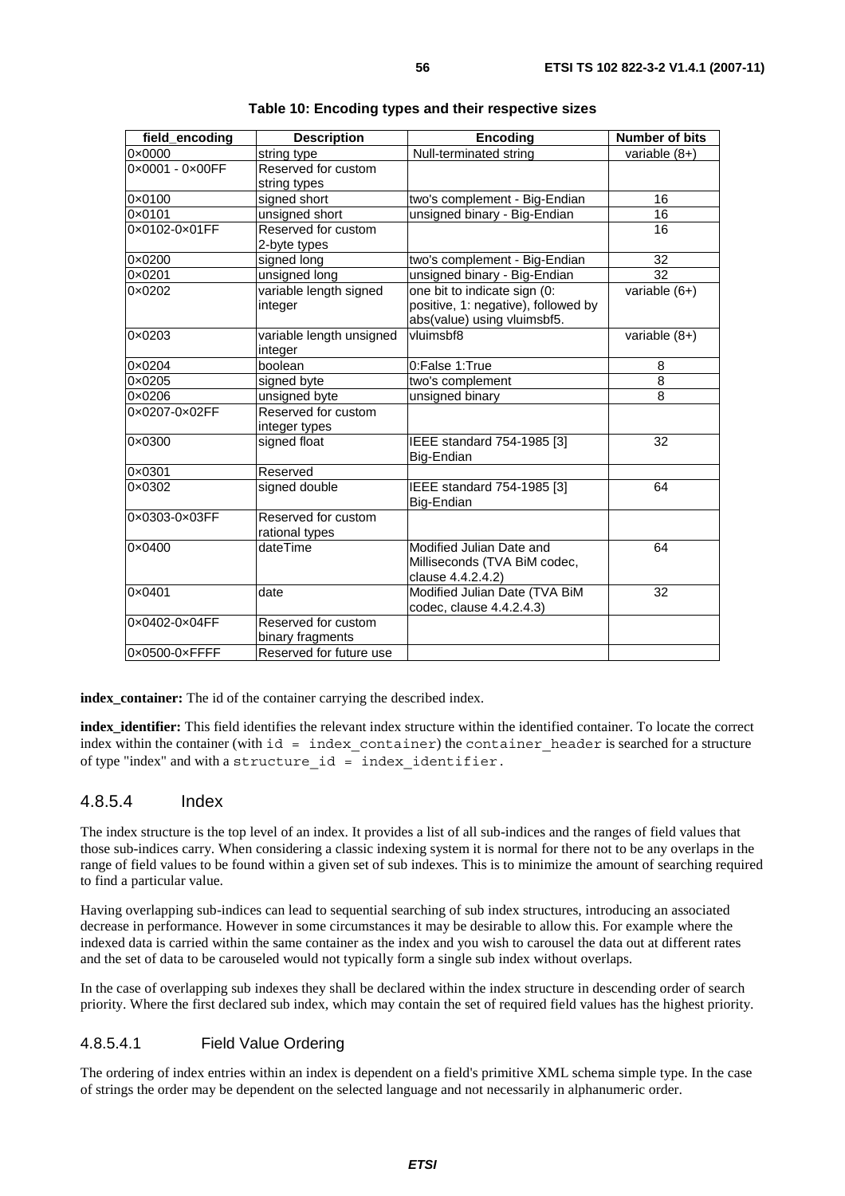**Table 10: Encoding types and their respective sizes**

| field_encoding | Description | Encoding | Number of bits |
|---|---|---|---|
| 0×0000 | string type | Null-terminated string | variable (8+) |
| 0×0001 - 0×00FF | Reserved for custom string types | | |
| 0×0100 | signed short | two's complement - Big-Endian | 16 |
| 0×0101 | unsigned short | unsigned binary - Big-Endian | 16 |
| 0×0102-0×01FF | Reserved for custom 2-byte types | | 16 |
| 0×0200 | signed long | two's complement - Big-Endian | 32 |
| 0×0201 | unsigned long | unsigned binary - Big-Endian | 32 |
| 0×0202 | variable length signed integer | one bit to indicate sign (0: positive, 1: negative), followed by abs(value) using vluimsbf5. | variable (6+) |
| 0×0203 | variable length unsigned integer | vluimsbf8 | variable (8+) |
| 0×0204 | boolean | 0:False 1:True | 8 |
| 0×0205 | signed byte | two's complement | 8 |
| 0×0206 | unsigned byte | unsigned binary | 8 |
| 0×0207-0×02FF | Reserved for custom integer types | | |
| 0×0300 | signed float | IEEE standard 754-1985 [3] Big-Endian | 32 |
| 0×0301 | Reserved | | |
| 0×0302 | signed double | IEEE standard 754-1985 [3] Big-Endian | 64 |
| 0×0303-0×03FF | Reserved for custom rational types | | |
| 0×0400 | dateTime | Modified Julian Date and Milliseconds (TVA BiM codec, clause 4.4.2.4.2) | 64 |
| 0×0401 | date | Modified Julian Date (TVA BiM codec, clause 4.4.2.4.3) | 32 |
| 0×0402-0×04FF | Reserved for custom binary fragments | | |
| 0×0500-0×FFFF | Reserved for future use | | |

**index_container:** The id of the container carrying the described index.

**index_identifier:** This field identifies the relevant index structure within the identified container. To locate the correct index within the container (with `id = index_container`) the `container_header` is searched for a structure of type "index" and with a `structure_id = index_identifier`.

### 4.8.5.4 Index

The index structure is the top level of an index. It provides a list of all sub-indices and the ranges of field values that those sub-indices carry. When considering a classic indexing system it is normal for there not to be any overlaps in the range of field values to be found within a given set of sub indexes. This is to minimize the amount of searching required to find a particular value.

Having overlapping sub-indices can lead to sequential searching of sub index structures, introducing an associated decrease in performance. However in some circumstances it may be desirable to allow this. For example where the indexed data is carried within the same container as the index and you wish to carousel the data out at different rates and the set of data to be carouseled would not typically form a single sub index without overlaps.

In the case of overlapping sub indexes they shall be declared within the index structure in descending order of search priority. Where the first declared sub index, which may contain the set of required field values has the highest priority.

#### 4.8.5.4.1 Field Value Ordering

The ordering of index entries within an index is dependent on a field's primitive XML schema simple type. In the case of strings the order may be dependent on the selected language and not necessarily in alphanumeric order.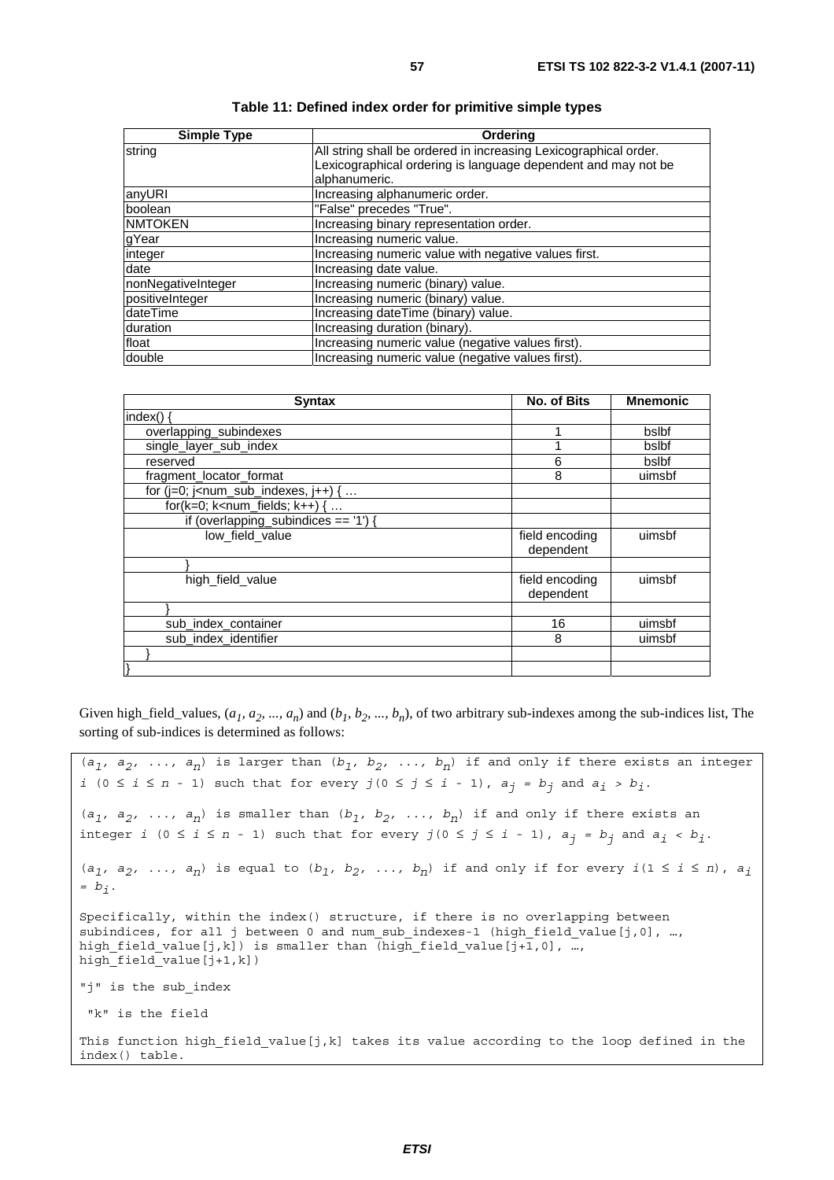**Table 11: Defined index order for primitive simple types**

| Simple Type | Ordering |
|---|---|
| string | All string shall be ordered in increasing Lexicographical order. Lexicographical ordering is language dependent and may not be alphanumeric. |
| anyURI | Increasing alphanumeric order. |
| boolean | "False" precedes "True". |
| NMTOKEN | Increasing binary representation order. |
| gYear | Increasing numeric value. |
| integer | Increasing numeric value with negative values first. |
| date | Increasing date value. |
| nonNegativeInteger | Increasing numeric (binary) value. |
| positiveInteger | Increasing numeric (binary) value. |
| dateTime | Increasing dateTime (binary) value. |
| duration | Increasing duration (binary). |
| float | Increasing numeric value (negative values first). |
| double | Increasing numeric value (negative values first). |

| Syntax | No. of Bits | Mnemonic |
|---|---|---|
| index() { | | |
| overlapping_subindexes | 1 | bslbf |
| single_layer_sub_index | 1 | bslbf |
| reserved | 6 | bslbf |
| fragment_locator_format | 8 | uimsbf |
| for (j=0; j<num_sub_indexes, j++) { … | | |
| for(k=0; k<num_fields; k++) { … | | |
| if (overlapping_subindices == '1') { | | |
| low_field_value | field encoding dependent | uimsbf |
| } | | |
| high_field_value | field encoding dependent | uimsbf |
| } | | |
| sub_index_container | 16 | uimsbf |
| sub_index_identifier | 8 | uimsbf |
| } | | |
| } | | |

Given high_field_values, $(a_1, a_2, ..., a_n)$ and $(b_1, b_2, ..., b_n)$, of two arbitrary sub-indexes among the sub-indices list, The sorting of sub-indices is determined as follows:

$(a_1, a_2, ..., a_n)$ is larger than $(b_1, b_2, ..., b_n)$ if and only if there exists an integer $i$ $(0 \leq i \leq n - 1)$ such that for every $j (0 \leq j \leq i - 1)$, $a_j = b_j$ and $a_i > b_i$.

$(a_1, a_2, ..., a_n)$ is smaller than $(b_1, b_2, ..., b_n)$ if and only if there exists an integer $i$ $(0 \leq i \leq n - 1)$ such that for every $j (0 \leq j \leq i - 1)$, $a_j = b_j$ and $a_i < b_i$.

$(a_1, a_2, ..., a_n)$ is equal to $(b_1, b_2, ..., b_n)$ if and only if for every $i (1 \leq i \leq n)$, $a_i = b_i$.

Specifically, within the index() structure, if there is no overlapping between subindices, for all j between 0 and num_sub_indexes-1 (high_field_value[j,0], …, high_field_value[j,k]) is smaller than (high_field_value[j+1,0], …, high_field_value[j+1,k])

"j" is the sub_index

"k" is the field

This function high_field_value[j,k] takes its value according to the loop defined in the index() table.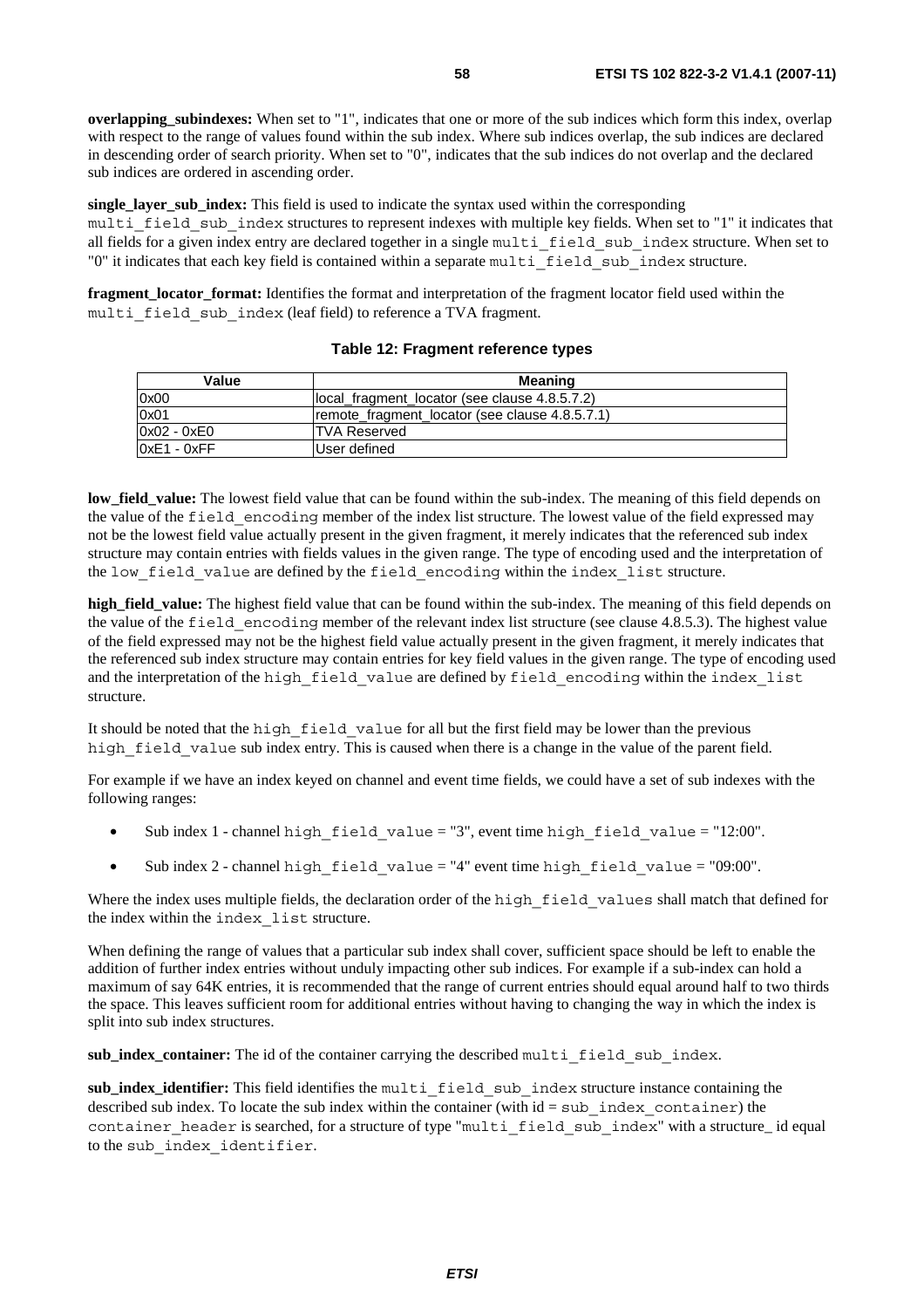**overlapping_subindexes:** When set to "1", indicates that one or more of the sub indices which form this index, overlap with respect to the range of values found within the sub index. Where sub indices overlap, the sub indices are declared in descending order of search priority. When set to "0", indicates that the sub indices do not overlap and the declared sub indices are ordered in ascending order.

**single_layer_sub_index:** This field is used to indicate the syntax used within the corresponding `multi_field_sub_index` structures to represent indexes with multiple key fields. When set to "1" it indicates that all fields for a given index entry are declared together in a single `multi_field_sub_index` structure. When set to "0" it indicates that each key field is contained within a separate `multi_field_sub_index` structure.

**fragment_locator_format:** Identifies the format and interpretation of the fragment locator field used within the `multi_field_sub_index` (leaf field) to reference a TVA fragment.

**Table 12: Fragment reference types**

| Value | Meaning |
|---|---|
| 0x00 | local_fragment_locator (see clause 4.8.5.7.2) |
| 0x01 | remote_fragment_locator (see clause 4.8.5.7.1) |
| 0x02 - 0xE0 | TVA Reserved |
| 0xE1 - 0xFF | User defined |

**low_field_value:** The lowest field value that can be found within the sub-index. The meaning of this field depends on the value of the `field_encoding` member of the index list structure. The lowest value of the field expressed may not be the lowest field value actually present in the given fragment, it merely indicates that the referenced sub index structure may contain entries with fields values in the given range. The type of encoding used and the interpretation of the `low_field_value` are defined by the `field_encoding` within the `index_list` structure.

**high_field_value:** The highest field value that can be found within the sub-index. The meaning of this field depends on the value of the `field_encoding` member of the relevant index list structure (see clause 4.8.5.3). The highest value of the field expressed may not be the highest field value actually present in the given fragment, it merely indicates that the referenced sub index structure may contain entries for key field values in the given range. The type of encoding used and the interpretation of the `high_field_value` are defined by `field_encoding` within the `index_list` structure.

It should be noted that the `high_field_value` for all but the first field may be lower than the previous `high_field_value` sub index entry. This is caused when there is a change in the value of the parent field.

For example if we have an index keyed on channel and event time fields, we could have a set of sub indexes with the following ranges:

- Sub index 1 - channel `high_field_value` = "3", event time `high_field_value` = "12:00".
- Sub index 2 - channel `high_field_value` = "4" event time `high_field_value` = "09:00".

Where the index uses multiple fields, the declaration order of the `high_field_values` shall match that defined for the index within the `index_list` structure.

When defining the range of values that a particular sub index shall cover, sufficient space should be left to enable the addition of further index entries without unduly impacting other sub indices. For example if a sub-index can hold a maximum of say 64K entries, it is recommended that the range of current entries should equal around half to two thirds the space. This leaves sufficient room for additional entries without having to changing the way in which the index is split into sub index structures.

**sub_index_container:** The id of the container carrying the described `multi_field_sub_index`.

**sub_index_identifier:** This field identifies the `multi_field_sub_index` structure instance containing the described sub index. To locate the sub index within the container (with id = `sub_index_container`) the `container_header` is searched, for a structure of type "`multi_field_sub_index`" with a structure_ id equal to the `sub_index_identifier`.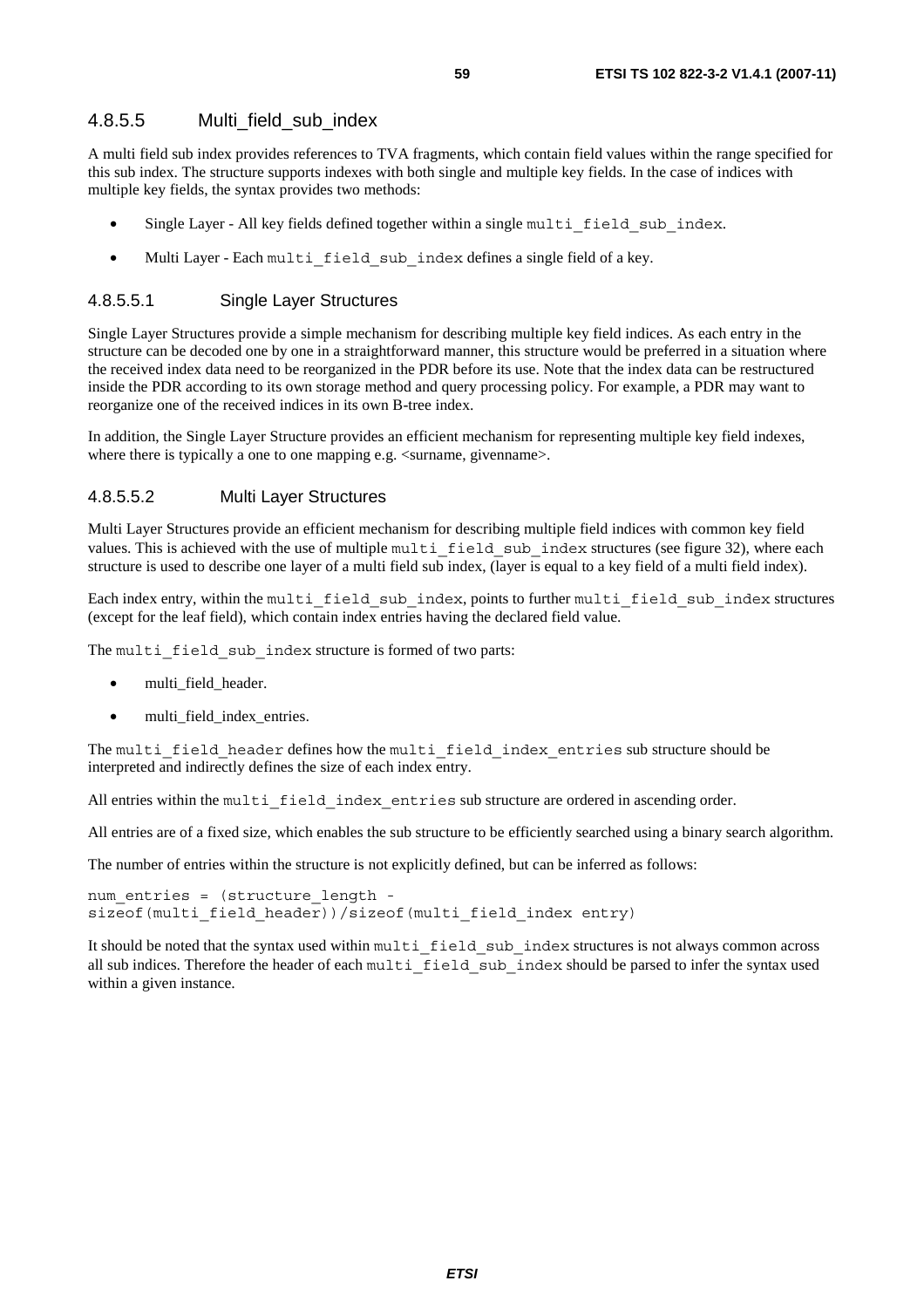#### 4.8.5.5 Multi_field_sub_index

A multi field sub index provides references to TVA fragments, which contain field values within the range specified for this sub index. The structure supports indexes with both single and multiple key fields. In the case of indices with multiple key fields, the syntax provides two methods:

- Single Layer - All key fields defined together within a single `multi_field_sub_index`.
- Multi Layer - Each `multi_field_sub_index` defines a single field of a key.

##### 4.8.5.5.1 Single Layer Structures

Single Layer Structures provide a simple mechanism for describing multiple key field indices. As each entry in the structure can be decoded one by one in a straightforward manner, this structure would be preferred in a situation where the received index data need to be reorganized in the PDR before its use. Note that the index data can be restructured inside the PDR according to its own storage method and query processing policy. For example, a PDR may want to reorganize one of the received indices in its own B-tree index.

In addition, the Single Layer Structure provides an efficient mechanism for representing multiple key field indexes, where there is typically a one to one mapping e.g. <surname, givenname>.

##### 4.8.5.5.2 Multi Layer Structures

Multi Layer Structures provide an efficient mechanism for describing multiple field indices with common key field values. This is achieved with the use of multiple `multi_field_sub_index` structures (see figure 32), where each structure is used to describe one layer of a multi field sub index, (layer is equal to a key field of a multi field index).

Each index entry, within the `multi_field_sub_index`, points to further `multi_field_sub_index` structures (except for the leaf field), which contain index entries having the declared field value.

The `multi_field_sub_index` structure is formed of two parts:

- multi_field_header.
- multi_field_index_entries.

The `multi_field_header` defines how the `multi_field_index_entries` sub structure should be interpreted and indirectly defines the size of each index entry.

All entries within the `multi_field_index_entries` sub structure are ordered in ascending order.

All entries are of a fixed size, which enables the sub structure to be efficiently searched using a binary search algorithm.

The number of entries within the structure is not explicitly defined, but can be inferred as follows:

```
num_entries = (structure_length -
sizeof(multi_field_header))/sizeof(multi_field_index entry)
```

It should be noted that the syntax used within `multi_field_sub_index` structures is not always common across all sub indices. Therefore the header of each `multi_field_sub_index` should be parsed to infer the syntax used within a given instance.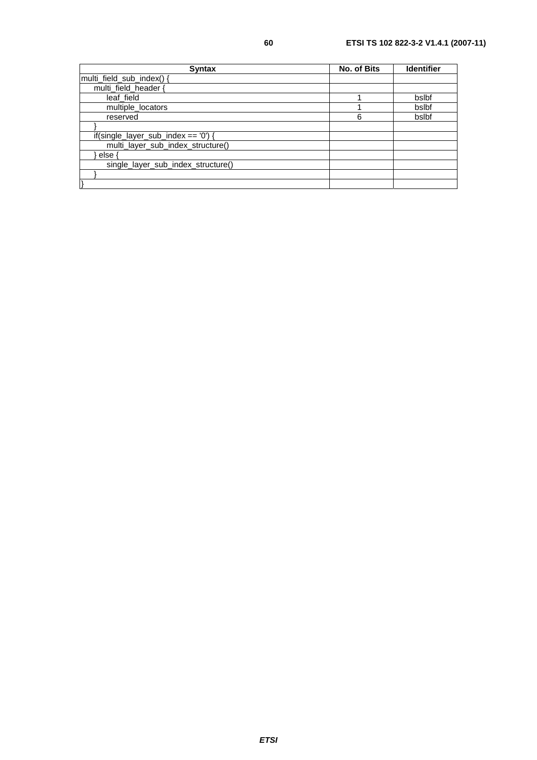| Syntax | No. of Bits | Identifier |
|---|---|---|
| multi_field_sub_index() { | | |
| multi_field_header { | | |
| leaf_field | 1 | bslbf |
| multiple_locators | 1 | bslbf |
| reserved | 6 | bslbf |
| } | | |
| if(single_layer_sub_index == '0') { | | |
| multi_layer_sub_index_structure() | | |
| } else { | | |
| single_layer_sub_index_structure() | | |
| } | | |
| } | | |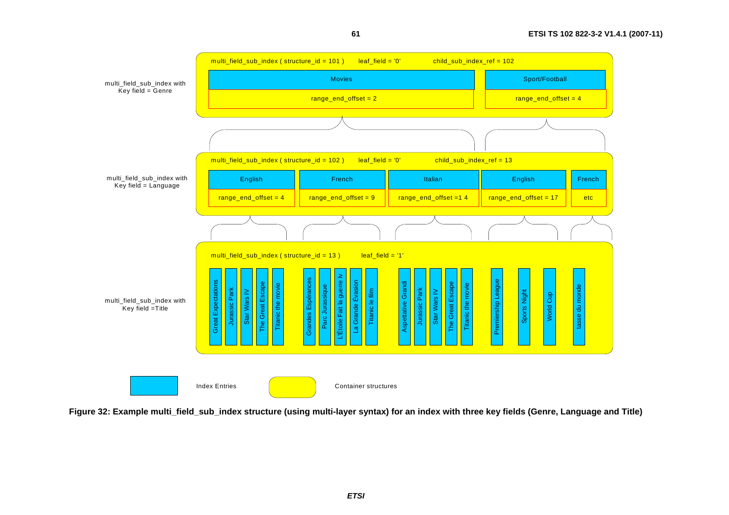multi_field_sub_index with Key field = Genre

multi_field_sub_index ( structure_id = 101 ) leaf_field = '0' child_sub_index_ref = 102

Movies

range_end_offset = 2

Sport/Football

range_end_offset = 4

multi_field_sub_index with Key field = Language

multi_field_sub_index ( structure_id = 102 ) leaf_field = '0' child_sub_index_ref = 13

English

range_end_offset = 4

French

range_end_offset = 9

Italian

range_end_offset =1 4

English

range_end_offset = 17

French

etc

multi_field_sub_index with Key field =Title

multi_field_sub_index ( structure_id = 13 ) leaf_field = '1'

Great Expectations

Jurassic Park

Star Wars IV

The Great Escape

Titanic the movie

Grandes Espérances

Parc Jurassique

L'Étoile Fait la guerre Iv

La Grande Évasion

Titanic le film

Aspettative Grandi

Jurassic Park

Star Wars IV

The Great Escape

Titanic the movie

Premiership League

Sports Night

World Cup

tasse du monde

Index Entries

Container structures

**Figure 32: Example multi_field_sub_index structure (using multi-layer syntax) for an index with three key fields (Genre, Language and Title)**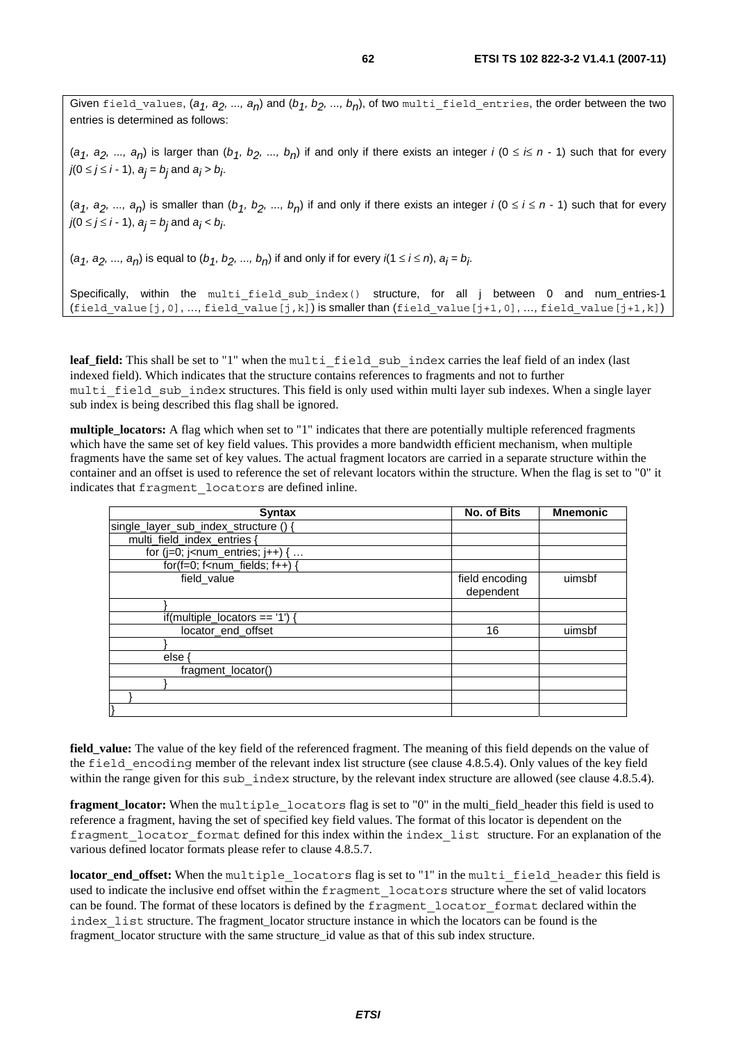Given field_values, ($a_1, a_2, ..., a_n$) and ($b_1, b_2, ..., b_n$), of two multi_field_entries, the order between the two entries is determined as follows:

($a_1, a_2, ..., a_n$) is larger than ($b_1, b_2, ..., b_n$) if and only if there exists an integer $i$ ($0 \leq i \leq n - 1$) such that for every $j$($0 \leq j \leq i - 1$), $a_j = b_j$ and $a_i > b_i$.

($a_1, a_2, ..., a_n$) is smaller than ($b_1, b_2, ..., b_n$) if and only if there exists an integer $i$ ($0 \leq i \leq n - 1$) such that for every $j$($0 \leq j \leq i - 1$), $a_j = b_j$ and $a_i < b_i$.

($a_1, a_2, ..., a_n$) is equal to ($b_1, b_2, ..., b_n$) if and only if for every $i$($1 \leq i \leq n$), $a_i = b_i$.

Specifically, within the multi_field_sub_index() structure, for all j between 0 and num_entries-1 (field_value[j,0], ..., field_value[j,k]) is smaller than (field_value[j+1,0], ..., field_value[j+1,k])

**leaf_field:** This shall be set to "1" when the multi_field_sub_index carries the leaf field of an index (last indexed field). Which indicates that the structure contains references to fragments and not to further multi_field_sub_index structures. This field is only used within multi layer sub indexes. When a single layer sub index is being described this flag shall be ignored.

**multiple_locators:** A flag which when set to "1" indicates that there are potentially multiple referenced fragments which have the same set of key field values. This provides a more bandwidth efficient mechanism, when multiple fragments have the same set of key values. The actual fragment locators are carried in a separate structure within the container and an offset is used to reference the set of relevant locators within the structure. When the flag is set to "0" it indicates that fragment_locators are defined inline.

| Syntax | No. of Bits | Mnemonic |
|---|---|---|
| single_layer_sub_index_structure () { | | |
| multi_field_index_entries { | | |
| for (j=0; j<num_entries; j++) { ... | | |
| for(f=0; f<num_fields; f++) { | | |
| field_value | field encoding dependent | uimsbf |
| } | | |
| if(multiple_locators == '1') { | | |
| locator_end_offset | 16 | uimsbf |
| } | | |
| else { | | |
| fragment_locator() | | |
| } | | |
| } | | |
| } | | |

**field_value:** The value of the key field of the referenced fragment. The meaning of this field depends on the value of the field_encoding member of the relevant index list structure (see clause 4.8.5.4). Only values of the key field within the range given for this sub_index structure, by the relevant index structure are allowed (see clause 4.8.5.4).

**fragment_locator:** When the multiple_locators flag is set to "0" in the multi_field_header this field is used to reference a fragment, having the set of specified key field values. The format of this locator is dependent on the fragment_locator_format defined for this index within the index_list structure. For an explanation of the various defined locator formats please refer to clause 4.8.5.7.

**locator_end_offset:** When the multiple_locators flag is set to "1" in the multi_field_header this field is used to indicate the inclusive end offset within the fragment_locators structure where the set of valid locators can be found. The format of these locators is defined by the fragment_locator_format declared within the index_list structure. The fragment_locator structure instance in which the locators can be found is the fragment_locator structure with the same structure_id value as that of this sub index structure.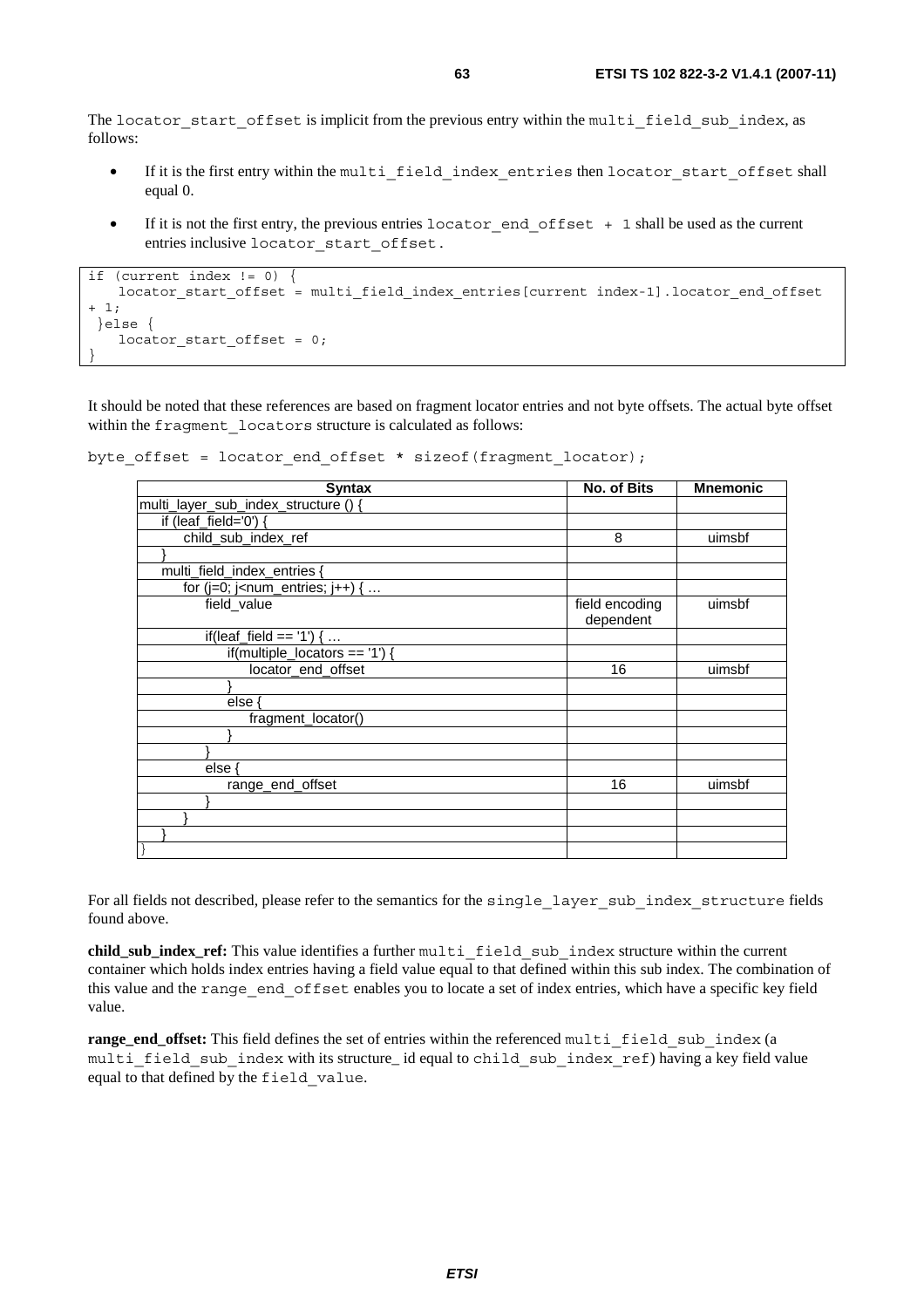The `locator_start_offset` is implicit from the previous entry within the `multi_field_sub_index`, as follows:

- If it is the first entry within the `multi_field_index_entries` then `locator_start_offset` shall equal 0.
- If it is not the first entry, the previous entries `locator_end_offset + 1` shall be used as the current entries inclusive `locator_start_offset`.

```
if (current index != 0) {
    locator_start_offset = multi_field_index_entries[current index-1].locator_end_offset
+ 1;
 }else {
    locator_start_offset = 0;
}
```

It should be noted that these references are based on fragment locator entries and not byte offsets. The actual byte offset within the `fragment_locators` structure is calculated as follows:

```
byte_offset = locator_end_offset * sizeof(fragment_locator);
```

| Syntax | No. of Bits | Mnemonic |
|---|---|---|
| multi_layer_sub_index_structure () { | | |
| &nbsp;&nbsp;if (leaf_field='0') { | | |
| &nbsp;&nbsp;&nbsp;&nbsp;child_sub_index_ref | 8 | uimsbf |
| &nbsp;&nbsp;} | | |
| &nbsp;&nbsp;multi_field_index_entries { | | |
| &nbsp;&nbsp;&nbsp;&nbsp;for (j=0; j<num_entries; j++) { … | | |
| &nbsp;&nbsp;&nbsp;&nbsp;&nbsp;&nbsp;field_value | field encoding dependent | uimsbf |
| &nbsp;&nbsp;&nbsp;&nbsp;&nbsp;&nbsp;if(leaf_field == '1') { … | | |
| &nbsp;&nbsp;&nbsp;&nbsp;&nbsp;&nbsp;&nbsp;&nbsp;if(multiple_locators == '1') { | | |
| &nbsp;&nbsp;&nbsp;&nbsp;&nbsp;&nbsp;&nbsp;&nbsp;&nbsp;&nbsp;locator_end_offset | 16 | uimsbf |
| &nbsp;&nbsp;&nbsp;&nbsp;&nbsp;&nbsp;&nbsp;&nbsp;} | | |
| &nbsp;&nbsp;&nbsp;&nbsp;&nbsp;&nbsp;&nbsp;&nbsp;else { | | |
| &nbsp;&nbsp;&nbsp;&nbsp;&nbsp;&nbsp;&nbsp;&nbsp;&nbsp;&nbsp;fragment_locator() | | |
| &nbsp;&nbsp;&nbsp;&nbsp;&nbsp;&nbsp;&nbsp;&nbsp;} | | |
| &nbsp;&nbsp;&nbsp;&nbsp;&nbsp;&nbsp;} | | |
| &nbsp;&nbsp;&nbsp;&nbsp;&nbsp;&nbsp;else { | | |
| &nbsp;&nbsp;&nbsp;&nbsp;&nbsp;&nbsp;&nbsp;&nbsp;range_end_offset | 16 | uimsbf |
| &nbsp;&nbsp;&nbsp;&nbsp;&nbsp;&nbsp;} | | |
| &nbsp;&nbsp;&nbsp;&nbsp;} | | |
| &nbsp;&nbsp;} | | |
| } | | |

For all fields not described, please refer to the semantics for the `single_layer_sub_index_structure` fields found above.

**child_sub_index_ref:** This value identifies a further `multi_field_sub_index` structure within the current container which holds index entries having a field value equal to that defined within this sub index. The combination of this value and the `range_end_offset` enables you to locate a set of index entries, which have a specific key field value.

**range_end_offset:** This field defines the set of entries within the referenced `multi_field_sub_index` (a `multi_field_sub_index` with its structure_ id equal to `child_sub_index_ref`) having a key field value equal to that defined by the `field_value`.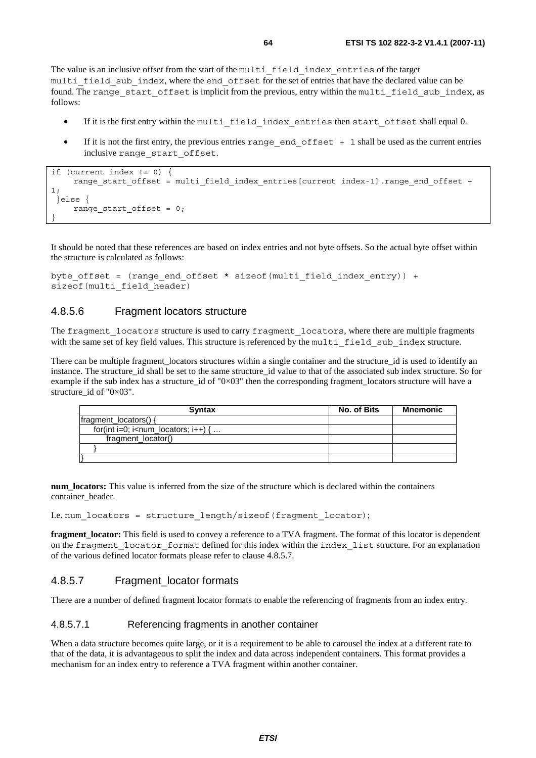The value is an inclusive offset from the start of the `multi_field_index_entries` of the target `multi_field_sub_index`, where the `end_offset` for the set of entries that have the declared value can be found. The `range_start_offset` is implicit from the previous, entry within the `multi_field_sub_index`, as follows:

- If it is the first entry within the `multi_field_index_entries` then `start_offset` shall equal 0.
- If it is not the first entry, the previous entries `range_end_offset + 1` shall be used as the current entries inclusive `range_start_offset`.

```
if (current index != 0) {
     range_start_offset = multi_field_index_entries[current index-1].range_end_offset +
1;
 }else {
     range_start_offset = 0;
}
```

It should be noted that these references are based on index entries and not byte offsets. So the actual byte offset within the structure is calculated as follows:

```
byte_offset = (range_end_offset * sizeof(multi_field_index_entry)) +
sizeof(multi_field_header)
```

### 4.8.5.6 Fragment locators structure

The `fragment_locators` structure is used to carry `fragment_locators`, where there are multiple fragments with the same set of key field values. This structure is referenced by the `multi_field_sub_index` structure.

There can be multiple fragment_locators structures within a single container and the structure_id is used to identify an instance. The structure_id shall be set to the same structure_id value to that of the associated sub index structure. So for example if the sub index has a structure_id of "0×03" then the corresponding fragment_locators structure will have a structure_id of "0×03".

| Syntax | No. of Bits | Mnemonic |
|---|---|---|
| fragment_locators() { | | |
| &nbsp;&nbsp;&nbsp;&nbsp;for(int i=0; i<num_locators; i++) { … | | |
| &nbsp;&nbsp;&nbsp;&nbsp;&nbsp;&nbsp;&nbsp;&nbsp;fragment_locator() | | |
| &nbsp;&nbsp;&nbsp;&nbsp;} | | |
| } | | |

**num_locators:** This value is inferred from the size of the structure which is declared within the containers container_header.

I.e. `num_locators = structure_length/sizeof(fragment_locator);`

**fragment_locator:** This field is used to convey a reference to a TVA fragment. The format of this locator is dependent on the `fragment_locator_format` defined for this index within the `index_list` structure. For an explanation of the various defined locator formats please refer to clause 4.8.5.7.

### 4.8.5.7 Fragment_locator formats

There are a number of defined fragment locator formats to enable the referencing of fragments from an index entry.

#### 4.8.5.7.1 Referencing fragments in another container

When a data structure becomes quite large, or it is a requirement to be able to carousel the index at a different rate to that of the data, it is advantageous to split the index and data across independent containers. This format provides a mechanism for an index entry to reference a TVA fragment within another container.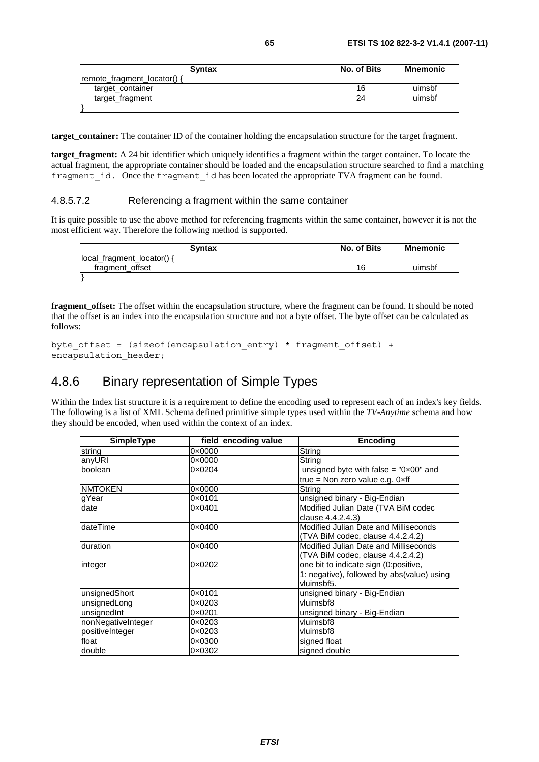| Syntax | No. of Bits | Mnemonic |
|---|---|---|
| remote_fragment_locator() { | | |
| target_container | 16 | uimsbf |
| target_fragment | 24 | uimsbf |
| } | | |

**target_container:** The container ID of the container holding the encapsulation structure for the target fragment.

**target_fragment:** A 24 bit identifier which uniquely identifies a fragment within the target container. To locate the actual fragment, the appropriate container should be loaded and the encapsulation structure searched to find a matching `fragment_id`. Once the `fragment_id` has been located the appropriate TVA fragment can be found.

#### 4.8.5.7.2 Referencing a fragment within the same container

It is quite possible to use the above method for referencing fragments within the same container, however it is not the most efficient way. Therefore the following method is supported.

| Syntax | No. of Bits | Mnemonic |
|---|---|---|
| local_fragment_locator() { | | |
| fragment_offset | 16 | uimsbf |
| } | | |

**fragment_offset:** The offset within the encapsulation structure, where the fragment can be found. It should be noted that the offset is an index into the encapsulation structure and not a byte offset. The byte offset can be calculated as follows:

```
byte_offset = (sizeof(encapsulation_entry) * fragment_offset) +
encapsulation_header;
```

## 4.8.6 Binary representation of Simple Types

Within the Index list structure it is a requirement to define the encoding used to represent each of an index's key fields. The following is a list of XML Schema defined primitive simple types used within the *TV-Anytime* schema and how they should be encoded, when used within the context of an index.

| SimpleType | field_encoding value | Encoding |
|---|---|---|
| string | 0×0000 | String |
| anyURI | 0×0000 | String |
| boolean | 0×0204 | unsigned byte with false = "0×00" and true = Non zero value e.g. 0×ff |
| NMTOKEN | 0×0000 | String |
| gYear | 0×0101 | unsigned binary - Big-Endian |
| date | 0×0401 | Modified Julian Date (TVA BiM codec clause 4.4.2.4.3) |
| dateTime | 0×0400 | Modified Julian Date and Milliseconds (TVA BiM codec, clause 4.4.2.4.2) |
| duration | 0×0400 | Modified Julian Date and Milliseconds (TVA BiM codec, clause 4.4.2.4.2) |
| integer | 0×0202 | one bit to indicate sign (0:positive, 1: negative), followed by abs(value) using vluimsbf5. |
| unsignedShort | 0×0101 | unsigned binary - Big-Endian |
| unsignedLong | 0×0203 | vluimsbf8 |
| unsignedInt | 0×0201 | unsigned binary - Big-Endian |
| nonNegativeInteger | 0×0203 | vluimsbf8 |
| positiveInteger | 0×0203 | vluimsbf8 |
| float | 0×0300 | signed float |
| double | 0×0302 | signed double |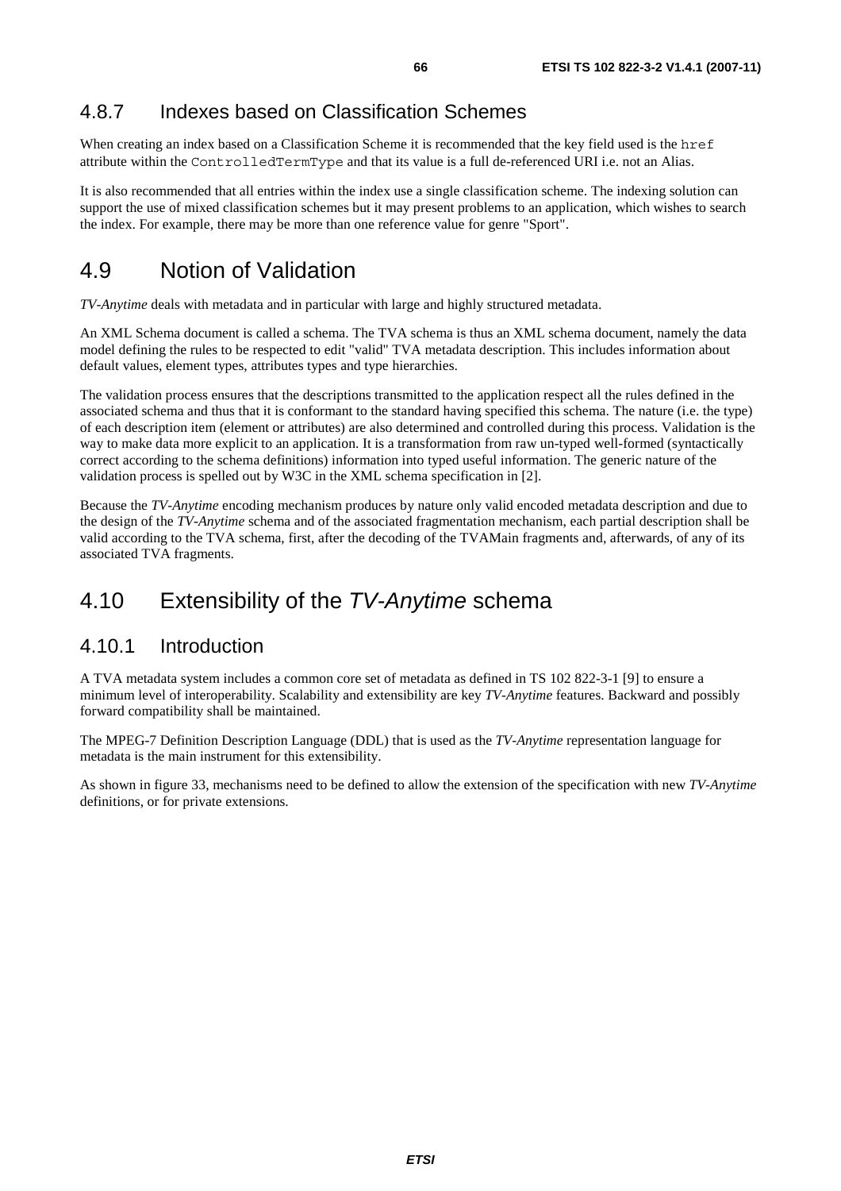### 4.8.7 Indexes based on Classification Schemes

When creating an index based on a Classification Scheme it is recommended that the key field used is the `href` attribute within the `ControlledTermType` and that its value is a full de-referenced URI i.e. not an Alias.

It is also recommended that all entries within the index use a single classification scheme. The indexing solution can support the use of mixed classification schemes but it may present problems to an application, which wishes to search the index. For example, there may be more than one reference value for genre "Sport".

## 4.9 Notion of Validation

*TV-Anytime* deals with metadata and in particular with large and highly structured metadata.

An XML Schema document is called a schema. The TVA schema is thus an XML schema document, namely the data model defining the rules to be respected to edit "valid" TVA metadata description. This includes information about default values, element types, attributes types and type hierarchies.

The validation process ensures that the descriptions transmitted to the application respect all the rules defined in the associated schema and thus that it is conformant to the standard having specified this schema. The nature (i.e. the type) of each description item (element or attributes) are also determined and controlled during this process. Validation is the way to make data more explicit to an application. It is a transformation from raw un-typed well-formed (syntactically correct according to the schema definitions) information into typed useful information. The generic nature of the validation process is spelled out by W3C in the XML schema specification in [2].

Because the *TV-Anytime* encoding mechanism produces by nature only valid encoded metadata description and due to the design of the *TV-Anytime* schema and of the associated fragmentation mechanism, each partial description shall be valid according to the TVA schema, first, after the decoding of the TVAMain fragments and, afterwards, of any of its associated TVA fragments.

## 4.10 Extensibility of the *TV-Anytime* schema

### 4.10.1 Introduction

A TVA metadata system includes a common core set of metadata as defined in TS 102 822-3-1 [9] to ensure a minimum level of interoperability. Scalability and extensibility are key *TV-Anytime* features. Backward and possibly forward compatibility shall be maintained.

The MPEG-7 Definition Description Language (DDL) that is used as the *TV-Anytime* representation language for metadata is the main instrument for this extensibility.

As shown in figure 33, mechanisms need to be defined to allow the extension of the specification with new *TV-Anytime* definitions, or for private extensions.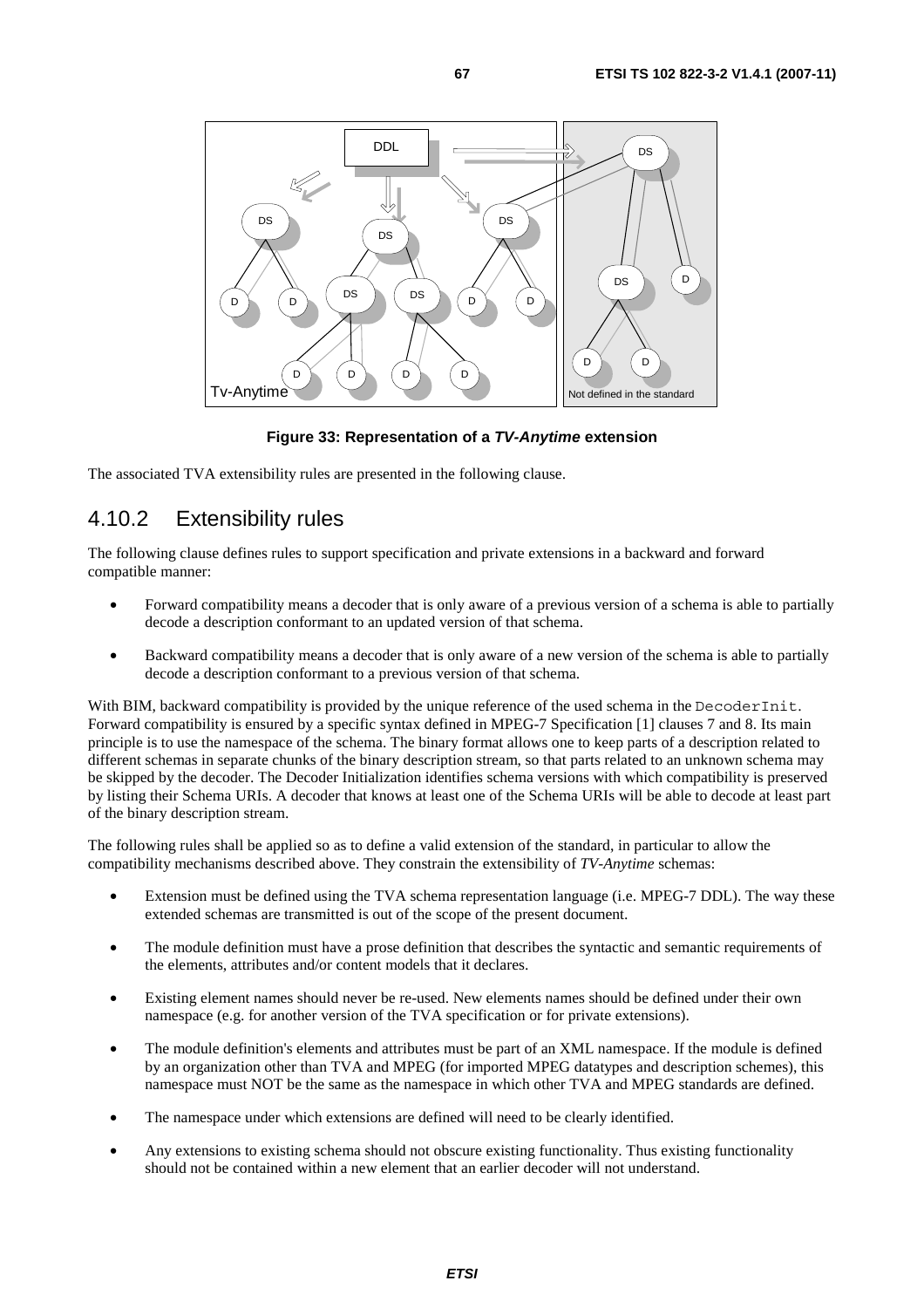DDL

DS

DS

DS

D

D

DS

DS

D

D

D

D

D

D

Tv-Anytime

DS

DS

D

D

D

Not defined in the standard

**Figure 33: Representation of a *TV-Anytime* extension**

The associated TVA extensibility rules are presented in the following clause.

## 4.10.2 Extensibility rules

The following clause defines rules to support specification and private extensions in a backward and forward compatible manner:

- Forward compatibility means a decoder that is only aware of a previous version of a schema is able to partially decode a description conformant to an updated version of that schema.
- Backward compatibility means a decoder that is only aware of a new version of the schema is able to partially decode a description conformant to a previous version of that schema.

With BIM, backward compatibility is provided by the unique reference of the used schema in the `DecoderInit`. Forward compatibility is ensured by a specific syntax defined in MPEG-7 Specification [1] clauses 7 and 8. Its main principle is to use the namespace of the schema. The binary format allows one to keep parts of a description related to different schemas in separate chunks of the binary description stream, so that parts related to an unknown schema may be skipped by the decoder. The Decoder Initialization identifies schema versions with which compatibility is preserved by listing their Schema URIs. A decoder that knows at least one of the Schema URIs will be able to decode at least part of the binary description stream.

The following rules shall be applied so as to define a valid extension of the standard, in particular to allow the compatibility mechanisms described above. They constrain the extensibility of *TV-Anytime* schemas:

- Extension must be defined using the TVA schema representation language (i.e. MPEG-7 DDL). The way these extended schemas are transmitted is out of the scope of the present document.
- The module definition must have a prose definition that describes the syntactic and semantic requirements of the elements, attributes and/or content models that it declares.
- Existing element names should never be re-used. New elements names should be defined under their own namespace (e.g. for another version of the TVA specification or for private extensions).
- The module definition's elements and attributes must be part of an XML namespace. If the module is defined by an organization other than TVA and MPEG (for imported MPEG datatypes and description schemes), this namespace must NOT be the same as the namespace in which other TVA and MPEG standards are defined.
- The namespace under which extensions are defined will need to be clearly identified.
- Any extensions to existing schema should not obscure existing functionality. Thus existing functionality should not be contained within a new element that an earlier decoder will not understand.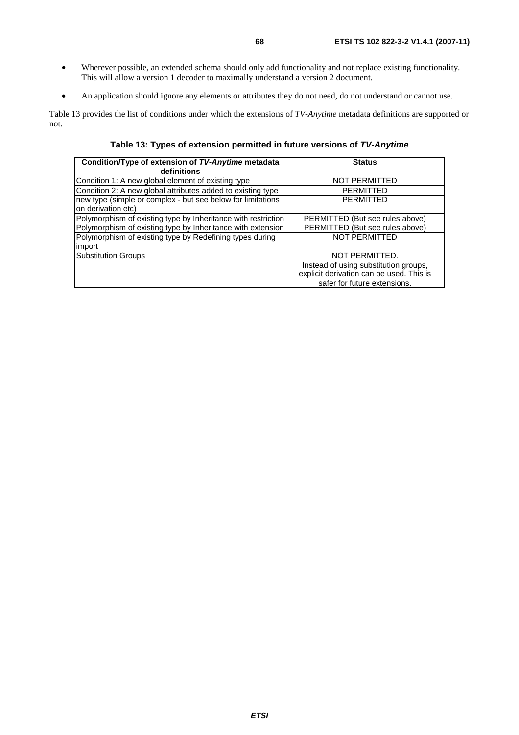- Wherever possible, an extended schema should only add functionality and not replace existing functionality. This will allow a version 1 decoder to maximally understand a version 2 document.
- An application should ignore any elements or attributes they do not need, do not understand or cannot use.

Table 13 provides the list of conditions under which the extensions of *TV-Anytime* metadata definitions are supported or not.

**Table 13: Types of extension permitted in future versions of *TV-Anytime***

| Condition/Type of extension of *TV-Anytime* metadata definitions | Status |
|---|---|
| Condition 1: A new global element of existing type | NOT PERMITTED |
| Condition 2: A new global attributes added to existing type | PERMITTED |
| new type (simple or complex - but see below for limitations on derivation etc) | PERMITTED |
| Polymorphism of existing type by Inheritance with restriction | PERMITTED (But see rules above) |
| Polymorphism of existing type by Inheritance with extension | PERMITTED (But see rules above) |
| Polymorphism of existing type by Redefining types during import | NOT PERMITTED |
| Substitution Groups | NOT PERMITTED. Instead of using substitution groups, explicit derivation can be used. This is safer for future extensions. |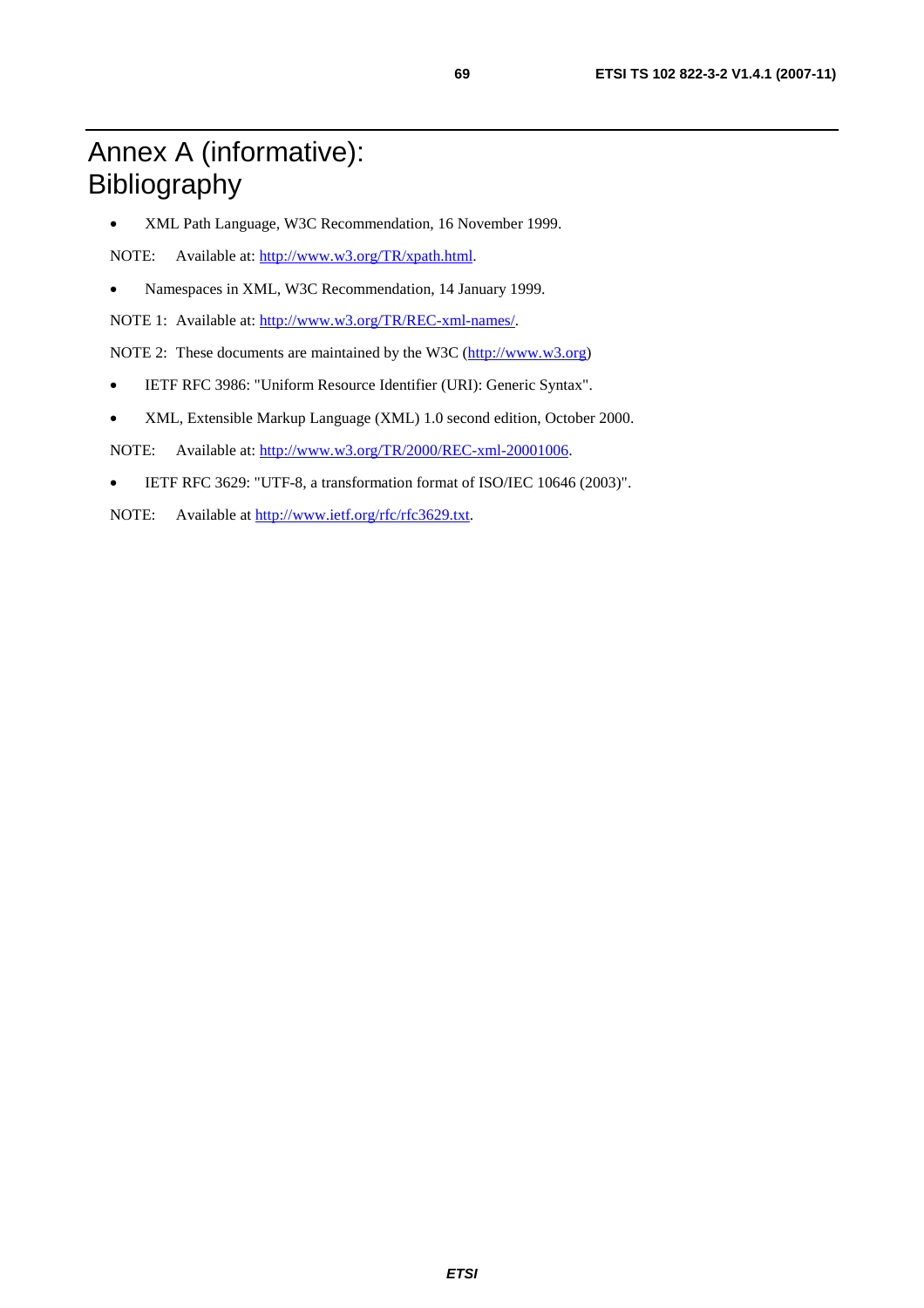# Annex A (informative): Bibliography

- XML Path Language, W3C Recommendation, 16 November 1999.

NOTE: Available at: http://www.w3.org/TR/xpath.html.

- Namespaces in XML, W3C Recommendation, 14 January 1999.

NOTE 1: Available at: http://www.w3.org/TR/REC-xml-names/.

NOTE 2: These documents are maintained by the W3C (http://www.w3.org)

- IETF RFC 3986: "Uniform Resource Identifier (URI): Generic Syntax".
- XML, Extensible Markup Language (XML) 1.0 second edition, October 2000.

NOTE: Available at: http://www.w3.org/TR/2000/REC-xml-20001006.

- IETF RFC 3629: "UTF-8, a transformation format of ISO/IEC 10646 (2003)".

NOTE: Available at http://www.ietf.org/rfc/rfc3629.txt.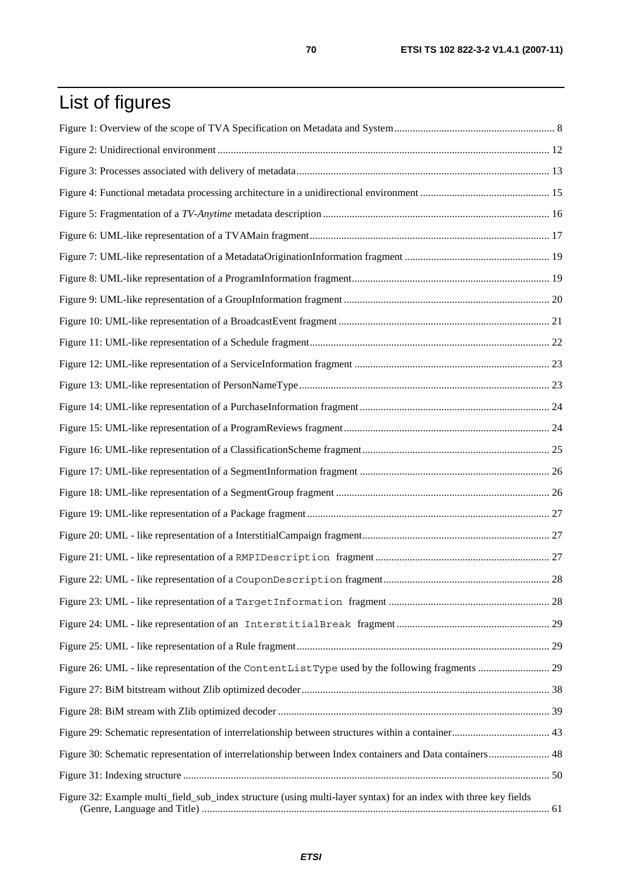# List of figures

Figure 1: Overview of the scope of TVA Specification on Metadata and System ............................................................ 8

Figure 2: Unidirectional environment ............................................................................................................................ 12

Figure 3: Processes associated with delivery of metadata .............................................................................................. 13

Figure 4: Functional metadata processing architecture in a unidirectional environment ................................................ 15

Figure 5: Fragmentation of a *TV-Anytime* metadata description ..................................................................................... 16

Figure 6: UML-like representation of a TVAMain fragment .......................................................................................... 17

Figure 7: UML-like representation of a MetadataOriginationInformation fragment ...................................................... 19

Figure 8: UML-like representation of a ProgramInformation fragment .......................................................................... 19

Figure 9: UML-like representation of a GroupInformation fragment ............................................................................. 20

Figure 10: UML-like representation of a BroadcastEvent fragment ............................................................................... 21

Figure 11: UML-like representation of a Schedule fragment .......................................................................................... 22

Figure 12: UML-like representation of a ServiceInformation fragment ......................................................................... 23

Figure 13: UML-like representation of PersonNameType .............................................................................................. 23

Figure 14: UML-like representation of a PurchaseInformation fragment ....................................................................... 24

Figure 15: UML-like representation of a ProgramReviews fragment ............................................................................. 24

Figure 16: UML-like representation of a ClassificationScheme fragment ...................................................................... 25

Figure 17: UML-like representation of a SegmentInformation fragment ....................................................................... 26

Figure 18: UML-like representation of a SegmentGroup fragment ................................................................................ 26

Figure 19: UML-like representation of a Package fragment ........................................................................................... 27

Figure 20: UML - like representation of a InterstitialCampaign fragment ...................................................................... 27

Figure 21: UML - like representation of a `RMPIDescription` fragment ................................................................. 27

Figure 22: UML - like representation of a `CouponDescription` fragment .............................................................. 28

Figure 23: UML - like representation of a `TargetInformation` fragment ............................................................ 28

Figure 24: UML - like representation of an `InterstitialBreak` fragment ......................................................... 29

Figure 25: UML - like representation of a Rule fragment ............................................................................................... 29

Figure 26: UML - like representation of the `ContentListType` used by the following fragments ........................... 29

Figure 27: BiM bitstream without Zlib optimized decoder ............................................................................................. 38

Figure 28: BiM stream with Zlib optimized decoder ...................................................................................................... 39

Figure 29: Schematic representation of interrelationship between structures within a container..................................... 43

Figure 30: Schematic representation of interrelationship between Index containers and Data containers....................... 48

Figure 31: Indexing structure .......................................................................................................................................... 50

Figure 32: Example multi_field_sub_index structure (using multi-layer syntax) for an index with three key fields (Genre, Language and Title) .................................................................................................................................. 61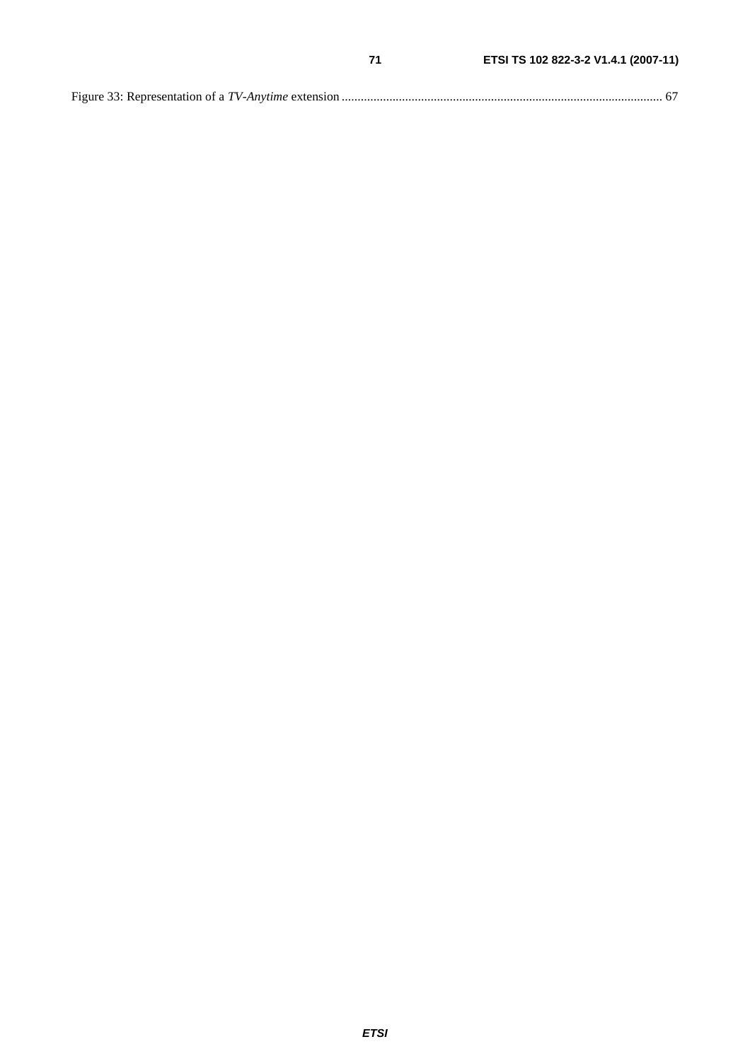Figure 33: Representation of a *TV-Anytime* extension ..................................................................................................... 67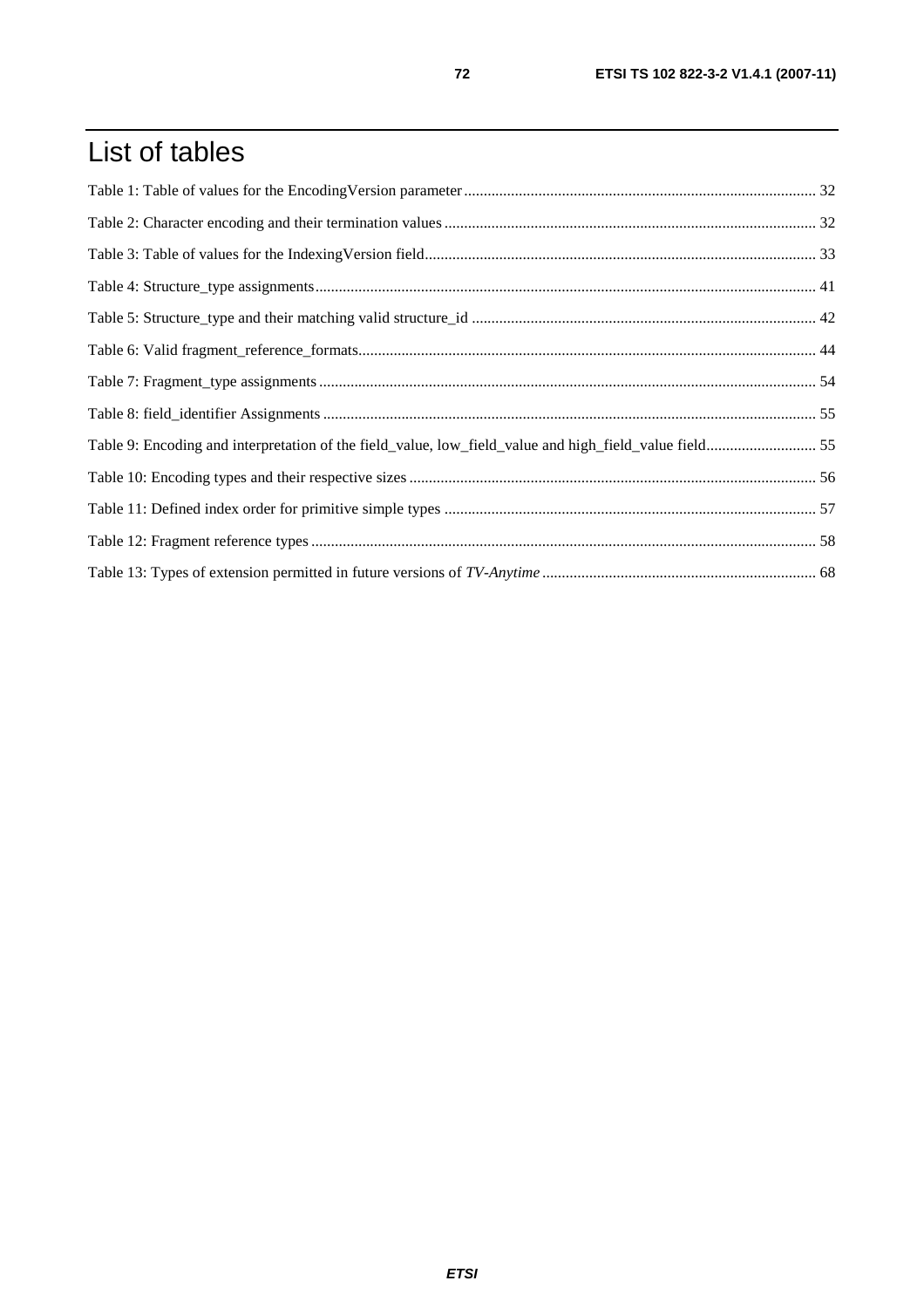# List of tables

Table 1: Table of values for the EncodingVersion parameter ........................................................................................ 32

Table 2: Character encoding and their termination values ............................................................................................ 32

Table 3: Table of values for the IndexingVersion field.................................................................................................. 33

Table 4: Structure_type assignments.............................................................................................................................. 41

Table 5: Structure_type and their matching valid structure_id ...................................................................................... 42

Table 6: Valid fragment_reference_formats................................................................................................................... 44

Table 7: Fragment_type assignments ............................................................................................................................. 54

Table 8: field_identifier Assignments ............................................................................................................................ 55

Table 9: Encoding and interpretation of the field_value, low_field_value and high_field_value field............................ 55

Table 10: Encoding types and their respective sizes ...................................................................................................... 56

Table 11: Defined index order for primitive simple types ............................................................................................. 57

Table 12: Fragment reference types ............................................................................................................................... 58

Table 13: Types of extension permitted in future versions of *TV-Anytime* ..................................................................... 68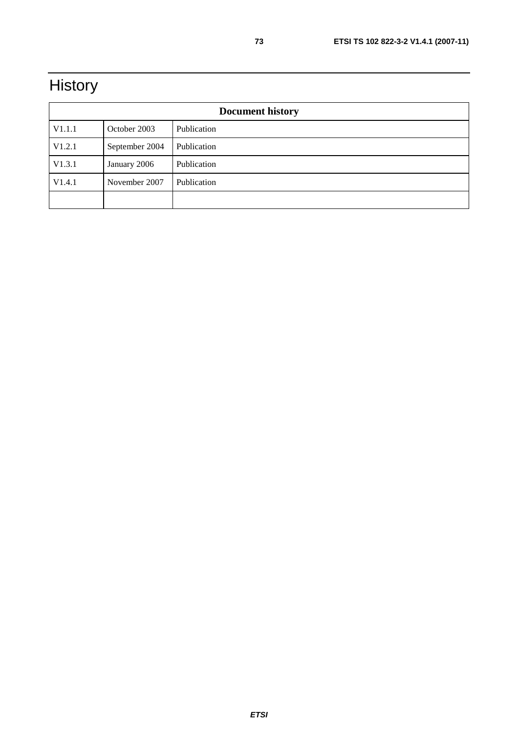# History

| Document history | | |
|---|---|---|
| V1.1.1 | October 2003 | Publication |
| V1.2.1 | September 2004 | Publication |
| V1.3.1 | January 2006 | Publication |
| V1.4.1 | November 2007 | Publication |
| | | |